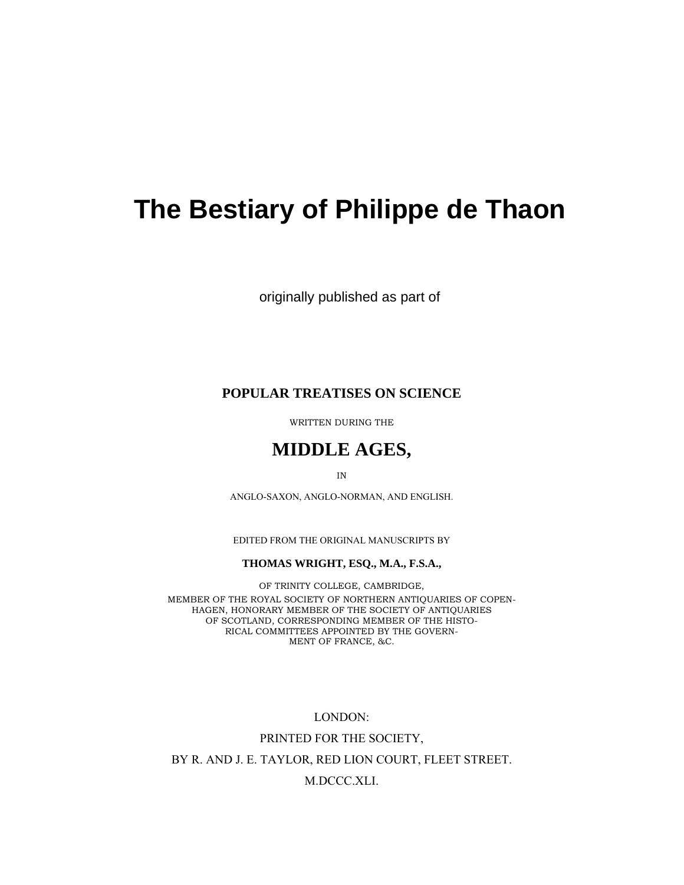# The Bestiary of Philippe de Thaon

originally published as part of

**POPULAR TREATISES ON SCIENCE**

WRITTEN DURING THE

## MIDDLE AGES,

IN

ANGLO-SAXON, ANGLO-NORMAN, AND ENGLISH.

EDITED FROM THE ORIGINAL MANUSCRIPTS BY

**THOMAS WRIGHT, ESQ., M.A., F.S.A.,**

OF TRINITY COLLEGE, CAMBRIDGE,
MEMBER OF THE ROYAL SOCIETY OF NORTHERN ANTIQUARIES OF COPENHAGEN, HONORARY MEMBER OF THE SOCIETY OF ANTIQUARIES OF SCOTLAND, CORRESPONDING MEMBER OF THE HISTORICAL COMMITTEES APPOINTED BY THE GOVERNMENT OF FRANCE, &C.

LONDON:

PRINTED FOR THE SOCIETY,

BY R. AND J. E. TAYLOR, RED LION COURT, FLEET STREET.

M.DCCC.XLI.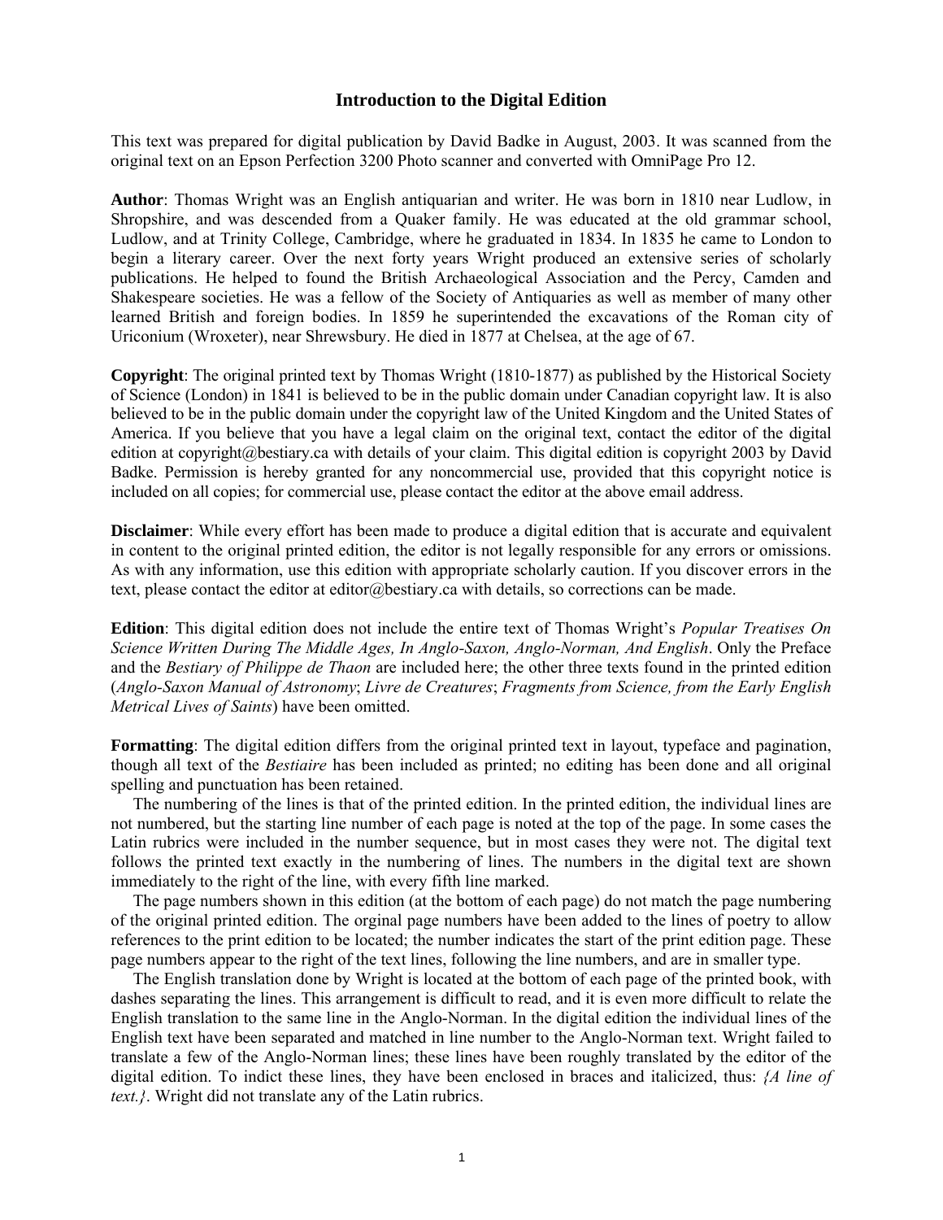## Introduction to the Digital Edition

This text was prepared for digital publication by David Badke in August, 2003. It was scanned from the original text on an Epson Perfection 3200 Photo scanner and converted with OmniPage Pro 12.

**Author**: Thomas Wright was an English antiquarian and writer. He was born in 1810 near Ludlow, in Shropshire, and was descended from a Quaker family. He was educated at the old grammar school, Ludlow, and at Trinity College, Cambridge, where he graduated in 1834. In 1835 he came to London to begin a literary career. Over the next forty years Wright produced an extensive series of scholarly publications. He helped to found the British Archaeological Association and the Percy, Camden and Shakespeare societies. He was a fellow of the Society of Antiquaries as well as member of many other learned British and foreign bodies. In 1859 he superintended the excavations of the Roman city of Uriconium (Wroxeter), near Shrewsbury. He died in 1877 at Chelsea, at the age of 67.

**Copyright**: The original printed text by Thomas Wright (1810-1877) as published by the Historical Society of Science (London) in 1841 is believed to be in the public domain under Canadian copyright law. It is also believed to be in the public domain under the copyright law of the United Kingdom and the United States of America. If you believe that you have a legal claim on the original text, contact the editor of the digital edition at copyright@bestiary.ca with details of your claim. This digital edition is copyright 2003 by David Badke. Permission is hereby granted for any noncommercial use, provided that this copyright notice is included on all copies; for commercial use, please contact the editor at the above email address.

**Disclaimer**: While every effort has been made to produce a digital edition that is accurate and equivalent in content to the original printed edition, the editor is not legally responsible for any errors or omissions. As with any information, use this edition with appropriate scholarly caution. If you discover errors in the text, please contact the editor at editor@bestiary.ca with details, so corrections can be made.

**Edition**: This digital edition does not include the entire text of Thomas Wright's *Popular Treatises On Science Written During The Middle Ages, In Anglo-Saxon, Anglo-Norman, And English*. Only the Preface and the *Bestiary of Philippe de Thaon* are included here; the other three texts found in the printed edition (*Anglo-Saxon Manual of Astronomy*; *Livre de Creatures*; *Fragments from Science, from the Early English Metrical Lives of Saints*) have been omitted.

**Formatting**: The digital edition differs from the original printed text in layout, typeface and pagination, though all text of the *Bestiaire* has been included as printed; no editing has been done and all original spelling and punctuation has been retained.

The numbering of the lines is that of the printed edition. In the printed edition, the individual lines are not numbered, but the starting line number of each page is noted at the top of the page. In some cases the Latin rubrics were included in the number sequence, but in most cases they were not. The digital text follows the printed text exactly in the numbering of lines. The numbers in the digital text are shown immediately to the right of the line, with every fifth line marked.

The page numbers shown in this edition (at the bottom of each page) do not match the page numbering of the original printed edition. The orginal page numbers have been added to the lines of poetry to allow references to the print edition to be located; the number indicates the start of the print edition page. These page numbers appear to the right of the text lines, following the line numbers, and are in smaller type.

The English translation done by Wright is located at the bottom of each page of the printed book, with dashes separating the lines. This arrangement is difficult to read, and it is even more difficult to relate the English translation to the same line in the Anglo-Norman. In the digital edition the individual lines of the English text have been separated and matched in line number to the Anglo-Norman text. Wright failed to translate a few of the Anglo-Norman lines; these lines have been roughly translated by the editor of the digital edition. To indict these lines, they have been enclosed in braces and italicized, thus: *{A line of text.}*. Wright did not translate any of the Latin rubrics.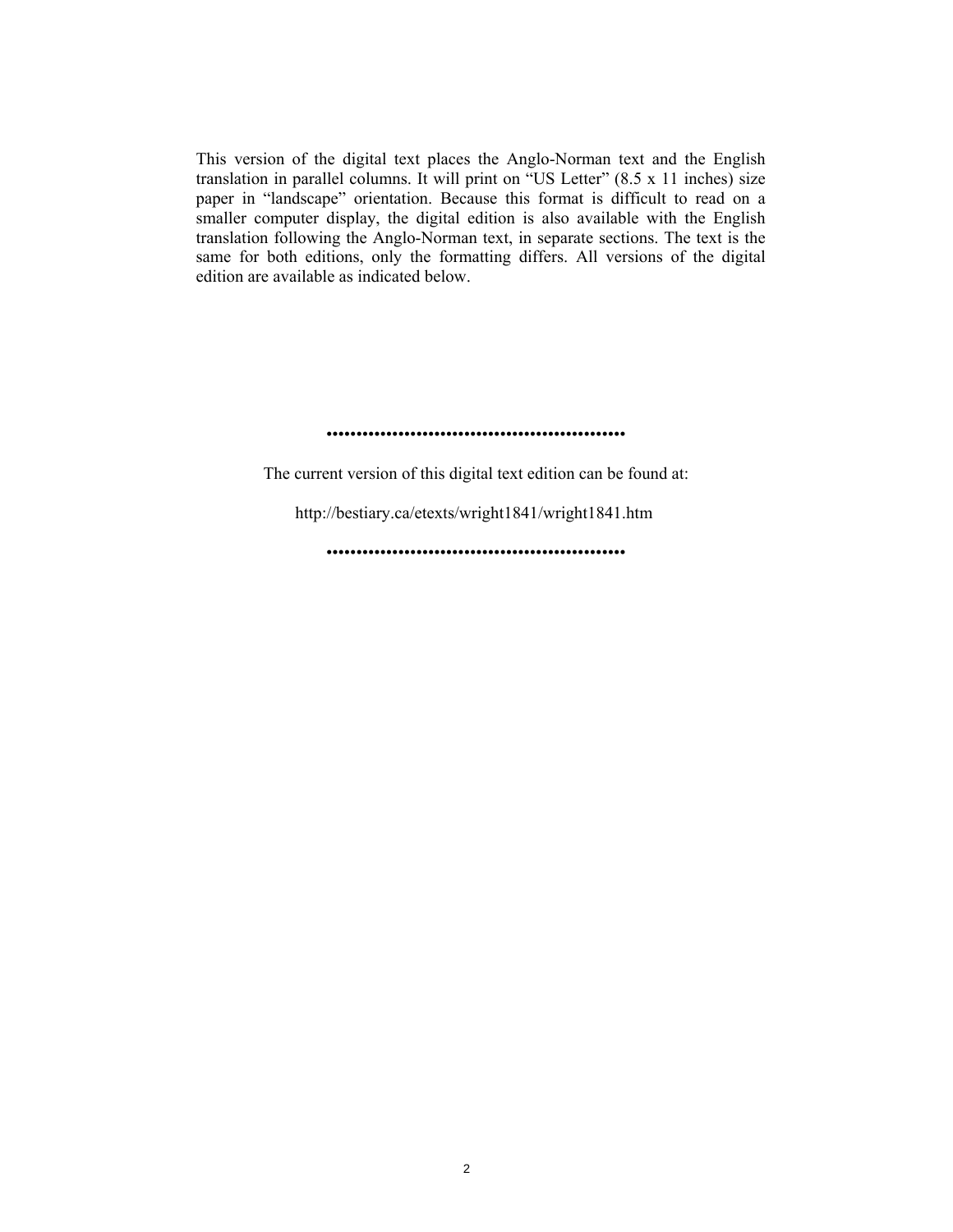This version of the digital text places the Anglo-Norman text and the English translation in parallel columns. It will print on "US Letter" (8.5 x 11 inches) size paper in "landscape" orientation. Because this format is difficult to read on a smaller computer display, the digital edition is also available with the English translation following the Anglo-Norman text, in separate sections. The text is the same for both editions, only the formatting differs. All versions of the digital edition are available as indicated below.

••••••••••••••••••••••••••••••••••••••••••••••••••

The current version of this digital text edition can be found at:

http://bestiary.ca/etexts/wright1841/wright1841.htm

••••••••••••••••••••••••••••••••••••••••••••••••••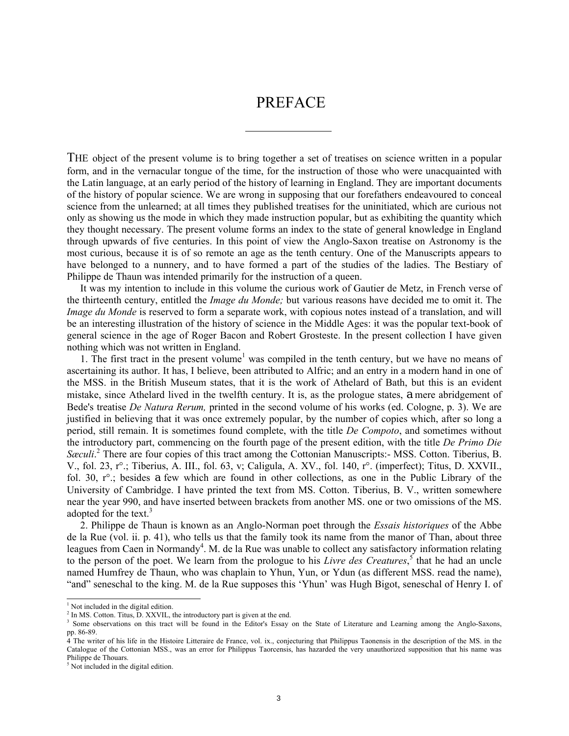# PREFACE

THE object of the present volume is to bring together a set of treatises on science written in a popular form, and in the vernacular tongue of the time, for the instruction of those who were unacquainted with the Latin language, at an early period of the history of learning in England. They are important documents of the history of popular science. We are wrong in supposing that our forefathers endeavoured to conceal science from the unlearned; at all times they published treatises for the uninitiated, which are curious not only as showing us the mode in which they made instruction popular, but as exhibiting the quantity which they thought necessary. The present volume forms an index to the state of general knowledge in England through upwards of five centuries. In this point of view the Anglo-Saxon treatise on Astronomy is the most curious, because it is of so remote an age as the tenth century. One of the Manuscripts appears to have belonged to a nunnery, and to have formed a part of the studies of the ladies. The Bestiary of Philippe de Thaun was intended primarily for the instruction of a queen.

It was my intention to include in this volume the curious work of Gautier de Metz, in French verse of the thirteenth century, entitled the *Image du Monde;* but various reasons have decided me to omit it. The *Image du Monde* is reserved to form a separate work, with copious notes instead of a translation, and will be an interesting illustration of the history of science in the Middle Ages: it was the popular text-book of general science in the age of Roger Bacon and Robert Grosteste. In the present collection I have given nothing which was not written in England.

1. The first tract in the present volume[1] was compiled in the tenth century, but we have no means of ascertaining its author. It has, I believe, been attributed to Alfric; and an entry in a modern hand in one of the MSS. in the British Museum states, that it is the work of Athelard of Bath, but this is an evident mistake, since Athelard lived in the twelfth century. It is, as the prologue states, a mere abridgement of Bede's treatise *De Natura Rerum,* printed in the second volume of his works (ed. Cologne, p. 3). We are justified in believing that it was once extremely popular, by the number of copies which, after so long a period, still remain. It is sometimes found complete, with the title *De Compoto*, and sometimes without the introductory part, commencing on the fourth page of the present edition, with the title *De Primo Die Sæculi*.[2] There are four copies of this tract among the Cottonian Manuscripts:- MSS. Cotton. Tiberius, B. V., fol. 23, r°.; Tiberius, A. III., fol. 63, v; Caligula, A. XV., fol. 140, r°. (imperfect); Titus, D. XXVII., fol. 30, r°.; besides a few which are found in other collections, as one in the Public Library of the University of Cambridge. I have printed the text from MS. Cotton. Tiberius, B. V., written somewhere near the year 990, and have inserted between brackets from another MS. one or two omissions of the MS. adopted for the text.[3]

2. Philippe de Thaun is known as an Anglo-Norman poet through the *Essais historiques* of the Abbe de la Rue (vol. ii. p. 41), who tells us that the family took its name from the manor of Than, about three leagues from Caen in Normandy[4]. M. de la Rue was unable to collect any satisfactory information relating to the person of the poet. We learn from the prologue to his *Livre des Creatures*,[5] that he had an uncle named Humfrey de Thaun, who was chaplain to Yhun, Yun, or Ydun (as different MSS. read the name), "and" seneschal to the king. M. de la Rue supposes this 'Yhun' was Hugh Bigot, seneschal of Henry I. of

---

[1] Not included in the digital edition.

[2] In MS. Cotton. Titus, D. XXVIL, the introductory part is given at the end.

[3] Some observations on this tract will be found in the Editor's Essay on the State of Literature and Learning among the Anglo-Saxons, pp. 86-89.

[4] The writer of his life in the Histoire Litteraire de France, vol. ix., conjecturing that Philippus Taonensis in the description of the MS. in the Catalogue of the Cottonian MSS., was an error for Philippus Taorcensis, has hazarded the very unauthorized supposition that his name was Philippe de Thouars.

[5] Not included in the digital edition.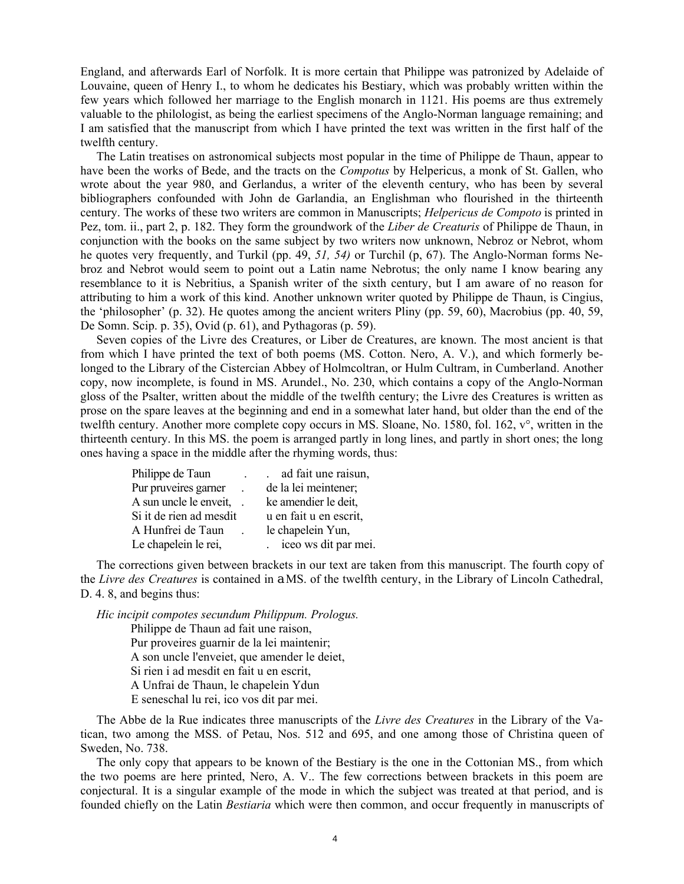England, and afterwards Earl of Norfolk. It is more certain that Philippe was patronized by Adelaide of Louvaine, queen of Henry I., to whom he dedicates his Bestiary, which was probably written within the few years which followed her marriage to the English monarch in 1121. His poems are thus extremely valuable to the philologist, as being the earliest specimens of the Anglo-Norman language remaining; and I am satisfied that the manuscript from which I have printed the text was written in the first half of the twelfth century.

The Latin treatises on astronomical subjects most popular in the time of Philippe de Thaun, appear to have been the works of Bede, and the tracts on the *Compotus* by Helpericus, a monk of St. Gallen, who wrote about the year 980, and Gerlandus, a writer of the eleventh century, who has been by several bibliographers confounded with John de Garlandia, an Englishman who flourished in the thirteenth century. The works of these two writers are common in Manuscripts; *Helpericus de Compoto* is printed in Pez, tom. ii., part 2, p. 182. They form the groundwork of the *Liber de Creaturis* of Philippe de Thaun, in conjunction with the books on the same subject by two writers now unknown, Nebroz or Nebrot, whom he quotes very frequently, and Turkil (pp. 49, *51, 54)* or Turchil (p, 67). The Anglo-Norman forms Nebroz and Nebrot would seem to point out a Latin name Nebrotus; the only name I know bearing any resemblance to it is Nebritius, a Spanish writer of the sixth century, but I am aware of no reason for attributing to him a work of this kind. Another unknown writer quoted by Philippe de Thaun, is Cingius, the 'philosopher' (p. 32). He quotes among the ancient writers Pliny (pp. 59, 60), Macrobius (pp. 40, 59, De Somn. Scip. p. 35), Ovid (p. 61), and Pythagoras (p. 59).

Seven copies of the Livre des Creatures, or Liber de Creatures, are known. The most ancient is that from which I have printed the text of both poems (MS. Cotton. Nero, A. V.), and which formerly belonged to the Library of the Cistercian Abbey of Holmcoltran, or Hulm Cultram, in Cumberland. Another copy, now incomplete, is found in MS. Arundel., No. 230, which contains a copy of the Anglo-Norman gloss of the Psalter, written about the middle of the twelfth century; the Livre des Creatures is written as prose on the spare leaves at the beginning and end in a somewhat later hand, but older than the end of the twelfth century. Another more complete copy occurs in MS. Sloane, No. 1580, fol. 162, v°, written in the thirteenth century. In this MS. the poem is arranged partly in long lines, and partly in short ones; the long ones having a space in the middle after the rhyming words, thus:

Philippe de Taun . . ad fait une raisun,  
Pur pruveires garner . de la lei meintener;  
A sun uncle le enveit, . ke amendier le deit,  
Si it de rien ad mesdit u en fait u en escrit,  
A Hunfrei de Taun . le chapelein Yun,  
Le chapelein le rei, . iceo ws dit par mei.

The corrections given between brackets in our text are taken from this manuscript. The fourth copy of the *Livre des Creatures* is contained in a MS. of the twelfth century, in the Library of Lincoln Cathedral, D. 4. 8, and begins thus:

*Hic incipit compotes secundum Philippum. Prologus.*  
Philippe de Thaun ad fait une raison,  
Pur proveires guarnir de la lei maintenir;  
A son uncle l'enveiet, que amender le deiet,  
Si rien i ad mesdit en fait u en escrit,  
A Unfrai de Thaun, le chapelein Ydun  
E seneschal lu rei, ico vos dit par mei.

The Abbe de la Rue indicates three manuscripts of the *Livre des Creatures* in the Library of the Vatican, two among the MSS. of Petau, Nos. 512 and 695, and one among those of Christina queen of Sweden, No. 738.

The only copy that appears to be known of the Bestiary is the one in the Cottonian MS., from which the two poems are here printed, Nero, A. V.. The few corrections between brackets in this poem are conjectural. It is a singular example of the mode in which the subject was treated at that period, and is founded chiefly on the Latin *Bestiaria* which were then common, and occur frequently in manuscripts of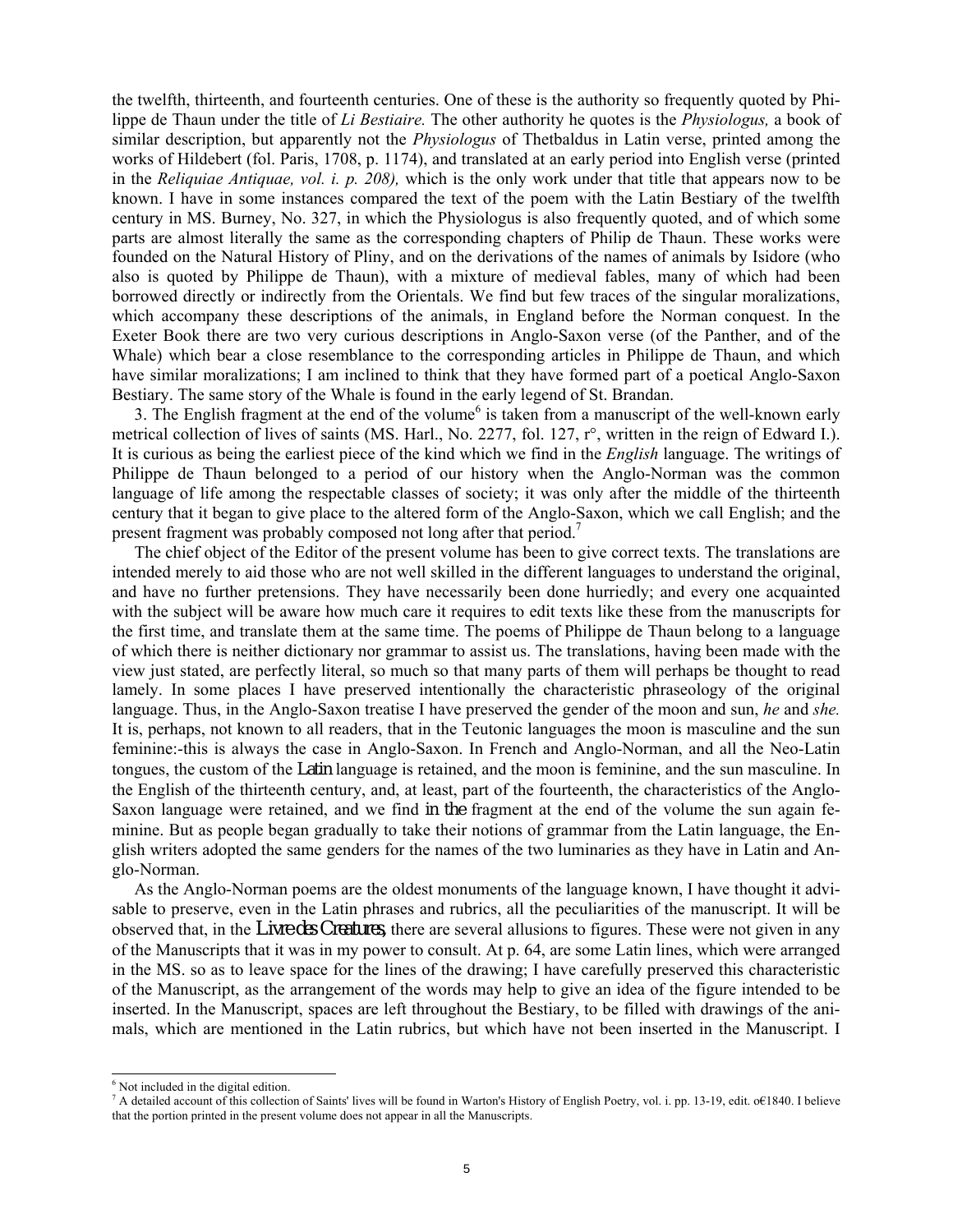the twelfth, thirteenth, and fourteenth centuries. One of these is the authority so frequently quoted by Philippe de Thaun under the title of *Li Bestiaire.* The other authority he quotes is the *Physiologus,* a book of similar description, but apparently not the *Physiologus* of Thetbaldus in Latin verse, printed among the works of Hildebert (fol. Paris, 1708, p. 1174), and translated at an early period into English verse (printed in the *Reliquiae Antiquae, vol. i. p. 208),* which is the only work under that title that appears now to be known. I have in some instances compared the text of the poem with the Latin Bestiary of the twelfth century in MS. Burney, No. 327, in which the Physiologus is also frequently quoted, and of which some parts are almost literally the same as the corresponding chapters of Philip de Thaun. These works were founded on the Natural History of Pliny, and on the derivations of the names of animals by Isidore (who also is quoted by Philippe de Thaun), with a mixture of medieval fables, many of which had been borrowed directly or indirectly from the Orientals. We find but few traces of the singular moralizations, which accompany these descriptions of the animals, in England before the Norman conquest. In the Exeter Book there are two very curious descriptions in Anglo-Saxon verse (of the Panther, and of the Whale) which bear a close resemblance to the corresponding articles in Philippe de Thaun, and which have similar moralizations; I am inclined to think that they have formed part of a poetical Anglo-Saxon Bestiary. The same story of the Whale is found in the early legend of St. Brandan.

3. The English fragment at the end of the volume[6] is taken from a manuscript of the well-known early metrical collection of lives of saints (MS. Harl., No. 2277, fol. 127, r°, written in the reign of Edward I.). It is curious as being the earliest piece of the kind which we find in the *English* language. The writings of Philippe de Thaun belonged to a period of our history when the Anglo-Norman was the common language of life among the respectable classes of society; it was only after the middle of the thirteenth century that it began to give place to the altered form of the Anglo-Saxon, which we call English; and the present fragment was probably composed not long after that period.[7]

The chief object of the Editor of the present volume has been to give correct texts. The translations are intended merely to aid those who are not well skilled in the different languages to understand the original, and have no further pretensions. They have necessarily been done hurriedly; and every one acquainted with the subject will be aware how much care it requires to edit texts like these from the manuscripts for the first time, and translate them at the same time. The poems of Philippe de Thaun belong to a language of which there is neither dictionary nor grammar to assist us. The translations, having been made with the view just stated, are perfectly literal, so much so that many parts of them will perhaps be thought to read lamely. In some places I have preserved intentionally the characteristic phraseology of the original language. Thus, in the Anglo-Saxon treatise I have preserved the gender of the moon and sun, *he* and *she.* It is, perhaps, not known to all readers, that in the Teutonic languages the moon is masculine and the sun feminine:-this is always the case in Anglo-Saxon. In French and Anglo-Norman, and all the Neo-Latin tongues, the custom of the Latin language is retained, and the moon is feminine, and the sun masculine. In the English of the thirteenth century, and, at least, part of the fourteenth, the characteristics of the Anglo-Saxon language were retained, and we find in the fragment at the end of the volume the sun again feminine. But as people began gradually to take their notions of grammar from the Latin language, the English writers adopted the same genders for the names of the two luminaries as they have in Latin and Anglo-Norman.

As the Anglo-Norman poems are the oldest monuments of the language known, I have thought it advisable to preserve, even in the Latin phrases and rubrics, all the peculiarities of the manuscript. It will be observed that, in the *Livre des Creatures,* there are several allusions to figures. These were not given in any of the Manuscripts that it was in my power to consult. At p. 64, are some Latin lines, which were arranged in the MS. so as to leave space for the lines of the drawing; I have carefully preserved this characteristic of the Manuscript, as the arrangement of the words may help to give an idea of the figure intended to be inserted. In the Manuscript, spaces are left throughout the Bestiary, to be filled with drawings of the animals, which are mentioned in the Latin rubrics, but which have not been inserted in the Manuscript. I

[6] Not included in the digital edition.

[7] A detailed account of this collection of Saints' lives will be found in Warton's History of English Poetry, vol. i. pp. 13-19, edit. o€1840. I believe that the portion printed in the present volume does not appear in all the Manuscripts.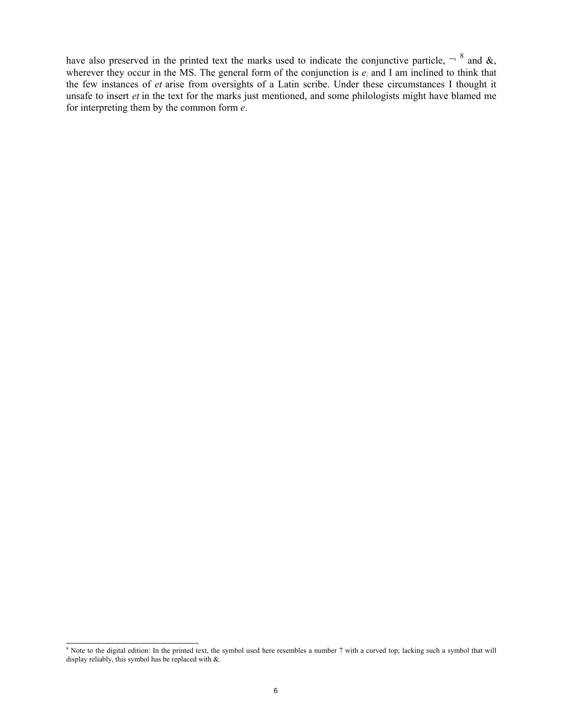have also preserved in the printed text the marks used to indicate the conjunctive particle, ¬ [8] and &, wherever they occur in the MS. The general form of the conjunction is *e;* and I am inclined to think that the few instances of *et* arise from oversights of a Latin scribe. Under these circumstances I thought it unsafe to insert *et* in the text for the marks just mentioned, and some philologists might have blamed me for interpreting them by the common form *e*.

---

[8] Note to the digital edition: In the printed text, the symbol used here resembles a number 7 with a curved top; lacking such a symbol that will display reliably, this symbol has be replaced with &.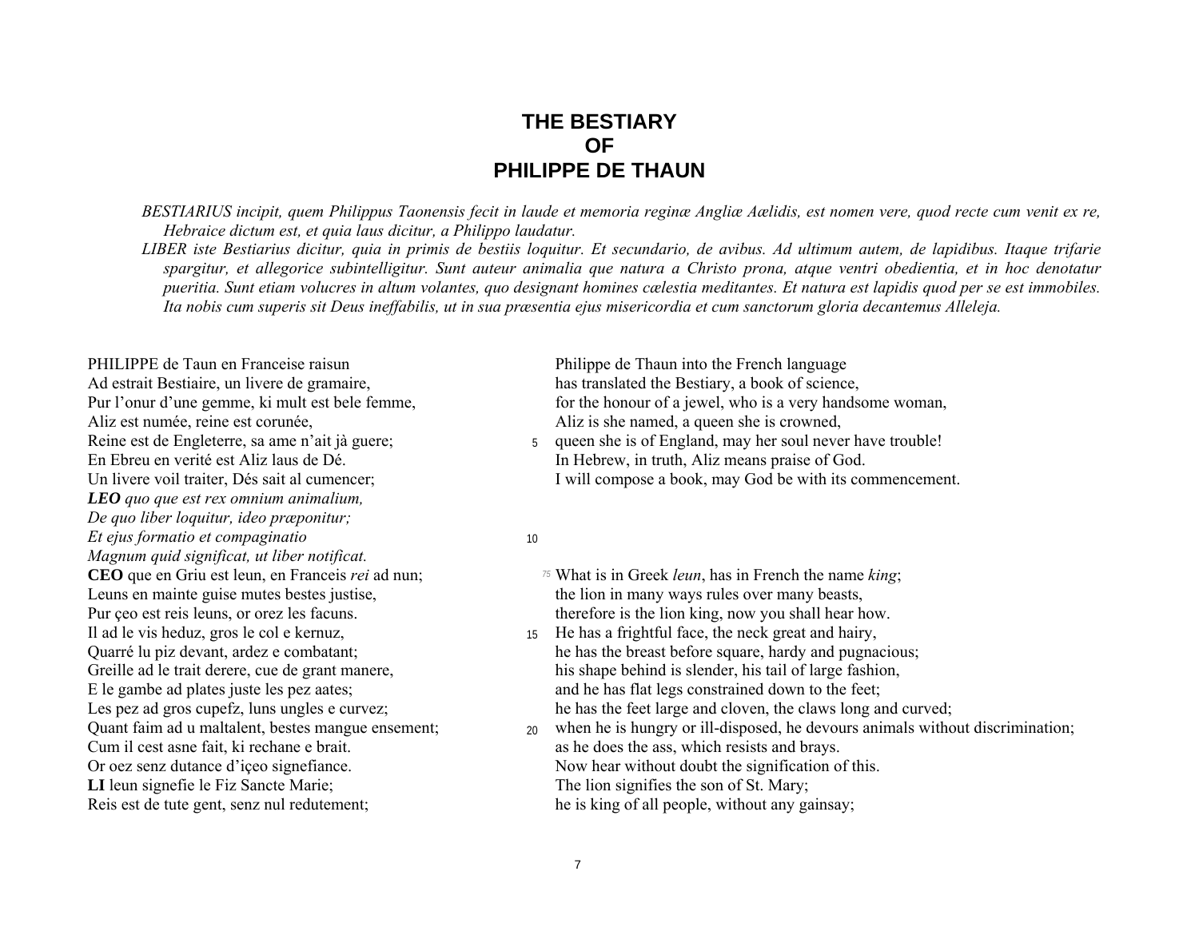# THE BESTIARY OF PHILIPPE DE THAUN

*BESTIARIUS incipit, quem Philippus Taonensis fecit in laude et memoria reginæ Angliæ Aælidis, est nomen vere, quod recte cum venit ex re, Hebraice dictum est, et quia laus dicitur, a Philippo laudatur.*

*LIBER iste Bestiarius dicitur, quia in primis de bestiis loquitur. Et secundario, de avibus. Ad ultimum autem, de lapidibus. Itaque trifarie spargitur, et allegorice subintelligitur. Sunt auteur animalia que natura a Christo prona, atque ventri obedientia, et in hoc denotatur pueritia. Sunt etiam volucres in altum volantes, quo designant homines cælestia meditantes. Et natura est lapidis quod per se est immobiles. Ita nobis cum superis sit Deus ineffabilis, ut in sua præsentia ejus misericordia et cum sanctorum gloria decantemus Alleleja.*

PHILIPPE de Taun en Franceise raisun
Ad estrait Bestiaire, un livere de gramaire,
Pur l'onur d'une gemme, ki mult est bele femme,
Aliz est numée, reine est corunée,
Reine est de Engleterre, sa ame n'ait jà guere; (5)
En Ebreu en verité est Aliz laus de Dé.
Un livere voil traiter, Dés sait al cumencer;
***LEO*** *quo que est rex omnium animalium,*
*De quo liber loquitur, ideo præponitur;*
*Et ejus formatio et compaginatio* (10)
*Magnum quid significat, ut liber notificat.*
**CEO** que en Griu est leun, en Franceis *rei* ad nun;
Leuns en mainte guise mutes bestes justise,
Pur çeo est reis leuns, or orez les facuns.
Il ad le vis heduz, gros le col e kernuz, (15)
Quarré lu piz devant, ardez e combatant;
Greille ad le trait derere, cue de grant manere,
E le gambe ad plates juste les pez aates;
Les pez ad gros cupefz, luns ungles e curvez;
Quant faim ad u maltalent, bestes mangue ensement; (20)
Cum il cest asne fait, ki rechane e brait.
Or oez senz dutance d'içeo signefiance.
**LI** leun signefie le Fiz Sancte Marie;
Reis est de tute gent, senz nul redutement;

Philippe de Thaun into the French language
has translated the Bestiary, a book of science,
for the honour of a jewel, who is a very handsome woman,
Aliz is she named, a queen she is crowned,
queen she is of England, may her soul never have trouble! (5)
In Hebrew, in truth, Aliz means praise of God.
I will compose a book, may God be with its commencement.

[75] What is in Greek *leun*, has in French the name *king*;
the lion in many ways rules over many beasts,
therefore is the lion king, now you shall hear how.
He has a frightful face, the neck great and hairy, (15)
he has the breast before square, hardy and pugnacious;
his shape behind is slender, his tail of large fashion,
and he has flat legs constrained down to the feet;
he has the feet large and cloven, the claws long and curved;
when he is hungry or ill-disposed, he devours animals without discrimination; (20)
as he does the ass, which resists and brays.
Now hear without doubt the signification of this.
The lion signifies the son of St. Mary;
he is king of all people, without any gainsay;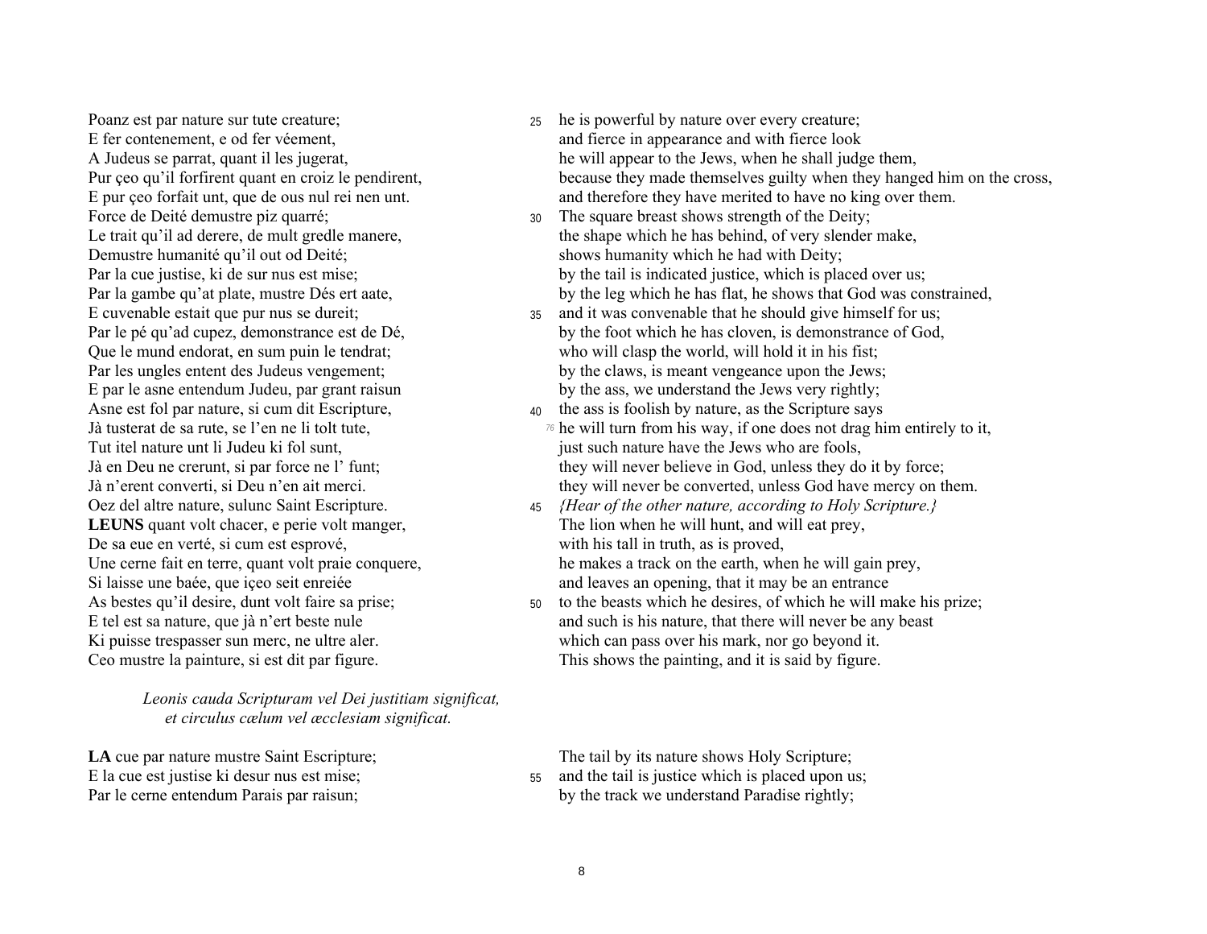Poanz est par nature sur tute creature;
E fer contenement, e od fer véement,
A Judeus se parrat, quant il les jugerat,
Pur çeo qu'il forfirent quant en croiz le pendirent,
E pur çeo forfait unt, que de ous nul rei nen unt.
Force de Deité demustre piz quarré;
Le trait qu'il ad derere, de mult gredle manere,
Demustre humanité qu'il out od Deité;
Par la cue justise, ki de sur nus est mise;
Par la gambe qu'at plate, mustre Dés ert aate,
E cuvenable estait que pur nus se dureit;
Par le pé qu'ad cupez, demonstrance est de Dé,
Que le mund endorat, en sum puin le tendrat;
Par les ungles entent des Judeus vengement;
E par le asne entendum Judeu, par grant raisun
Asne est fol par nature, si cum dit Escripture,
Jà tusterat de sa rute, se l'en ne li tolt tute,
Tut itel nature unt li Judeu ki fol sunt,
Jà en Deu ne crerunt, si par force ne l' funt;
Jà n'erent converti, si Deu n'en ait merci.
Oez del altre nature, sulunc Saint Escripture.
**LEUNS** quant volt chacer, e perie volt manger,
De sa eue en verté, si cum est esprové,
Une cerne fait en terre, quant volt praie conquere,
Si laisse une baée, que içeo seit enreiée
As bestes qu'il desire, dunt volt faire sa prise;
E tel est sa nature, que jà n'ert beste nule
Ki puisse trespasser sun merc, ne ultre aler.
Ceo mustre la painture, si est dit par figure.

25 he is powerful by nature over every creature;
and fierce in appearance and with fierce look
he will appear to the Jews, when he shall judge them,
because they made themselves guilty when they hanged him on the cross,
and therefore they have merited to have no king over them.
30 The square breast shows strength of the Deity;
the shape which he has behind, of very slender make,
shows humanity which he had with Deity;
by the tail is indicated justice, which is placed over us;
by the leg which he has flat, he shows that God was constrained,
35 and it was convenable that he should give himself for us;
by the foot which he has cloven, is demonstrance of God,
who will clasp the world, will hold it in his fist;
by the claws, is meant vengeance upon the Jews;
by the ass, we understand the Jews very rightly;
40 the ass is foolish by nature, as the Scripture says
[76] he will turn from his way, if one does not drag him entirely to it,
just such nature have the Jews who are fools,
they will never believe in God, unless they do it by force;
they will never be converted, unless God have mercy on them.
45 *{Hear of the other nature, according to Holy Scripture.}*
The lion when he will hunt, and will eat prey,
with his tall in truth, as is proved,
he makes a track on the earth, when he will gain prey,
and leaves an opening, that it may be an entrance
50 to the beasts which he desires, of which he will make his prize;
and such is his nature, that there will never be any beast
which can pass over his mark, nor go beyond it.
This shows the painting, and it is said by figure.

*Leonis cauda Scripturam vel Dei justitiam significat, et circulus cælum vel æcclesiam significat.*

**LA** cue par nature mustre Saint Escripture;
E la cue est justise ki desur nus est mise;
Par le cerne entendum Parais par raisun;

The tail by its nature shows Holy Scripture;
55 and the tail is justice which is placed upon us;
by the track we understand Paradise rightly;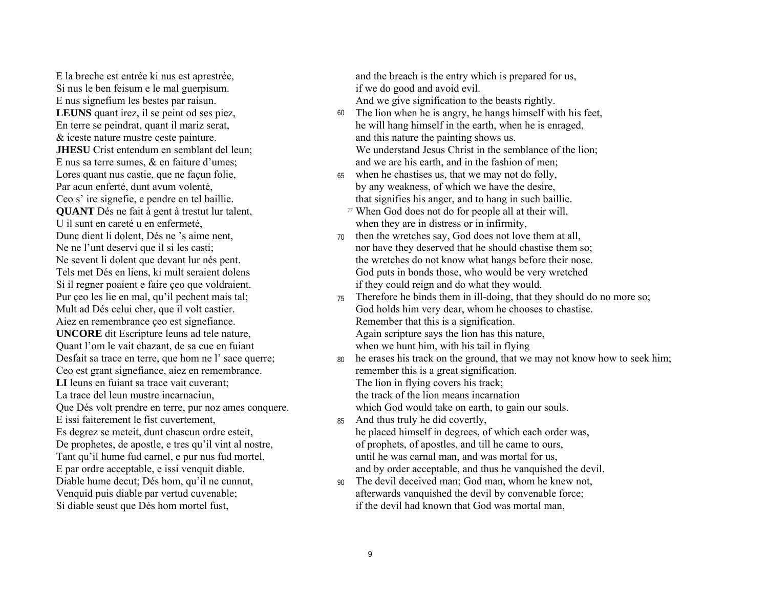E la breche est entrée ki nus est aprestrée,
Si nus le ben feisum e le mal guerpisum.
E nus signefium les bestes par raisun.
**LEUNS** quant irez, il se peint od ses piez,
En terre se peindrat, quant il mariz serat,
& iceste nature mustre ceste painture.
**JHESU** Crist entendum en semblant del leun;
E nus sa terre sumes, & en faiture d'umes;
Lores quant nus castie, que ne façun folie,
Par acun enferté, dunt avum volenté,
Ceo s' ire signefie, e pendre en tel baillie.
**QUANT** Dés ne fait à gent à trestut lur talent,
U il sunt en careté u en enfermeté,
Dunc dient li dolent, Dés ne 's aime nent,
Ne ne l'unt deservi que il si les casti;
Ne sevent li dolent que devant lur nés pent.
Tels met Dés en liens, ki mult seraient dolens
Si il regner poaient e faire çeo que voldraient.
Pur çeo les lie en mal, qu'il pechent mais tal;
Mult ad Dés celui cher, que il volt castier.
Aiez en remembrance çeo est signefiance.
**UNCORE** dit Escripture leuns ad tele nature,
Quant l'om le vait chazant, de sa cue en fuiant
Desfait sa trace en terre, que hom ne l' sace querre;
Ceo est grant signefiance, aiez en remembrance.
**LI** leuns en fuiant sa trace vait cuverant;
La trace del leun mustre incarnaciun,
Que Dés volt prendre en terre, pur noz ames conquere.
E issi faiterement le fist cuvertement,
Es degrez se meteit, dunt chascun ordre esteit,
De prophetes, de apostle, e tres qu'il vint al nostre,
Tant qu'il hume fud carnel, e pur nus fud mortel,
E par ordre acceptable, e issi venquit diable.
Diable hume decut; Dés hom, qu'il ne cunnut,
Venquid puis diable par vertud cuvenable;
Si diable seust que Dés hom mortel fust,

and the breach is the entry which is prepared for us,
if we do good and avoid evil.
And we give signification to the beasts rightly.
60 The lion when he is angry, he hangs himself with his feet,
he will hang himself in the earth, when he is enraged,
and this nature the painting shows us.
We understand Jesus Christ in the semblance of the lion;
and we are his earth, and in the fashion of men;
65 when he chastises us, that we may not do folly,
by any weakness, of which we have the desire,
that signifies his anger, and to hang in such baillie.
77 When God does not do for people all at their will,
when they are in distress or in infirmity,
70 then the wretches say, God does not love them at all,
nor have they deserved that he should chastise them so;
the wretches do not know what hangs before their nose.
God puts in bonds those, who would be very wretched
if they could reign and do what they would.
75 Therefore he binds them in ill-doing, that they should do no more so;
God holds him very dear, whom he chooses to chastise.
Remember that this is a signification.
Again scripture says the lion has this nature,
when we hunt him, with his tail in flying
80 he erases his track on the ground, that we may not know how to seek him;
remember this is a great signification.
The lion in flying covers his track;
the track of the lion means incarnation
which God would take on earth, to gain our souls.
85 And thus truly he did covertly,
he placed himself in degrees, of which each order was,
of prophets, of apostles, and till he came to ours,
until he was carnal man, and was mortal for us,
and by order acceptable, and thus he vanquished the devil.
90 The devil deceived man; God man, whom he knew not,
afterwards vanquished the devil by convenable force;
if the devil had known that God was mortal man,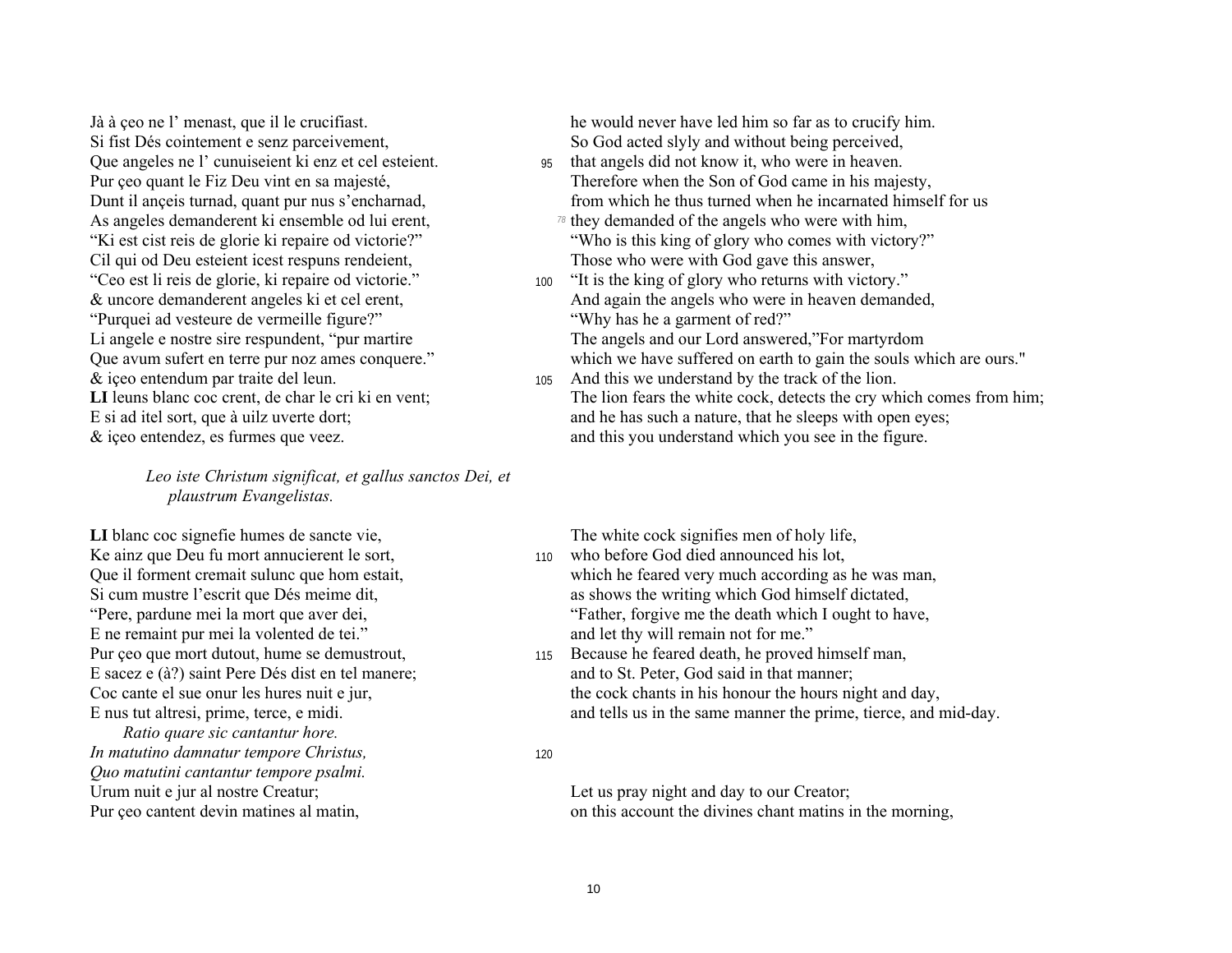Jà à çeo ne l' menast, que il le crucifiast.
Si fist Dés cointement e senz parceivement,
Que angeles ne l' cunuiseient ki enz et cel esteient.
Pur çeo quant le Fiz Deu vint en sa majesté,
Dunt il ançeis turnad, quant pur nus s'encharnad,
As angeles demanderent ki ensemble od lui erent,
"Ki est cist reis de glorie ki repaire od victorie?"
Cil qui od Deu esteient icest respuns rendeient,
"Ceo est li reis de glorie, ki repaire od victorie."
& uncore demanderent angeles ki et cel erent,
"Purquei ad vesteure de vermeille figure?"
Li angele e nostre sire respundent, "pur martire
Que avum sufert en terre pur noz ames conquere."
& içeo entendum par traite del leun.
**LI** leuns blanc coc crent, de char le cri ki en vent;
E si ad itel sort, que à uilz uverte dort;
& içeo entendez, es furmes que veez.

he would never have led him so far as to crucify him.
So God acted slyly and without being perceived,
95 that angels did not know it, who were in heaven.
Therefore when the Son of God came in his majesty,
from which he thus turned when he incarnated himself for us
[78] they demanded of the angels who were with him,
"Who is this king of glory who comes with victory?"
Those who were with God gave this answer,
100 "It is the king of glory who returns with victory."
And again the angels who were in heaven demanded,
"Why has he a garment of red?"
The angels and our Lord answered,"For martyrdom
which we have suffered on earth to gain the souls which are ours."
105 And this we understand by the track of the lion.
The lion fears the white cock, detects the cry which comes from him;
and he has such a nature, that he sleeps with open eyes;
and this you understand which you see in the figure.

*Leo iste Christum significat, et gallus sanctos Dei, et plaustrum Evangelistas.*

**LI** blanc coc signefie humes de sancte vie,
Ke ainz que Deu fu mort annucierent le sort,
Que il forment cremait sulunc que hom estait,
Si cum mustre l'escrit que Dés meime dit,
"Pere, pardune mei la mort que aver dei,
E ne remaint pur mei la volented de tei."
Pur çeo que mort dutout, hume se demustrout,
E sacez e (à?) saint Pere Dés dist en tel manere;
Coc cante el sue onur les hures nuit e jur,
E nus tut altresi, prime, terce, e midi.
*Ratio quare sic cantantur hore.*
*In matutino damnatur tempore Christus,*
*Quo matutini cantantur tempore psalmi.*
Urum nuit e jur al nostre Creatur;
Pur çeo cantent devin matines al matin,

The white cock signifies men of holy life,
110 who before God died announced his lot,
which he feared very much according as he was man,
as shows the writing which God himself dictated,
"Father, forgive me the death which I ought to have,
and let thy will remain not for me."
115 Because he feared death, he proved himself man,
and to St. Peter, God said in that manner;
the cock chants in his honour the hours night and day,
and tells us in the same manner the prime, tierce, and mid-day.
120
Let us pray night and day to our Creator;
on this account the divines chant matins in the morning,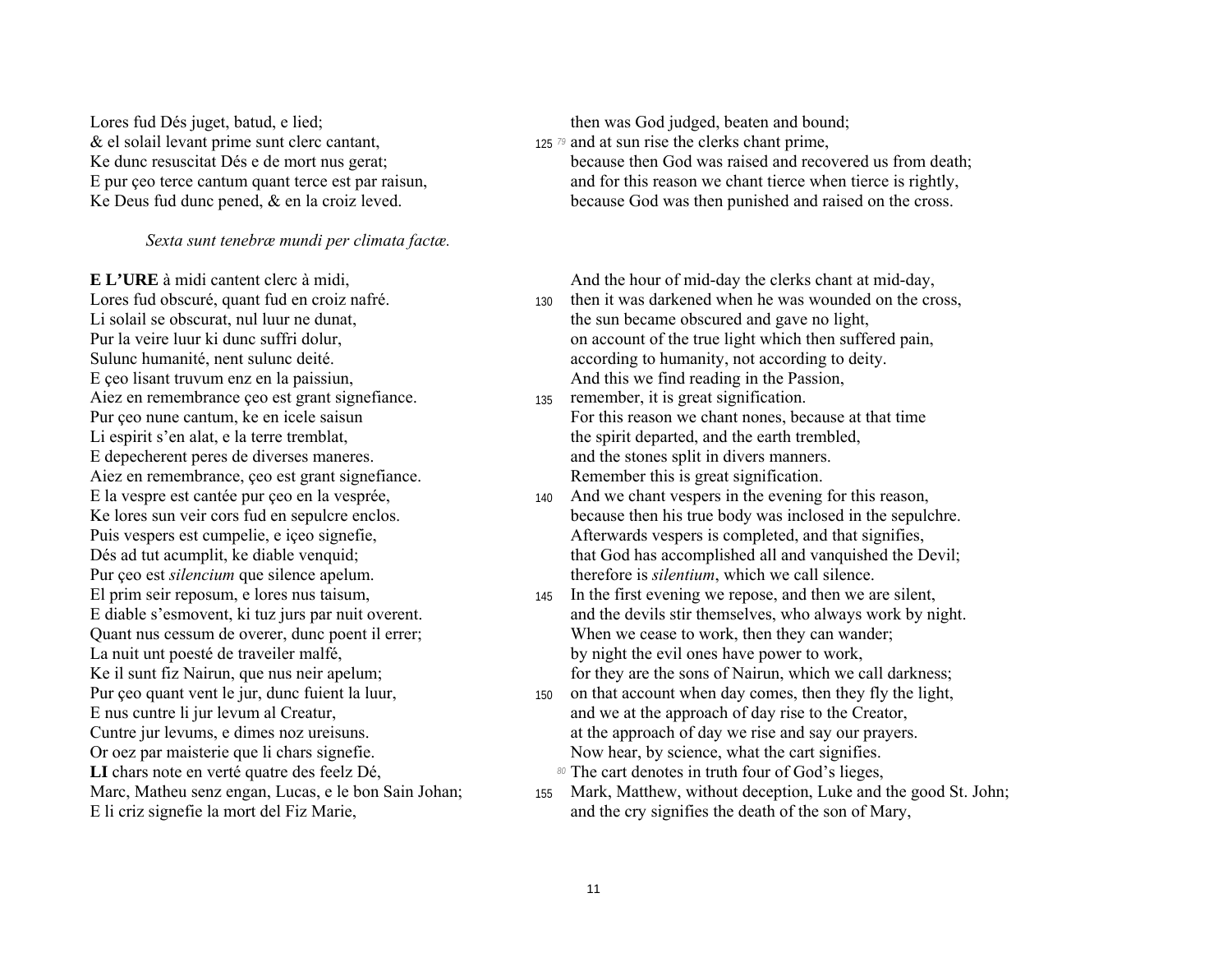Lores fud Dés juget, batud, e lied;
& el solail levant prime sunt clerc cantant,
Ke dunc resuscitat Dés e de mort nus gerat;
E pur çeo terce cantum quant terce est par raisun,
Ke Deus fud dunc pened, & en la croiz leved.

then was God judged, beaten and bound;
125 [79] and at sun rise the clerks chant prime,
because then God was raised and recovered us from death;
and for this reason we chant tierce when tierce is rightly,
because God was then punished and raised on the cross.

*Sexta sunt tenebræ mundi per climata factæ.*

**E L'URE** à midi cantent clerc à midi,
Lores fud obscuré, quant fud en croiz nafré.
Li solail se obscurat, nul luur ne dunat,
Pur la veire luur ki dunc suffri dolur,
Sulunc humanité, nent sulunc deité.
E çeo lisant truvum enz en la paissiun,
Aiez en remembrance çeo est grant signefiance.
Pur çeo nune cantum, ke en icele saisun
Li espirit s'en alat, e la terre tremblat,
E depecherent peres de diverses maneres.
Aiez en remembrance, çeo est grant signefiance.
E la vespre est cantée pur çeo en la vesprée,
Ke lores sun veir cors fud en sepulcre enclos.
Puis vespers est cumpelie, e içeo signefie,
Dés ad tut acumplit, ke diable venquid;
Pur çeo est *silencium* que silence apelum.
El prim seir reposum, e lores nus taisum,
E diable s'esmovent, ki tuz jurs par nuit overent.
Quant nus cessum de overer, dunc poent il errer;
La nuit unt poesté de traveiler malfé,
Ke il sunt fiz Nairun, que nus neir apelum;
Pur çeo quant vent le jur, dunc fuient la luur,
E nus cuntre li jur levum al Creatur,
Cuntre jur levums, e dimes noz ureisuns.
Or oez par maisterie que li chars signefie.
**LI** chars note en verté quatre des feelz Dé,
Marc, Matheu senz engan, Lucas, e le bon Sain Johan;
E li criz signefie la mort del Fiz Marie,

And the hour of mid-day the clerks chant at mid-day,
130 then it was darkened when he was wounded on the cross,
the sun became obscured and gave no light,
on account of the true light which then suffered pain,
according to humanity, not according to deity.
And this we find reading in the Passion,
135 remember, it is great signification.
For this reason we chant nones, because at that time
the spirit departed, and the earth trembled,
and the stones split in divers manners.
Remember this is great signification.
140 And we chant vespers in the evening for this reason,
because then his true body was inclosed in the sepulchre.
Afterwards vespers is completed, and that signifies,
that God has accomplished all and vanquished the Devil;
therefore is *silentium*, which we call silence.
145 In the first evening we repose, and then we are silent,
and the devils stir themselves, who always work by night.
When we cease to work, then they can wander;
by night the evil ones have power to work,
for they are the sons of Nairun, which we call darkness;
150 on that account when day comes, then they fly the light,
and we at the approach of day rise to the Creator,
at the approach of day we rise and say our prayers.
Now hear, by science, what the cart signifies.
[80] The cart denotes in truth four of God's lieges,
155 Mark, Matthew, without deception, Luke and the good St. John;
and the cry signifies the death of the son of Mary,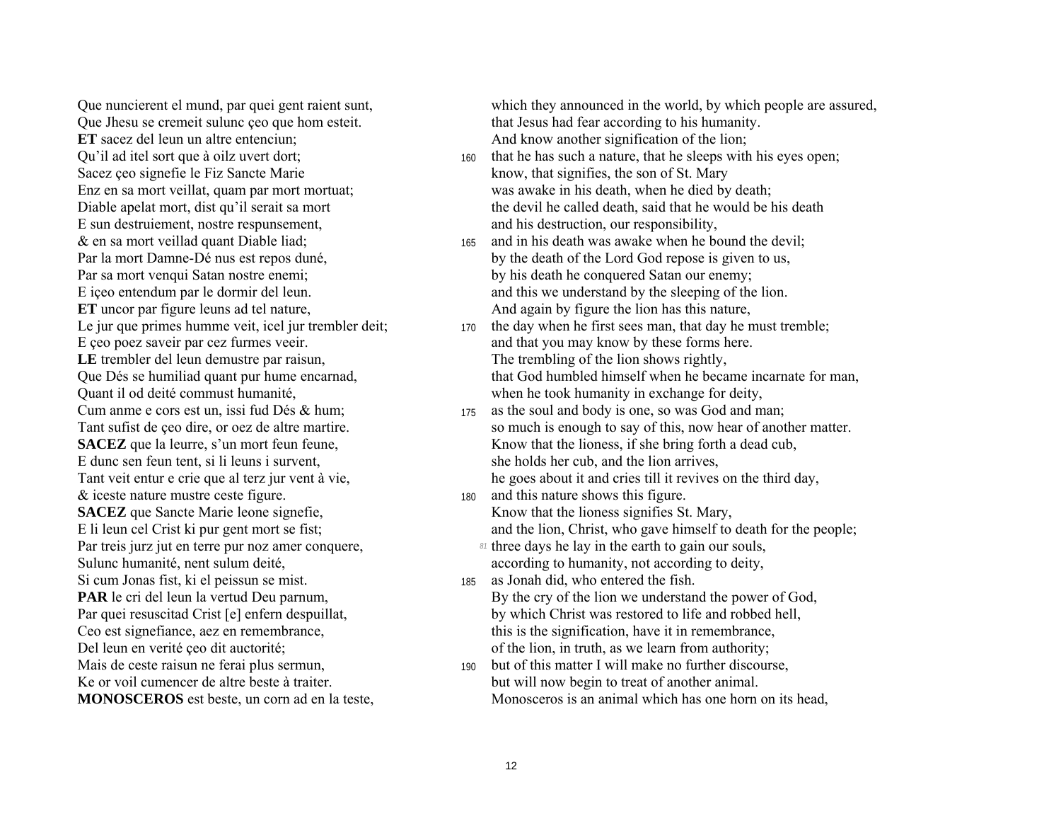Que nuncierent el mund, par quei gent raient sunt,
Que Jhesu se cremeit sulunc çeo que hom esteit.
**ET** sacez del leun un altre entenciun;
Qu'il ad itel sort que à oilz uvert dort;
Sacez çeo signefie le Fiz Sancte Marie
Enz en sa mort veillat, quam par mort mortuat;
Diable apelat mort, dist qu'il serait sa mort
E sun destruiement, nostre respunsement,
& en sa mort veillad quant Diable liad;
Par la mort Damne-Dé nus est repos duné,
Par sa mort venqui Satan nostre enemi;
E içeo entendum par le dormir del leun.
**ET** uncor par figure leuns ad tel nature,
Le jur que primes humme veit, icel jur trembler deit;
E çeo poez saveir par cez furmes veeir.
**LE** trembler del leun demustre par raisun,
Que Dés se humiliad quant pur hume encarnad,
Quant il od deité commust humanité,
Cum anme e cors est un, issi fud Dés & hum;
Tant sufist de çeo dire, or oez de altre martire.
**SACEZ** que la leurre, s'un mort feun feune,
E dunc sen feun tent, si li leuns i survent,
Tant veit entur e crie que al terz jur vent à vie,
& iceste nature mustre ceste figure.
**SACEZ** que Sancte Marie leone signefie,
E li leun cel Crist ki pur gent mort se fist;
Par treis jurz jut en terre pur noz amer conquere,
Sulunc humanité, nent sulum deité,
Si cum Jonas fist, ki el peissun se mist.
**PAR** le cri del leun la vertud Deu parnum,
Par quei resuscitad Crist [e] enfern despuillat,
Ceo est signefiance, aez en remembrance,
Del leun en verité çeo dit auctorité;
Mais de ceste raisun ne ferai plus sermun,
Ke or voil cumencer de altre beste à traiter.
**MONOSCEROS** est beste, un corn ad en la teste,

which they announced in the world, by which people are assured,
that Jesus had fear according to his humanity.
And know another signification of the lion;
160 that he has such a nature, that he sleeps with his eyes open;
know, that signifies, the son of St. Mary
was awake in his death, when he died by death;
the devil he called death, said that he would be his death
and his destruction, our responsibility,
165 and in his death was awake when he bound the devil;
by the death of the Lord God repose is given to us,
by his death he conquered Satan our enemy;
and this we understand by the sleeping of the lion.
And again by figure the lion has this nature,
170 the day when he first sees man, that day he must tremble;
and that you may know by these forms here.
The trembling of the lion shows rightly,
that God humbled himself when he became incarnate for man,
when he took humanity in exchange for deity,
175 as the soul and body is one, so was God and man;
so much is enough to say of this, now hear of another matter.
Know that the lioness, if she bring forth a dead cub,
she holds her cub, and the lion arrives,
he goes about it and cries till it revives on the third day,
180 and this nature shows this figure.
Know that the lioness signifies St. Mary,
and the lion, Christ, who gave himself to death for the people;
81 three days he lay in the earth to gain our souls,
according to humanity, not according to deity,
185 as Jonah did, who entered the fish.
By the cry of the lion we understand the power of God,
by which Christ was restored to life and robbed hell,
this is the signification, have it in remembrance,
of the lion, in truth, as we learn from authority;
190 but of this matter I will make no further discourse,
but will now begin to treat of another animal.
Monosceros is an animal which has one horn on its head,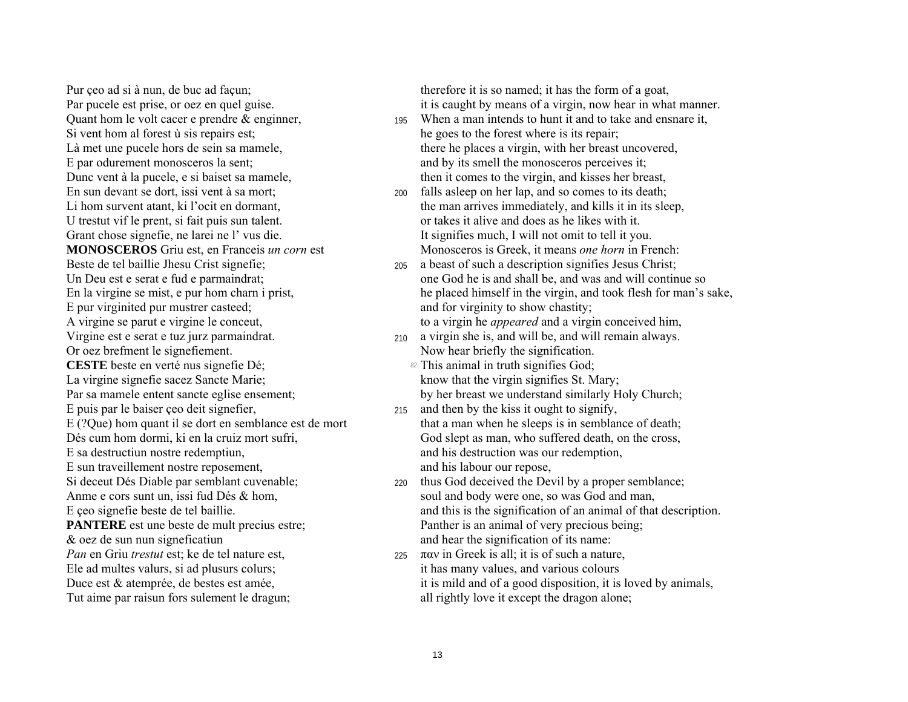Pur çeo ad si à nun, de buc ad façun;
Par pucele est prise, or oez en quel guise.
Quant hom le volt cacer e prendre & enginner,
Si vent hom al forest ù sis repairs est;
Là met une pucele hors de sein sa mamele,
E par odurement monosceros la sent;
Dunc vent à la pucele, e si baiset sa mamele,
En sun devant se dort, issi vent à sa mort;
Li hom survent atant, ki l'ocit en dormant,
U trestut vif le prent, si fait puis sun talent.
Grant chose signefie, ne larei ne l' vus die.
**MONOSCEROS** Griu est, en Franceis *un corn* est
Beste de tel baillie Jhesu Crist signefie;
Un Deu est e serat e fud e parmaindrat;
En la virgine se mist, e pur hom charn i prist,
E pur virginited pur mustrer casteed;
A virgine se parut e virgine le conceut,
Virgine est e serat e tuz jurz parmaindrat.
Or oez brefment le signefiement.
**CESTE** beste en verté nus signefie Dé;
La virgine signefie sacez Sancte Marie;
Par sa mamele entent sancte eglise ensement;
E puis par le baiser çeo deit signefier,
E (?Que) hom quant il se dort en semblance est de mort
Dés cum hom dormi, ki en la cruiz mort sufri,
E sa destructiun nostre redemptiun,
E sun traveillement nostre reposement,
Si deceut Dés Diable par semblant cuvenable;
Anme e cors sunt un, issi fud Dés & hom,
E çeo signefie beste de tel baillie.
**PANTERE** est une beste de mult precius estre;
& oez de sun nun signeficatiun
*Pan* en Griu *trestut* est; ke de tel nature est,
Ele ad multes valurs, si ad plusurs colurs;
Duce est & atemprée, de bestes est amée,
Tut aime par raisun fors sulement le dragun;

therefore it is so named; it has the form of a goat,
it is caught by means of a virgin, now hear in what manner.
195 When a man intends to hunt it and to take and ensnare it,
he goes to the forest where is its repair;
there he places a virgin, with her breast uncovered,
and by its smell the monosceros perceives it;
then it comes to the virgin, and kisses her breast,
200 falls asleep on her lap, and so comes to its death;
the man arrives immediately, and kills it in its sleep,
or takes it alive and does as he likes with it.
It signifies much, I will not omit to tell it you.
Monosceros is Greek, it means *one horn* in French:
205 a beast of such a description signifies Jesus Christ;
one God he is and shall be, and was and will continue so
he placed himself in the virgin, and took flesh for man's sake,
and for virginity to show chastity;
to a virgin he *appeared* and a virgin conceived him,
210 a virgin she is, and will be, and will remain always.
Now hear briefly the signification.
*82* This animal in truth signifies God;
know that the virgin signifies St. Mary;
by her breast we understand similarly Holy Church;
215 and then by the kiss it ought to signify,
that a man when he sleeps is in semblance of death;
God slept as man, who suffered death, on the cross,
and his destruction was our redemption,
and his labour our repose,
220 thus God deceived the Devil by a proper semblance;
soul and body were one, so was God and man,
and this is the signification of an animal of that description.
Panther is an animal of very precious being;
and hear the signification of its name:
225 παν in Greek is all; it is of such a nature,
it has many values, and various colours
it is mild and of a good disposition, it is loved by animals,
all rightly love it except the dragon alone;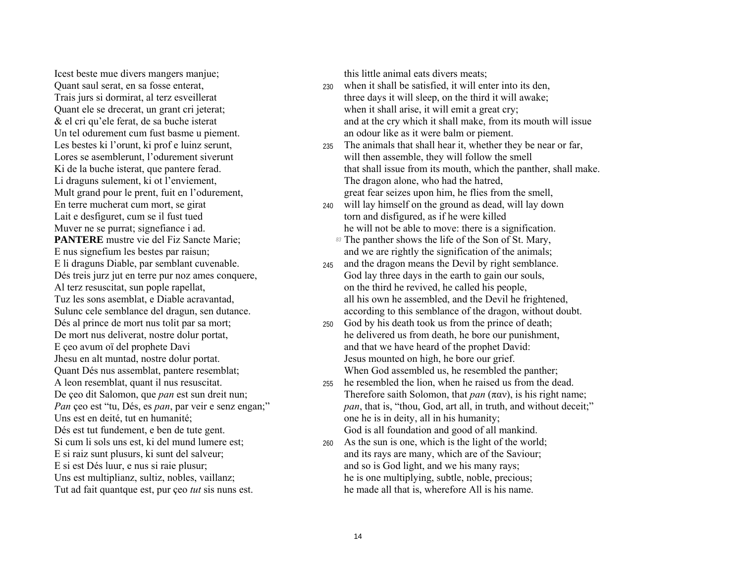Icest beste mue divers mangers manjue;
Quant saul serat, en sa fosse enterat,
Trais jurs si dormirat, al terz esveillerat
Quant ele se drecerat, un grant cri jeterat;
& el cri qu'ele ferat, de sa buche isterat
Un tel odurement cum fust basme u piement.
Les bestes ki l'orunt, ki prof e luinz serunt,
Lores se asemblerunt, l'odurement siverunt
Ki de la buche isterat, que pantere ferad.
Li draguns sulement, ki ot l'enviement,
Mult grand pour le prent, fuit en l'odurement,
En terre mucherat cum mort, se girat
Lait e desfiguret, cum se il fust tued
Muver ne se purrat; signefiance i ad.
**PANTERE** mustre vie del Fiz Sancte Marie;
E nus signefium les bestes par raisun;
E li draguns Diable, par semblant cuvenable.
Dés treis jurz jut en terre pur noz ames conquere,
Al terz resuscitat, sun pople rapellat,
Tuz les sons asemblat, e Diable acravantad,
Sulunc cele semblance del dragun, sen dutance.
Dés al prince de mort nus tolit par sa mort;
De mort nus deliverat, nostre dolur portat,
E çeo avum oï del prophete Davi
Jhesu en alt muntad, nostre dolur portat.
Quant Dés nus assemblat, pantere resemblat;
A leon resemblat, quant il nus resuscitat.
De çeo dit Salomon, que *pan* est sun dreit nun;
*Pan* çeo est "tu, Dés, es *pan*, par veir e senz engan;"
Uns est en deité, tut en humanité;
Dés est tut fundement, e ben de tute gent.
Si cum li sols uns est, ki del mund lumere est;
E si raiz sunt plusurs, ki sunt del salveur;
E si est Dés luur, e nus si raie plusur;
Uns est multiplianz, sultiz, nobles, vaillanz;
Tut ad fait quantque est, pur çeo *tut* sis nuns est.

this little animal eats divers meats;
230 when it shall be satisfied, it will enter into its den,
three days it will sleep, on the third it will awake;
when it shall arise, it will emit a great cry;
and at the cry which it shall make, from its mouth will issue
an odour like as it were balm or piement.
235 The animals that shall hear it, whether they be near or far,
will then assemble, they will follow the smell
that shall issue from its mouth, which the panther, shall make.
The dragon alone, who had the hatred,
great fear seizes upon him, he flies from the smell,
240 will lay himself on the ground as dead, will lay down
torn and disfigured, as if he were killed
he will not be able to move: there is a signification.
83 The panther shows the life of the Son of St. Mary,
and we are rightly the signification of the animals;
245 and the dragon means the Devil by right semblance.
God lay three days in the earth to gain our souls,
on the third he revived, he called his people,
all his own he assembled, and the Devil he frightened,
according to this semblance of the dragon, without doubt.
250 God by his death took us from the prince of death;
he delivered us from death, he bore our punishment,
and that we have heard of the prophet David:
Jesus mounted on high, he bore our grief.
When God assembled us, he resembled the panther;
255 he resembled the lion, when he raised us from the dead.
Therefore saith Solomon, that *pan* (παν), is his right name;
*pan*, that is, "thou, God, art all, in truth, and without deceit;"
one he is in deity, all in his humanity;
God is all foundation and good of all mankind.
260 As the sun is one, which is the light of the world;
and its rays are many, which are of the Saviour;
and so is God light, and we his many rays;
he is one multiplying, subtle, noble, precious;
he made all that is, wherefore All is his name.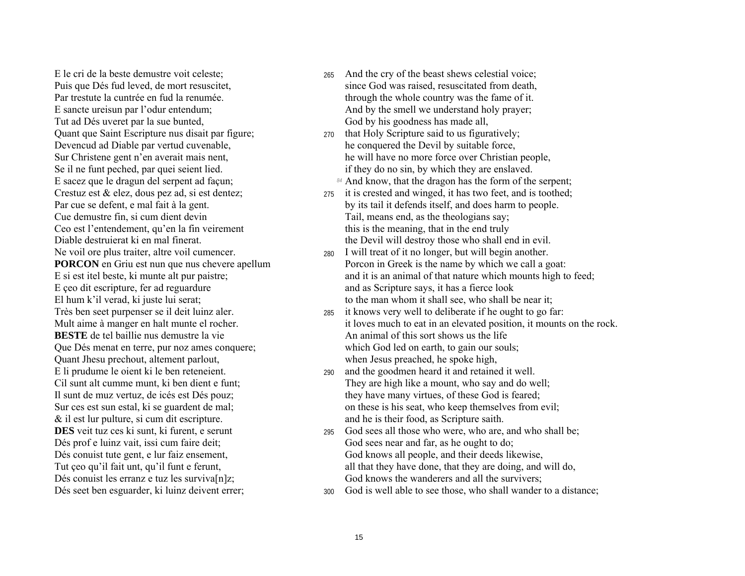E le cri de la beste demustre voit celeste;
Puis que Dés fud leved, de mort resuscitet,
Par trestute la cuntrée en fud la renumée.
E sancte ureisun par l'odur entendum;
Tut ad Dés uveret par la sue bunted,
Quant que Saint Escripture nus disait par figure;
Devencud ad Diable par vertud cuvenable,
Sur Christene gent n'en averait mais nent,
Se il ne funt peched, par quei seient lied.
E sacez que le dragun del serpent ad façun;
Crestuz est & elez, dous pez ad, si est dentez;
Par cue se defent, e mal fait à la gent.
Cue demustre fin, si cum dient devin
Ceo est l'entendement, qu'en la fin veirement
Diable destruierat ki en mal finerat.
Ne voil ore plus traiter, altre voil cumencer.
**PORCON** en Griu est nun que nus chevere apellum
E si est itel beste, ki munte alt pur paistre;
E çeo dit escripture, fer ad reguardure
El hum k'il verad, ki juste lui serat;
Très ben seet purpenser se il deit luinz aler.
Mult aime à manger en halt munte el rocher.
**BESTE** de tel baillie nus demustre la vie
Que Dés menat en terre, pur noz ames conquere;
Quant Jhesu prechout, altement parlout,
E li prudume le oient ki le ben reteneient.
Cil sunt alt cumme munt, ki ben dient e funt;
Il sunt de muz vertuz, de icés est Dés pouz;
Sur ces est sun estal, ki se guardent de mal;
& il est lur pulture, si cum dit escripture.
**DES** veit tuz ces ki sunt, ki furent, e serunt
Dés prof e luinz vait, issi cum faire deit;
Dés conuist tute gent, e lur faiz ensement,
Tut çeo qu'il fait unt, qu'il funt e ferunt,
Dés conuist les erranz e tuz les surviva[n]z;
Dés seet ben esguarder, ki luinz deivent errer;

265 And the cry of the beast shews celestial voice;
since God was raised, resuscitated from death,
through the whole country was the fame of it.
And by the smell we understand holy prayer;
God by his goodness has made all,
270 that Holy Scripture said to us figuratively;
he conquered the Devil by suitable force,
he will have no more force over Christian people,
if they do no sin, by which they are enslaved.
[84] And know, that the dragon has the form of the serpent;
275 it is crested and winged, it has two feet, and is toothed;
by its tail it defends itself, and does harm to people.
Tail, means end, as the theologians say;
this is the meaning, that in the end truly
the Devil will destroy those who shall end in evil.
280 I will treat of it no longer, but will begin another.
Porcon in Greek is the name by which we call a goat:
and it is an animal of that nature which mounts high to feed;
and as Scripture says, it has a fierce look
to the man whom it shall see, who shall be near it;
285 it knows very well to deliberate if he ought to go far:
it loves much to eat in an elevated position, it mounts on the rock.
An animal of this sort shows us the life
which God led on earth, to gain our souls;
when Jesus preached, he spoke high,
290 and the goodmen heard it and retained it well.
They are high like a mount, who say and do well;
they have many virtues, of these God is feared;
on these is his seat, who keep themselves from evil;
and he is their food, as Scripture saith.
295 God sees all those who were, who are, and who shall be;
God sees near and far, as he ought to do;
God knows all people, and their deeds likewise,
all that they have done, that they are doing, and will do,
God knows the wanderers and all the survivers;
300 God is well able to see those, who shall wander to a distance;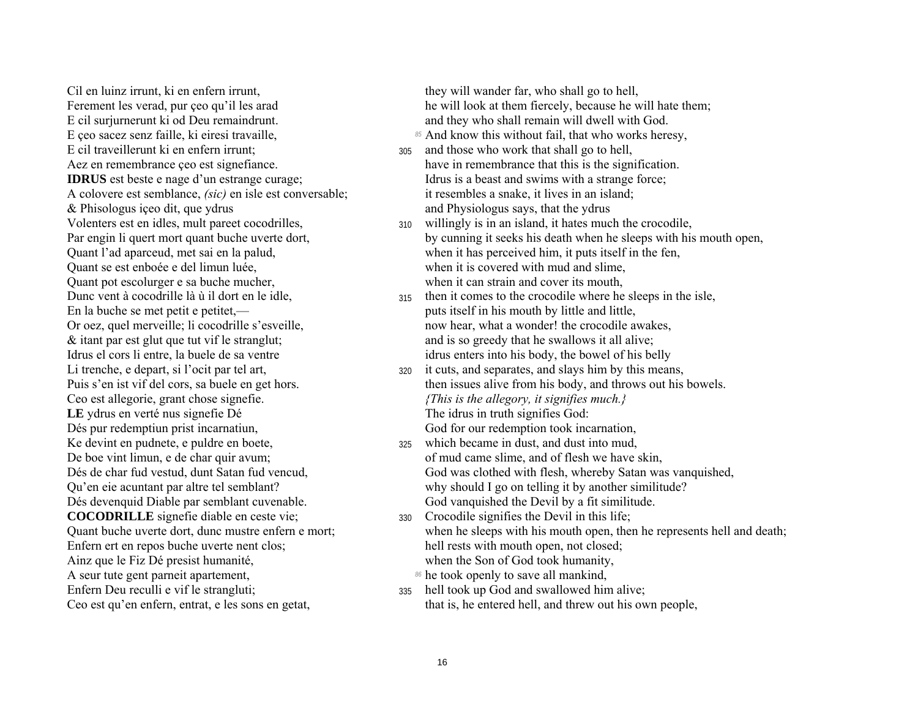Cil en luinz irrunt, ki en enfern irrunt,
Ferement les verad, pur çeo qu'il les arad
E cil surjurnerunt ki od Deu remaindrunt.
E çeo sacez senz faille, ki eiresi travaille,
E cil traveillerunt ki en enfern irrunt;
Aez en remembrance çeo est signefiance.
**IDRUS** est beste e nage d'un estrange curage;
A colovere est semblance, *(sic)* en isle est conversable;
& Phisologus içeo dit, que ydrus
Volenters est en idles, mult pareet cocodrilles,
Par engin li quert mort quant buche uverte dort,
Quant l'ad aparceud, met sai en la palud,
Quant se est enboée e del limun luée,
Quant pot escolurger e sa buche mucher,
Dunc vent à cocodrille là ù il dort en le idle,
En la buche se met petit e petitet,—
Or oez, quel merveille; li cocodrille s'esveille,
& itant par est glut que tut vif le stranglut;
Idrus el cors li entre, la buele de sa ventre
Li trenche, e depart, si l'ocit par tel art,
Puis s'en ist vif del cors, sa buele en get hors.
Ceo est allegorie, grant chose signefie.
**LE** ydrus en verté nus signefie Dé
Dés pur redemptiun prist incarnatiun,
Ke devint en pudnete, e puldre en boete,
De boe vint limun, e de char quir avum;
Dés de char fud vestud, dunt Satan fud vencud,
Qu'en eie acuntant par altre tel semblant?
Dés devenquid Diable par semblant cuvenable.
**COCODRILLE** signefie diable en ceste vie;
Quant buche uverte dort, dunc mustre enfern e mort;
Enfern ert en repos buche uverte nent clos;
Ainz que le Fiz Dé presist humanité,
A seur tute gent parneit apartement,
Enfern Deu recullí e vif le strangluti;
Ceo est qu'en enfern, entrat, e les sons en getat,

they will wander far, who shall go to hell,
he will look at them fiercely, because he will hate them;
and they who shall remain will dwell with God.
[85] And know this without fail, that who works heresy,
305 and those who work that shall go to hell,
have in remembrance that this is the signification.
Idrus is a beast and swims with a strange force;
it resembles a snake, it lives in an island;
and Physiologus says, that the ydrus
310 willingly is in an island, it hates much the crocodile,
by cunning it seeks his death when he sleeps with his mouth open,
when it has perceived him, it puts itself in the fen,
when it is covered with mud and slime,
when it can strain and cover its mouth,
315 then it comes to the crocodile where he sleeps in the isle,
puts itself in his mouth by little and little,
now hear, what a wonder! the crocodile awakes,
and is so greedy that he swallows it all alive;
idrus enters into his body, the bowel of his belly
320 it cuts, and separates, and slays him by this means,
then issues alive from his body, and throws out his bowels.
*{This is the allegory, it signifies much.}*
The idrus in truth signifies God:
God for our redemption took incarnation,
325 which became in dust, and dust into mud,
of mud came slime, and of flesh we have skin,
God was clothed with flesh, whereby Satan was vanquished,
why should I go on telling it by another similitude?
God vanquished the Devil by a fit similitude.
330 Crocodile signifies the Devil in this life;
when he sleeps with his mouth open, then he represents hell and death;
hell rests with mouth open, not closed;
when the Son of God took humanity,
[86] he took openly to save all mankind,
335 hell took up God and swallowed him alive;
that is, he entered hell, and threw out his own people,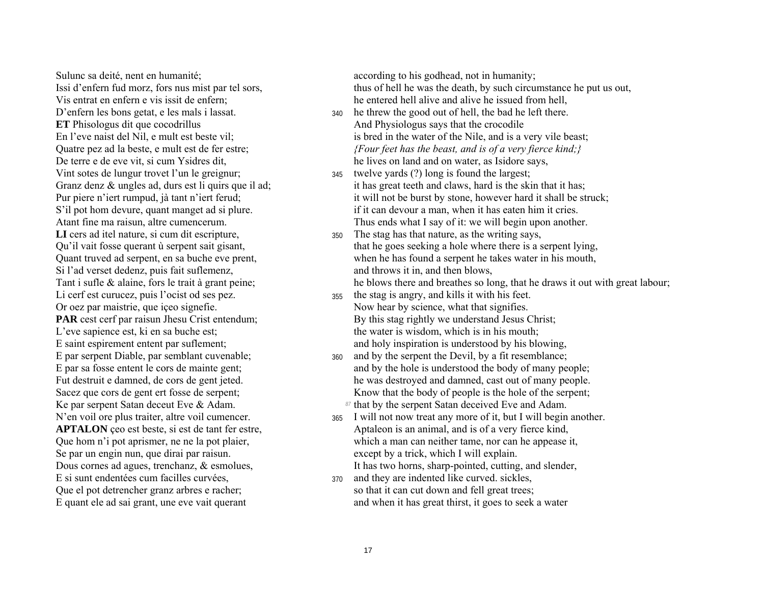| | | |
|---|---|---|
| Sulunc sa deité, nent en humanité; | | according to his godhead, not in humanity; |
| Issi d'enfern fud morz, fors nus mist par tel sors, | | thus of hell he was the death, by such circumstance he put us out, |
| Vis entrat en enfern e vis issit de enfern; | | he entered hell alive and alive he issued from hell, |
| D'enfern les bons getat, e les mals i lassat. | 340 | he threw the good out of hell, the bad he left there. |
| **ET** Phisologus dit que cocodrillus | | And Physiologus says that the crocodile |
| En l'eve naist del Nil, e mult est beste vil; | | is bred in the water of the Nile, and is a very vile beast; |
| Quatre pez ad la beste, e mult est de fer estre; | | *{Four feet has the beast, and is of a very fierce kind;}* |
| De terre e de eve vit, si cum Ysidres dit, | | he lives on land and on water, as Isidore says, |
| Vint sotes de lungur trovet l'un le greignur; | 345 | twelve yards (?) long is found the largest; |
| Granz denz & ungles ad, durs est li quirs que il ad; | | it has great teeth and claws, hard is the skin that it has; |
| Pur piere n'iert rumpud, jà tant n'iert ferud; | | it will not be burst by stone, however hard it shall be struck; |
| S'il pot hom devure, quant manget ad si plure. | | if it can devour a man, when it has eaten him it cries. |
| Atant fine ma raisun, altre cumencerum. | | Thus ends what I say of it: we will begin upon another. |
| **LI** cers ad itel nature, si cum dit escripture, | 350 | The stag has that nature, as the writing says, |
| Qu'il vait fosse querant ù serpent sait gisant, | | that he goes seeking a hole where there is a serpent lying, |
| Quant truved ad serpent, en sa buche eve prent, | | when he has found a serpent he takes water in his mouth, |
| Si l'ad verset dedenz, puis fait suflemenz, | | and throws it in, and then blows, |
| Tant i sufle & alaine, fors le trait à grant peine; | | he blows there and breathes so long, that he draws it out with great labour; |
| Li cerf est curucez, puis l'ocist od ses pez. | 355 | the stag is angry, and kills it with his feet. |
| Or oez par maistrie, que içeo signefie. | | Now hear by science, what that signifies. |
| **PAR** cest cerf par raisun Jhesu Crist entendum; | | By this stag rightly we understand Jesus Christ; |
| L'eve sapience est, ki en sa buche est; | | the water is wisdom, which is in his mouth; |
| E saint espirement entent par suflement; | | and holy inspiration is understood by his blowing, |
| E par serpent Diable, par semblant cuvenable; | 360 | and by the serpent the Devil, by a fit resemblance; |
| E par sa fosse entent le cors de mainte gent; | | and by the hole is understood the body of many people; |
| Fut destruit e damned, de cors de gent jeted. | | he was destroyed and damned, cast out of many people. |
| Sacez que cors de gent ert fosse de serpent; | | Know that the body of people is the hole of the serpent; |
| Ke par serpent Satan deceut Eve & Adam. | 87 | that by the serpent Satan deceived Eve and Adam. |
| N'en voil ore plus traiter, altre voil cumencer. | 365 | I will not now treat any more of it, but I will begin another. |
| **APTALON** çeo est beste, si est de tant fer estre, | | Aptaleon is an animal, and is of a very fierce kind, |
| Que hom n'i pot aprismer, ne ne la pot plaier, | | which a man can neither tame, nor can he appease it, |
| Se par un engin nun, que dirai par raisun. | | except by a trick, which I will explain. |
| Dous cornes ad agues, trenchanz, & esmolues, | | It has two horns, sharp-pointed, cutting, and slender, |
| E si sunt endentées cum facilles curvées, | 370 | and they are indented like curved. sickles, |
| Que el pot detrencher granz arbres e racher; | | so that it can cut down and fell great trees; |
| E quant ele ad sai grant, une eve vait querant | | and when it has great thirst, it goes to seek a water |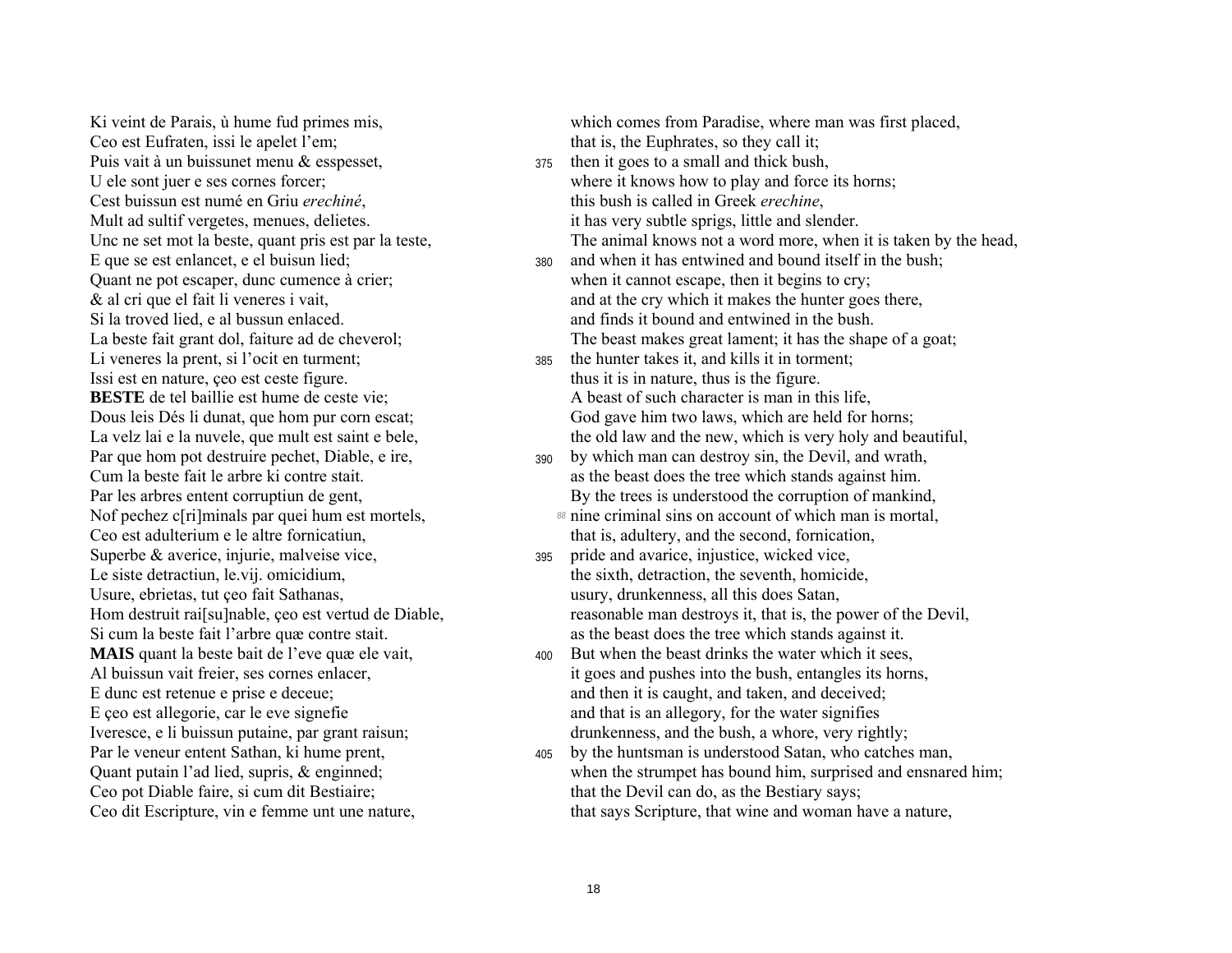| | | |
|---|---|---|
| Ki veint de Parais, ù hume fud primes mis, | | which comes from Paradise, where man was first placed, |
| Ceo est Eufraten, issi le apelet l'em; | | that is, the Euphrates, so they call it; |
| Puis vait à un buissunet menu & esspesset, | 375 | then it goes to a small and thick bush, |
| U ele sont juer e ses cornes forcer; | | where it knows how to play and force its horns; |
| Cest buissun est numé en Griu *erechiné*, | | this bush is called in Greek *erechine*, |
| Mult ad sultif vergetes, menues, delietes. | | it has very subtle sprigs, little and slender. |
| Unc ne set mot la beste, quant pris est par la teste, | | The animal knows not a word more, when it is taken by the head, |
| E que se est enlancet, e el buisun lied; | 380 | and when it has entwined and bound itself in the bush; |
| Quant ne pot escaper, dunc cumence à crier; | | when it cannot escape, then it begins to cry; |
| & al cri que el fait li veneres i vait, | | and at the cry which it makes the hunter goes there, |
| Si la troved lied, e al bussun enlaced. | | and finds it bound and entwined in the bush. |
| La beste fait grant dol, faiture ad de cheverol; | | The beast makes great lament; it has the shape of a goat; |
| Li veneres la prent, si l'ocit en turment; | 385 | the hunter takes it, and kills it in torment; |
| Issi est en nature, çeo est ceste figure. | | thus it is in nature, thus is the figure. |
| **BESTE** de tel baillie est hume de ceste vie; | | A beast of such character is man in this life, |
| Dous leis Dés li dunat, que hom pur corn escat; | | God gave him two laws, which are held for horns; |
| La velz lai e la nuvele, que mult est saint e bele, | | the old law and the new, which is very holy and beautiful, |
| Par que hom pot destruire pechet, Diable, e ire, | 390 | by which man can destroy sin, the Devil, and wrath, |
| Cum la beste fait le arbre ki contre stait. | | as the beast does the tree which stands against him. |
| Par les arbres entent corruptiun de gent, | | By the trees is understood the corruption of mankind, |
| Nof pechez c[ri]minals par quei hum est mortels, | [88] | nine criminal sins on account of which man is mortal, |
| Ceo est adulterium e le altre fornicatiun, | | that is, adultery, and the second, fornication, |
| Superbe & averice, injurie, malveise vice, | 395 | pride and avarice, injustice, wicked vice, |
| Le siste detractiun, le.vij. omicidium, | | the sixth, detraction, the seventh, homicide, |
| Usure, ebrietas, tut çeo fait Sathanas, | | usury, drunkenness, all this does Satan, |
| Hom destruit rai[su]nable, çeo est vertud de Diable, | | reasonable man destroys it, that is, the power of the Devil, |
| Si cum la beste fait l'arbre quæ contre stait. | | as the beast does the tree which stands against it. |
| **MAIS** quant la beste bait de l'eve quæ ele vait, | 400 | But when the beast drinks the water which it sees, |
| Al buissun vait freier, ses cornes enlacer, | | it goes and pushes into the bush, entangles its horns, |
| E dunc est retenue e prise e deceue; | | and then it is caught, and taken, and deceived; |
| E çeo est allegorie, car le eve signefie | | and that is an allegory, for the water signifies |
| Iveresce, e li buissun putaine, par grant raisun; | | drunkenness, and the bush, a whore, very rightly; |
| Par le veneur entent Sathan, ki hume prent, | 405 | by the huntsman is understood Satan, who catches man, |
| Quant putain l'ad lied, supris, & enginned; | | when the strumpet has bound him, surprised and ensnared him; |
| Ceo pot Diable faire, si cum dit Bestiaire; | | that the Devil can do, as the Bestiary says; |
| Ceo dit Escripture, vin e femme unt une nature, | | that says Scripture, that wine and woman have a nature, |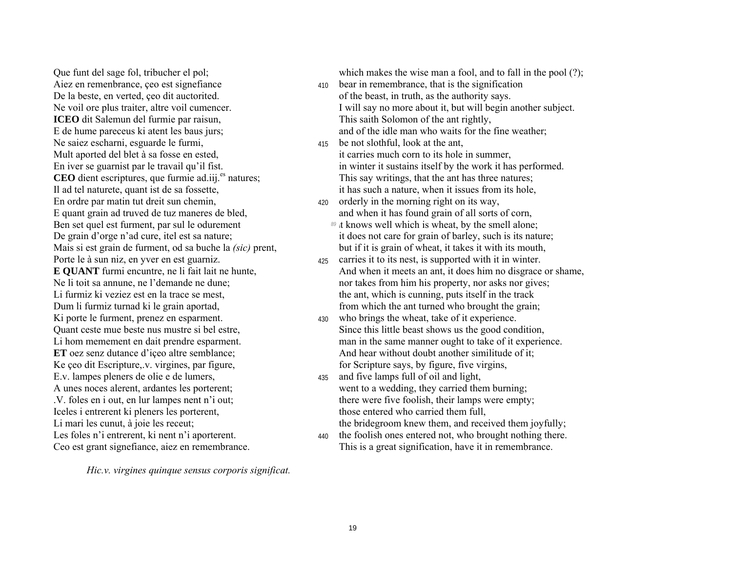| | | |
|---|---|---|
| Que funt del sage fol, tribucher el pol; | | which makes the wise man a fool, and to fall in the pool (?); |
| Aiez en remenbrance, çeo est signefiance | 410 | bear in remembrance, that is the signification |
| De la beste, en verted, çeo dit auctorited. | | of the beast, in truth, as the authority says. |
| Ne voil ore plus traiter, altre voil cumencer. | | I will say no more about it, but will begin another subject. |
| **ICEO** dit Salemun del furmie par raisun, | | This saith Solomon of the ant rightly, |
| E de hume pareceus ki atent les baus jurs; | | and of the idle man who waits for the fine weather; |
| Ne saiez escharni, esguarde le furmi, | 415 | be not slothful, look at the ant, |
| Mult aported del blet à sa fosse en ested, | | it carries much corn to its hole in summer, |
| En iver se guarnist par le travail qu'il fist. | | in winter it sustains itself by the work it has performed. |
| **CEO** dient escriptures, que furmie ad.iij.[es] natures; | | This say writings, that the ant has three natures; |
| Il ad tel naturete, quant ist de sa fossette, | | it has such a nature, when it issues from its hole, |
| En ordre par matin tut dreit sun chemin, | 420 | orderly in the morning right on its way, |
| E quant grain ad truved de tuz maneres de bled, | | and when it has found grain of all sorts of corn, |
| Ben set quel est furment, par sul le odurement | [89] | it knows well which is wheat, by the smell alone; |
| De grain d'orge n'ad cure, itel est sa nature; | | it does not care for grain of barley, such is its nature; |
| Mais si est grain de furment, od sa buche la *(sic)* prent, | | but if it is grain of wheat, it takes it with its mouth, |
| Porte le à sun niz, en yver en est guarniz. | 425 | carries it to its nest, is supported with it in winter. |
| **E QUANT** furmi encuntre, ne li fait lait ne hunte, | | And when it meets an ant, it does him no disgrace or shame, |
| Ne li toit sa annune, ne l'demande ne dune; | | nor takes from him his property, nor asks nor gives; |
| Li furmiz ki veziez est en la trace se mest, | | the ant, which is cunning, puts itself in the track |
| Dum li furmiz turnad ki le grain aportad, | | from which the ant turned who brought the grain; |
| Ki porte le furment, prenez en esparment. | 430 | who brings the wheat, take of it experience. |
| Quant ceste mue beste nus mustre si bel estre, | | Since this little beast shows us the good condition, |
| Li hom memement en dait prendre esparment. | | man in the same manner ought to take of it experience. |
| **ET** oez senz dutance d'içeo altre semblance; | | And hear without doubt another similitude of it; |
| Ke çeo dit Escripture,.v. virgines, par figure, | | for Scripture says, by figure, five virgins, |
| E.v. lampes pleners de olie e de lumers, | 435 | and five lamps full of oil and light, |
| A unes noces alerent, ardantes les porterent; | | went to a wedding, they carried them burning; |
| .V. foles en i out, en lur lampes nent n'i out; | | there were five foolish, their lamps were empty; |
| Iceles i entrerent ki pleners les porterent, | | those entered who carried them full, |
| Li mari les cunut, à joie les receut; | | the bridegroom knew them, and received them joyfully; |
| Les foles n'i entrerent, ki nent n'i aporterent. | 440 | the foolish ones entered not, who brought nothing there. |
| Ceo est grant signefiance, aiez en remembrance. | | This is a great signification, have it in remembrance. |

*Hic.v. virgines quinque sensus corporis significat.*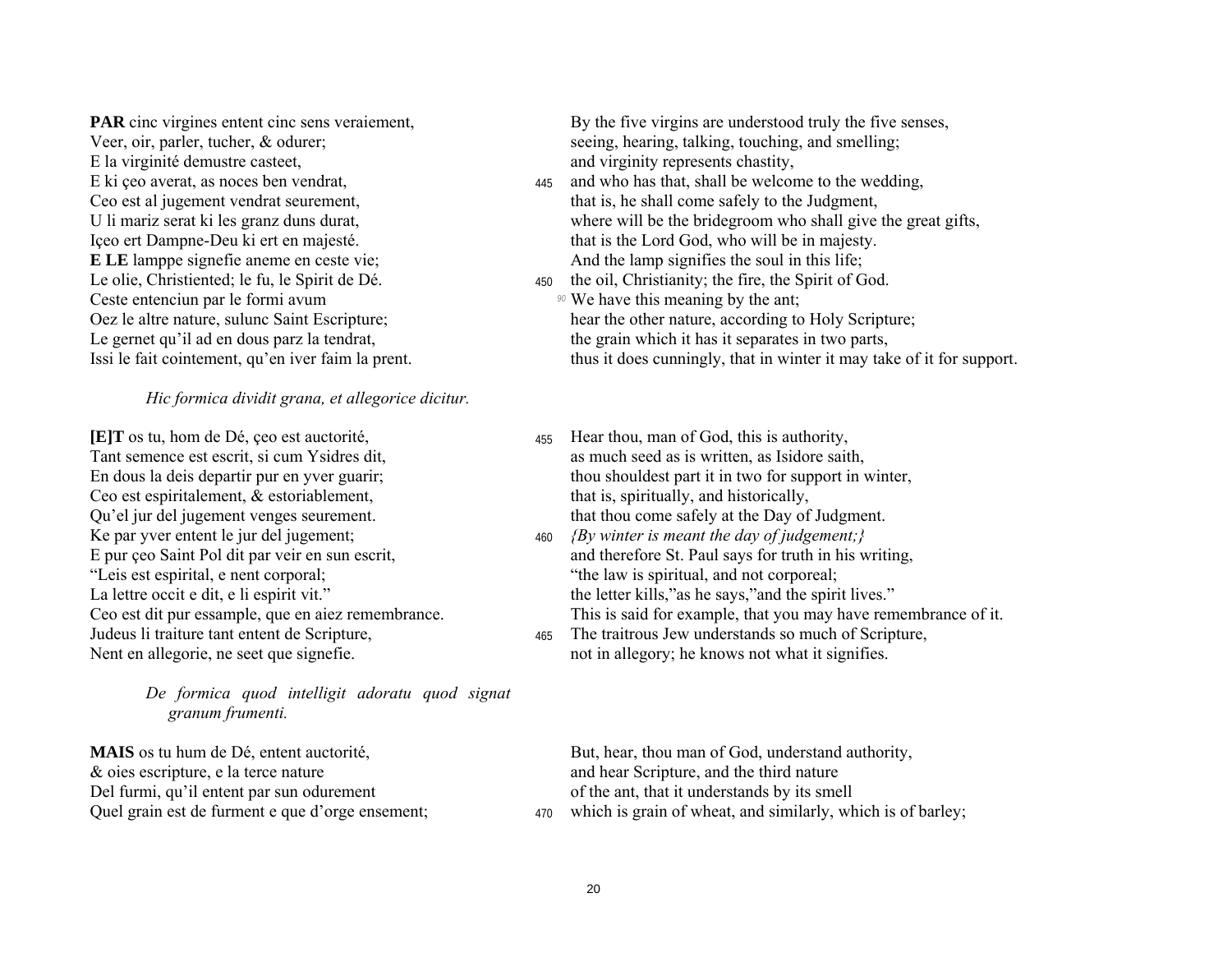**PAR** cinc virgines entent cinc sens veraiement,
Veer, oir, parler, tucher, & odurer;
E la virginité demustre casteet,
E ki çeo averat, as noces ben vendrat,
Ceo est al jugement vendrat seurement,
U li mariz serat ki les granz duns durat,
Içeo ert Dampne-Deu ki ert en majesté.
**E LE** lamppe signefie aneme en ceste vie;
Le olie, Christiented; le fu, le Spirit de Dé.
Ceste entenciun par le formi avum
Oez le altre nature, sulunc Saint Escripture;
Le gernet qu'il ad en dous parz la tendrat,
Issi le fait cointement, qu'en iver faim la prent.

By the five virgins are understood truly the five senses,
seeing, hearing, talking, touching, and smelling;
and virginity represents chastity,
445 and who has that, shall be welcome to the wedding,
that is, he shall come safely to the Judgment,
where will be the bridegroom who shall give the great gifts,
that is the Lord God, who will be in majesty.
And the lamp signifies the soul in this life;
450 the oil, Christianity; the fire, the Spirit of God.
90 We have this meaning by the ant;
hear the other nature, according to Holy Scripture;
the grain which it has it separates in two parts,
thus it does cunningly, that in winter it may take of it for support.

*Hic formica dividit grana, et allegorice dicitur.*

**[E]T** os tu, hom de Dé, çeo est auctorité,
Tant semence est escrit, si cum Ysidres dit,
En dous la deis departir pur en yver guarir;
Ceo est espiritalement, & estoriablement,
Qu'el jur del jugement venges seurement.
Ke par yver entent le jur del jugement;
E pur çeo Saint Pol dit par veir en sun escrit,
"Leis est espirital, e nent corporal;
La lettre occit e dit, e li espirit vit."
Ceo est dit pur essample, que en aiez remembrance.
Judeus li traiture tant entent de Scripture,
Nent en allegorie, ne seet que signefie.

455 Hear thou, man of God, this is authority,
as much seed as is written, as Isidore saith,
thou shouldest part it in two for support in winter,
that is, spiritually, and historically,
that thou come safely at the Day of Judgment.
460 *{By winter is meant the day of judgement;}*
and therefore St. Paul says for truth in his writing,
"the law is spiritual, and not corporeal;
the letter kills,"as he says,"and the spirit lives."
This is said for example, that you may have remembrance of it.
465 The traitrous Jew understands so much of Scripture,
not in allegory; he knows not what it signifies.

*De formica quod intelligit adoratu quod signat granum frumenti.*

**MAIS** os tu hum de Dé, entent auctorité,
& oies escripture, e la terce nature
Del furmi, qu'il entent par sun odurement
Quel grain est de furment e que d'orge ensement;

But, hear, thou man of God, understand authority,
and hear Scripture, and the third nature
of the ant, that it understands by its smell
470 which is grain of wheat, and similarly, which is of barley;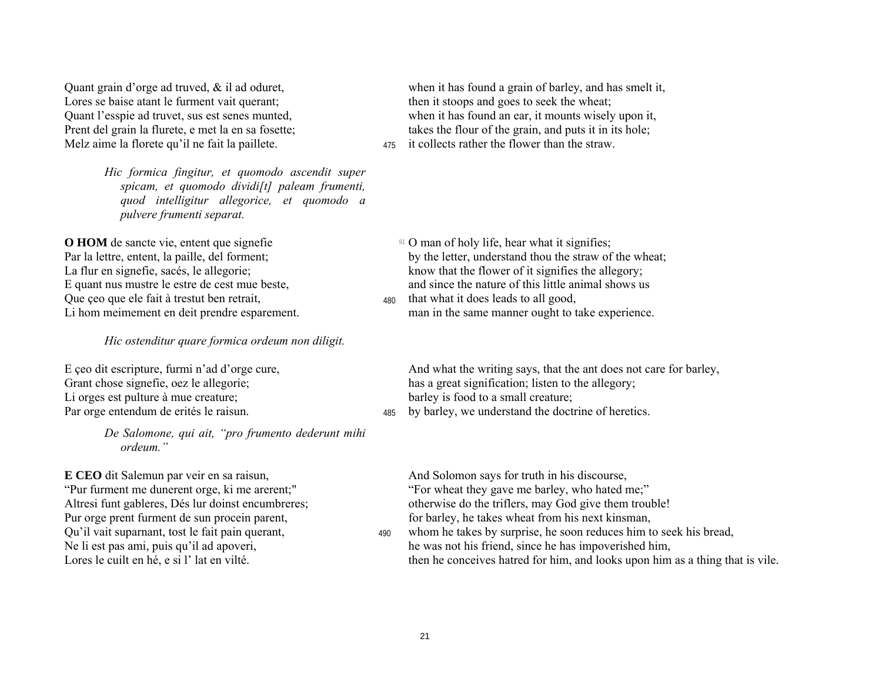Quant grain d'orge ad truved, & il ad oduret,
Lores se baise atant le furment vait querant;
Quant l'esspie ad truvet, sus est senes munted,
Prent del grain la flurete, e met la en sa fosette;
Melz aime la florete qu'il ne fait la paillete.

when it has found a grain of barley, and has smelt it,
then it stoops and goes to seek the wheat;
when it has found an ear, it mounts wisely upon it,
takes the flour of the grain, and puts it in its hole;
475 it collects rather the flower than the straw.

*Hic formica fingitur, et quomodo ascendit super spicam, et quomodo dividi[t] paleam frumenti, quod intelligitur allegorice, et quomodo a pulvere frumenti separat.*

**O HOM** de sancte vie, entent que signefie
Par la lettre, entent, la paille, del forment;
La flur en signefie, sacés, le allegorie;
E quant nus mustre le estre de cest mue beste,
Que çeo que ele fait à trestut ben retrait,
Li hom meimement en deit prendre esparement.

*91* O man of holy life, hear what it signifies;
by the letter, understand thou the straw of the wheat;
know that the flower of it signifies the allegory;
and since the nature of this little animal shows us
480 that what it does leads to all good,
man in the same manner ought to take experience.

*Hic ostenditur quare formica ordeum non diligit.*

E çeo dit escripture, furmi n'ad d'orge cure,
Grant chose signefie, oez le allegorie;
Li orges est pulture à mue creature;
Par orge entendum de erités le raisun.

And what the writing says, that the ant does not care for barley,
has a great signification; listen to the allegory;
barley is food to a small creature;
485 by barley, we understand the doctrine of heretics.

*De Salomone, qui ait, "pro frumento dederunt mihi ordeum."*

**E CEO** dit Salemun par veir en sa raisun,
"Pur furment me dunerent orge, ki me arerent;"
Altresi funt gableres, Dés lur doinst encumbreres;
Pur orge prent furment de sun procein parent,
Qu'il vait suparnant, tost le fait pain querant,
Ne li est pas ami, puis qu'il ad apoveri,
Lores le cuilt en hé, e si l' lat en vilté.

And Solomon says for truth in his discourse,
"For wheat they gave me barley, who hated me;"
otherwise do the triflers, may God give them trouble!
for barley, he takes wheat from his next kinsman,
490 whom he takes by surprise, he soon reduces him to seek his bread,
he was not his friend, since he has impoverished him,
then he conceives hatred for him, and looks upon him as a thing that is vile.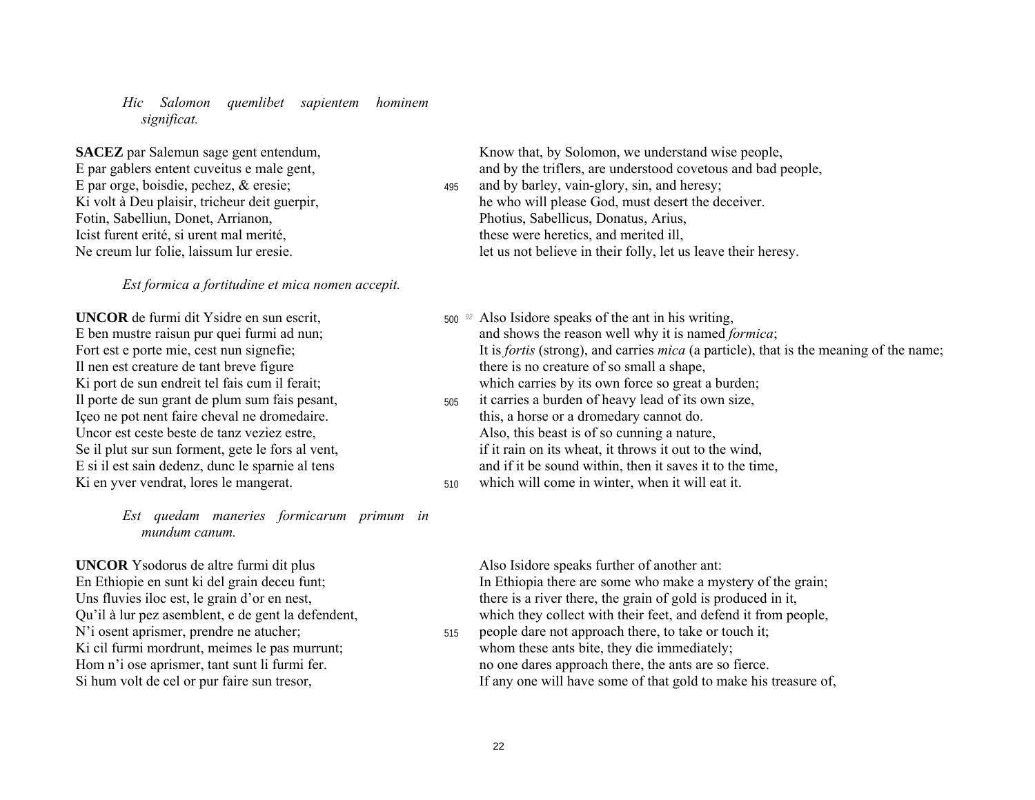*Hic Salomon quemlibet sapientem hominem significat.*

| | | |
|---|---|---|
| **SACEZ** par Salemun sage gent entendum, | | Know that, by Solomon, we understand wise people, |
| E par gablers entent cuveitus e male gent, | | and by the triflers, are understood covetous and bad people, |
| E par orge, boisdie, pechez, & eresie; | 495 | and by barley, vain-glory, sin, and heresy; |
| Ki volt à Deu plaisir, tricheur deit guerpir, | | he who will please God, must desert the deceiver. |
| Fotin, Sabelliun, Donet, Arrianon, | | Photius, Sabellicus, Donatus, Arius, |
| Icist furent erité, si urent mal merité, | | these were heretics, and merited ill, |
| Ne creum lur folie, laissum lur eresie. | | let us not believe in their folly, let us leave their heresy. |

*Est formica a fortitudine et mica nomen accepit.*

| | | |
|---|---|---|
| **UNCOR** de furmi dit Ysidre en sun escrit, | 500 [92] | Also Isidore speaks of the ant in his writing, |
| E ben mustre raisun pur quei furmi ad nun; | | and shows the reason well why it is named *formica*; |
| Fort est e porte mie, cest nun signefie; | | It is *fortis* (strong), and carries *mica* (a particle), that is the meaning of the name; |
| Il nen est creature de tant breve figure | | there is no creature of so small a shape, |
| Ki port de sun endreit tel fais cum il ferait; | | which carries by its own force so great a burden; |
| Il porte de sun grant de plum sum fais pesant, | 505 | it carries a burden of heavy lead of its own size, |
| Içeo ne pot nent faire cheval ne dromedaire. | | this, a horse or a dromedary cannot do. |
| Uncor est ceste beste de tanz veziez estre, | | Also, this beast is of so cunning a nature, |
| Se il plut sur sun forment, gete le fors al vent, | | if it rain on its wheat, it throws it out to the wind, |
| E si il est sain dedenz, dunc le sparnie al tens | | and if it be sound within, then it saves it to the time, |
| Ki en yver vendrat, lores le mangerat. | 510 | which will come in winter, when it will eat it. |

*Est quedam maneries formicarum primum in mundum canum.*

| | | |
|---|---|---|
| **UNCOR** Ysodorus de altre furmi dit plus | | Also Isidore speaks further of another ant: |
| En Ethiopie en sunt ki del grain deceu funt; | | In Ethiopia there are some who make a mystery of the grain; |
| Uns fluvies iloc est, le grain d'or en nest, | | there is a river there, the grain of gold is produced in it, |
| Qu'il à lur pez asemblent, e de gent la defendent, | | which they collect with their feet, and defend it from people, |
| N'i osent aprismer, prendre ne atucher; | 515 | people dare not approach there, to take or touch it; |
| Ki cil furmi mordrunt, meimes le pas murrunt; | | whom these ants bite, they die immediately; |
| Hom n'i ose aprismer, tant sunt li furmi fer. | | no one dares approach there, the ants are so fierce. |
| Si hum volt de cel or pur faire sun tresor, | | If any one will have some of that gold to make his treasure of, |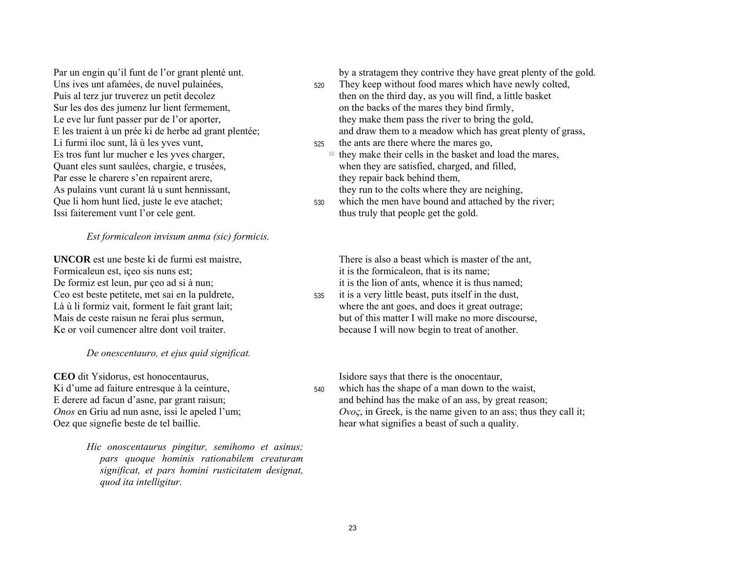Par un engin qu'il funt de l'or grant plenté unt.
Uns ives unt afamées, de nuvel pulainées,
Puis al terz jur truverez un petit decolez
Sur les dos des jumenz lur lient fermement,
Le eve lur funt passer pur de l'or aporter,
E les traient à un prée ki de herbe ad grant plentée;
Li furmi iloc sunt, là ù les yves vunt,
Es tros funt lur mucher e les yves charger,
Quant eles sunt saulées, chargie, e trusées,
Par esse le charere s'en repairent arere,
As pulains vunt curant là u sunt hennissant,
Que li hom hunt lied, juste le eve atachet;
Issi faiterement vunt l'or cele gent.

by a stratagem they contrive they have great plenty of the gold.
520 They keep without food mares which have newly colted,
then on the third day, as you will find, a little basket
on the backs of the mares they bind firmly,
they make them pass the river to bring the gold,
and draw them to a meadow which has great plenty of grass,
525 the ants are there where the mares go,
[93] they make their cells in the basket and load the mares,
when they are satisfied, charged, and filled,
they repair back behind them,
they run to the colts where they are neighing,
530 which the men have bound and attached by the river;
thus truly that people get the gold.

*Est formicaleon invisum anma (sic) formicis.*

**UNCOR** est une beste ki de furmi est maistre,
Formicaleun est, içeo sis nuns est;
De formiz est leun, pur çeo ad si à nun;
Ceo est beste petitete, met sai en la puldrete,
Là ù li formiz vait, forment le fait grant lait;
Mais de ceste raisun ne ferai plus sermun,
Ke or voil cumencer altre dont voil traiter.

There is also a beast which is master of the ant,
it is the formicaleon, that is its name;
it is the lion of ants, whence it is thus named;
535 it is a very little beast, puts itself in the dust,
where the ant goes, and does it great outrage;
but of this matter I will make no more discourse,
because I will now begin to treat of another.

*De onescentauro, et ejus quid significat.*

**CEO** dit Ysidorus, est honocentaurus,
Ki d'ume ad faiture entresque à la ceinture,
E derere ad facun d'asne, par grant raisun;
*Onos* en Griu ad nun asne, issi le apeled l'um;
Oez que signefie beste de tel baillie.

Isidore says that there is the onocentaur,
540 which has the shape of a man down to the waist,
and behind has the make of an ass, by great reason;
*Ονος*, in Greek, is the name given to an ass; thus they call it;
hear what signifies a beast of such a quality.

*Hic onoscentaurus pingitur, semihomo et asinus; pars quoque hominis rationabilem creaturam significat, et pars homini rusticitatem designat, quod ita intelligitur.*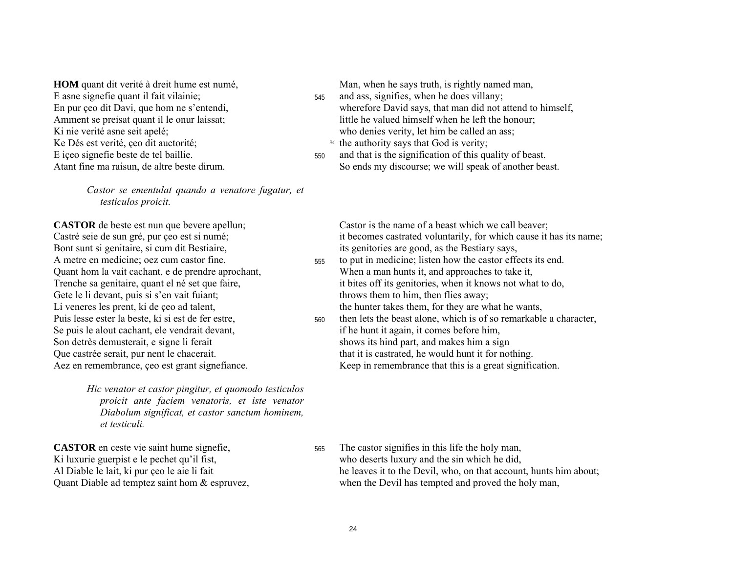**HOM** quant dit verité à dreit hume est numé,
E asne signefie quant il fait vilainie;
En pur çeo dit Davi, que hom ne s'entendi,
Amment se preisat quant il le onur laissat;
Ki nie verité asne seit apelé;
Ke Dés est verité, çeo dit auctorité;
E içeo signefie beste de tel baillie.
Atant fine ma raisun, de altre beste dirum.

Man, when he says truth, is rightly named man,
545 and ass, signifies, when he does villany;
wherefore David says, that man did not attend to himself,
little he valued himself when he left the honour;
who denies verity, let him be called an ass;
[94] the authority says that God is verity;
550 and that is the signification of this quality of beast.
So ends my discourse; we will speak of another beast.

*Castor se ementulat quando a venatore fugatur, et testiculos proicit.*

**CASTOR** de beste est nun que bevere apellun;
Castré seie de sun gré, pur çeo est si numé;
Bont sunt si genitaire, si cum dit Bestiaire,
A metre en medicine; oez cum castor fine.
Quant hom la vait cachant, e de prendre aprochant,
Trenche sa genitaire, quant el né set que faire,
Gete le li devant, puis si s'en vait fuiant;
Li veneres les prent, ki de çeo ad talent,
Puis lesse ester la beste, ki si est de fer estre,
Se puis le alout cachant, ele vendrait devant,
Son detrès demusterait, e signe li ferait
Que castrée serait, pur nent le chacerait.
Aez en remembrance, çeo est grant signefiance.

Castor is the name of a beast which we call beaver;
it becomes castrated voluntarily, for which cause it has its name;
its genitories are good, as the Bestiary says,
555 to put in medicine; listen how the castor effects its end.
When a man hunts it, and approaches to take it,
it bites off its genitories, when it knows not what to do,
throws them to him, then flies away;
the hunter takes them, for they are what he wants,
560 then lets the beast alone, which is of so remarkable a character,
if he hunt it again, it comes before him,
shows its hind part, and makes him a sign
that it is castrated, he would hunt it for nothing.
Keep in remembrance that this is a great signification.

*Hic venator et castor pingitur, et quomodo testiculos proicit ante faciem venatoris, et iste venator Diabolum significat, et castor sanctum hominem, et testiculi.*

**CASTOR** en ceste vie saint hume signefie,
Ki luxurie guerpist e le pechet qu'il fist,
Al Diable le lait, ki pur çeo le aie li fait
Quant Diable ad temptez saint hom & espruvez,

565 The castor signifies in this life the holy man,
who deserts luxury and the sin which he did,
he leaves it to the Devil, who, on that account, hunts him about;
when the Devil has tempted and proved the holy man,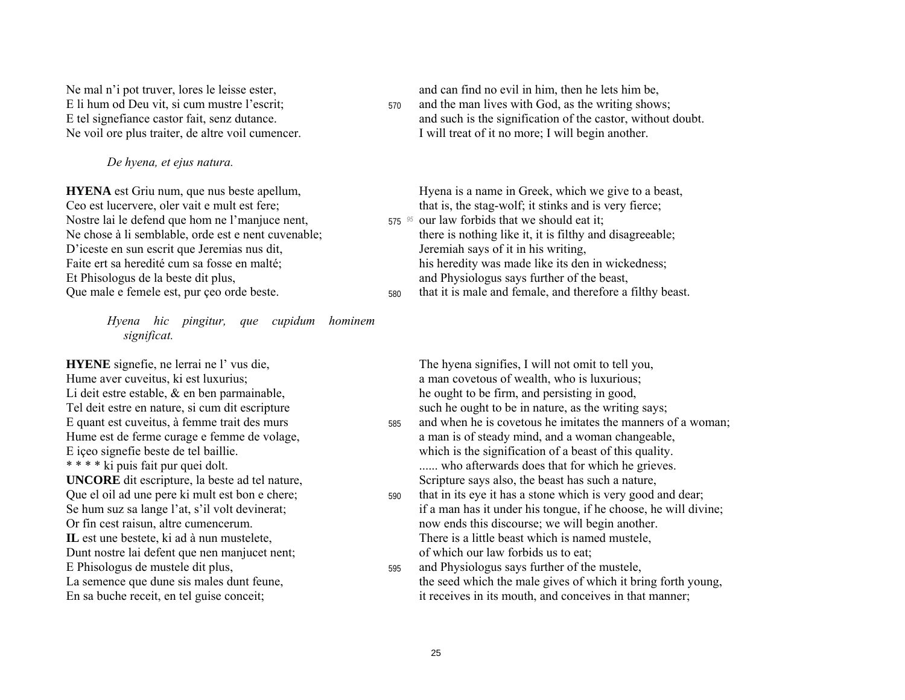Ne mal n'i pot truver, lores le leisse ester,
E li hum od Deu vit, si cum mustre l'escrit;
E tel signefiance castor fait, senz dutance.
Ne voil ore plus traiter, de altre voil cumencer.

and can find no evil in him, then he lets him be,
570 and the man lives with God, as the writing shows;
and such is the signification of the castor, without doubt.
I will treat of it no more; I will begin another.

*De hyena, et ejus natura.*

**HYENA** est Griu num, que nus beste apellum,
Ceo est lucervere, oler vait e mult est fere;
Nostre lai le defend que hom ne l'manjuce nent,
Ne chose à li semblable, orde est e nent cuvenable;
D'iceste en sun escrit que Jeremias nus dit,
Faite ert sa heredité cum sa fosse en malté;
Et Phisologus de la beste dit plus,
Que male e femele est, pur çeo orde beste.

Hyena is a name in Greek, which we give to a beast,
that is, the stag-wolf; it stinks and is very fierce;
575 [95] our law forbids that we should eat it;
there is nothing like it, it is filthy and disagreeable;
Jeremiah says of it in his writing,
his heredity was made like its den in wickedness;
and Physiologus says further of the beast,
580 that it is male and female, and therefore a filthy beast.

*Hyena hic pingitur, que cupidum hominem significat.*

**HYENE** signefie, ne lerrai ne l' vus die,
Hume aver cuveitus, ki est luxurius;
Li deit estre estable, & en ben parmainable,
Tel deit estre en nature, si cum dit escripture
E quant est cuveitus, à femme trait des murs
Hume est de ferme curage e femme de volage,
E içeo signefie beste de tel baillie.
* * * * ki puis fait pur quei dolt.
**UNCORE** dit escripture, la beste ad tel nature,
Que el oil ad une pere ki mult est bon e chere;
Se hum suz sa lange l'at, s'il volt devinerat;
Or fin cest raisun, altre cumencerum.
**IL** est une bestete, ki ad à nun mustelete,
Dunt nostre lai defent que nen manjucet nent;
E Phisologus de mustele dit plus,
La semence que dune sis males dunt feune,
En sa buche receit, en tel guise conceit;

The hyena signifies, I will not omit to tell you,
a man covetous of wealth, who is luxurious;
he ought to be firm, and persisting in good,
such he ought to be in nature, as the writing says;
585 and when he is covetous he imitates the manners of a woman;
a man is of steady mind, and a woman changeable,
which is the signification of a beast of this quality.
...... who afterwards does that for which he grieves.
Scripture says also, the beast has such a nature,
590 that in its eye it has a stone which is very good and dear;
if a man has it under his tongue, if he choose, he will divine;
now ends this discourse; we will begin another.
There is a little beast which is named mustele,
of which our law forbids us to eat;
595 and Physiologus says further of the mustele,
the seed which the male gives of which it bring forth young,
it receives in its mouth, and conceives in that manner;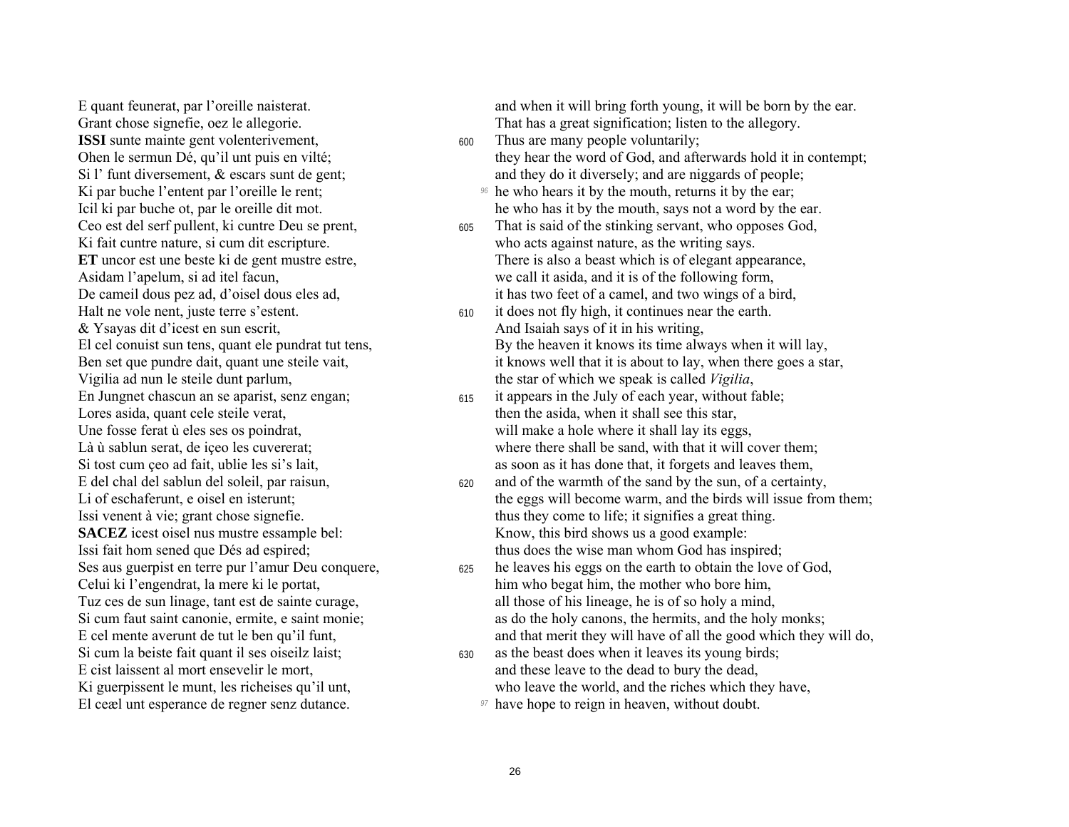E quant feunerat, par l'oreille naisterat.
Grant chose signefie, oez le allegorie.
**ISSI** sunte mainte gent volenterivement,
Ohen le sermun Dé, qu'il unt puis en vilté;
Si l' funt diversement, & escars sunt de gent;
Ki par buche l'entent par l'oreille le rent;
Icil ki par buche ot, par le oreille dit mot.
Ceo est del serf pullent, ki cuntre Deu se prent,
Ki fait cuntre nature, si cum dit escripture.
**ET** uncor est une beste ki de gent mustre estre,
Asidam l'apelum, si ad itel facun,
De cameil dous pez ad, d'oisel dous eles ad,
Halt ne vole nent, juste terre s'estent.
& Ysayas dit d'icest en sun escrit,
El cel conuist sun tens, quant ele pundrat tut tens,
Ben set que pundre dait, quant une steile vait,
Vigilia ad nun le steile dunt parlum,
En Jungnet chascun an se aparist, senz engan;
Lores asida, quant cele steile verat,
Une fosse ferat ù eles ses os poindrat,
Là ù sablun serat, de içeo les cuvererat;
Si tost cum çeo ad fait, ublie les si's lait,
E del chal del sablun del soleil, par raisun,
Li of eschaferunt, e oisel en isterunt;
Issi venent à vie; grant chose signefie.
**SACEZ** icest oisel nus mustre essample bel:
Issi fait hom sened que Dés ad espired;
Ses aus guerpist en terre pur l'amur Deu conquere,
Celui ki l'engendrat, la mere ki le portat,
Tuz ces de sun linage, tant est de sainte curage,
Si cum faut saint canonie, ermite, e saint monie;
E cel mente averunt de tut le ben qu'il funt,
Si cum la beiste fait quant il ses oiseilz laist;
E cist laissent al mort ensevelir le mort,
Ki guerpissent le munt, les richeises qu'il unt,
El ceæl unt esperance de regner senz dutance.

and when it will bring forth young, it will be born by the ear.
That has a great signification; listen to the allegory.
600 Thus are many people voluntarily;
they hear the word of God, and afterwards hold it in contempt;
and they do it diversely; and are niggards of people;
[96] he who hears it by the mouth, returns it by the ear;
he who has it by the mouth, says not a word by the ear.
605 That is said of the stinking servant, who opposes God,
who acts against nature, as the writing says.
There is also a beast which is of elegant appearance,
we call it asida, and it is of the following form,
it has two feet of a camel, and two wings of a bird,
610 it does not fly high, it continues near the earth.
And Isaiah says of it in his writing,
By the heaven it knows its time always when it will lay,
it knows well that it is about to lay, when there goes a star,
the star of which we speak is called *Vigilia*,
615 it appears in the July of each year, without fable;
then the asida, when it shall see this star,
will make a hole where it shall lay its eggs,
where there shall be sand, with that it will cover them;
as soon as it has done that, it forgets and leaves them,
620 and of the warmth of the sand by the sun, of a certainty,
the eggs will become warm, and the birds will issue from them;
thus they come to life; it signifies a great thing.
Know, this bird shows us a good example:
thus does the wise man whom God has inspired;
625 he leaves his eggs on the earth to obtain the love of God,
him who begat him, the mother who bore him,
all those of his lineage, he is of so holy a mind,
as do the holy canons, the hermits, and the holy monks;
and that merit they will have of all the good which they will do,
630 as the beast does when it leaves its young birds;
and these leave to the dead to bury the dead,
who leave the world, and the riches which they have,
[97] have hope to reign in heaven, without doubt.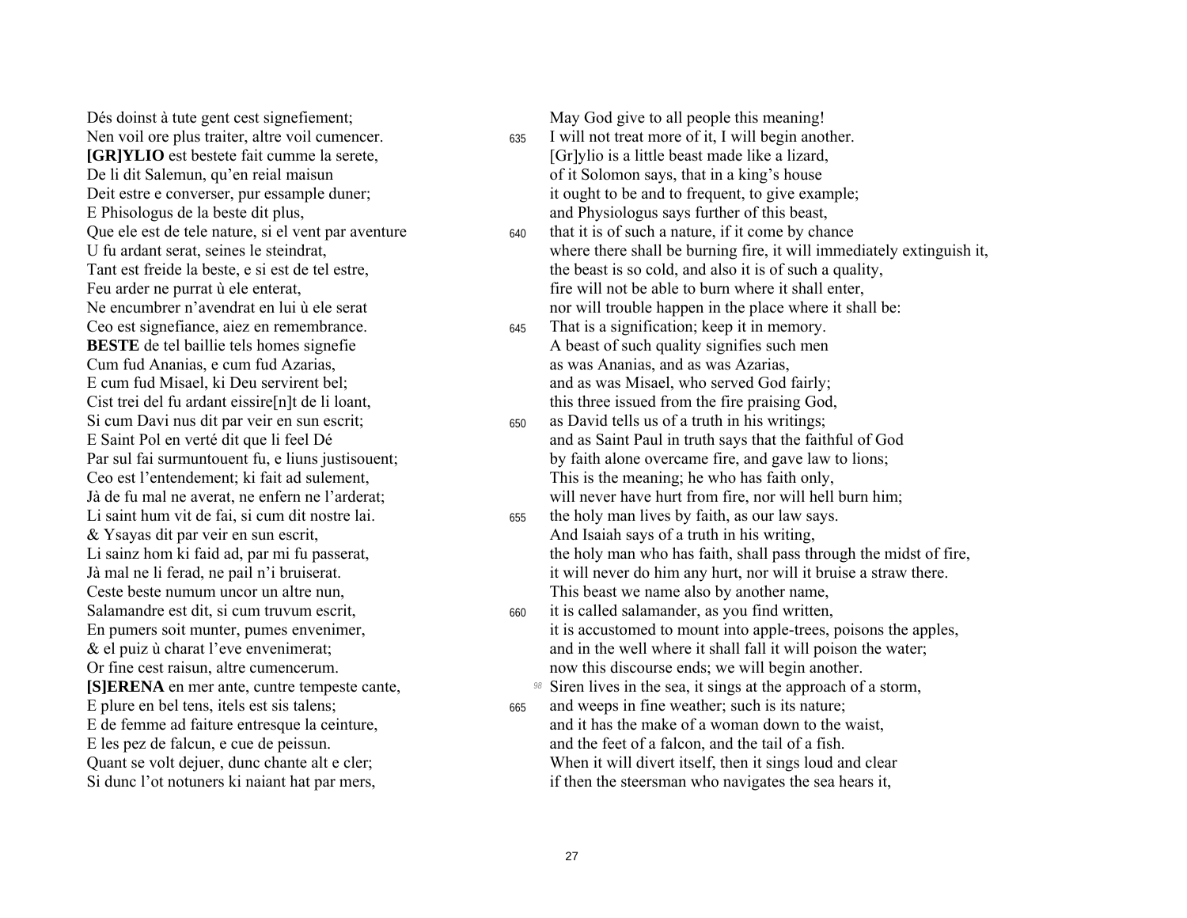Dés doinst à tute gent cest signefiement;
Nen voil ore plus traiter, altre voil cumencer.
**[GR]YLIO** est bestete fait cumme la serete,
De li dit Salemun, qu'en reial maisun
Deit estre e converser, pur essample duner;
E Phisologus de la beste dit plus,
Que ele est de tele nature, si el vent par aventure
U fu ardant serat, seines le steindrat,
Tant est freide la beste, e si est de tel estre,
Feu arder ne purrat ù ele enterat,
Ne encumbrer n'avendrat en lui ù ele serat
Ceo est signefiance, aiez en remembrance.
**BESTE** de tel baillie tels homes signefie
Cum fud Ananias, e cum fud Azarias,
E cum fud Misael, ki Deu servirent bel;
Cist trei del fu ardant eissire[n]t de li loant,
Si cum Davi nus dit par veir en sun escrit;
E Saint Pol en verté dit que li feel Dé
Par sul fai surmuntouent fu, e liuns justisouent;
Ceo est l'entendement; ki fait ad sulement,
Jà de fu mal ne averat, ne enfern ne l'arderat;
Li saint hum vit de fai, si cum dit nostre lai.
& Ysayas dit par veir en sun escrit,
Li sainz hom ki faid ad, par mi fu passerat,
Jà mal ne li ferad, ne pail n'i bruiserat.
Ceste beste numum uncor un altre nun,
Salamandre est dit, si cum truvum escrit,
En pumers soit munter, pumes envenimer,
& el puiz ù charat l'eve envenimerat;
Or fine cest raisun, altre cumencerum.
**[S]ERENA** en mer ante, cuntre tempeste cante,
E plure en bel tens, itels est sis talens;
E de femme ad faiture entresque la ceinture,
E les pez de falcun, e cue de peissun.
Quant se volt dejuer, dunc chante alt e cler;
Si dunc l'ot notuners ki naiant hat par mers,

May God give to all people this meaning!
635 I will not treat more of it, I will begin another.
[Gr]ylio is a little beast made like a lizard,
of it Solomon says, that in a king's house
it ought to be and to frequent, to give example;
and Physiologus says further of this beast,
640 that it is of such a nature, if it come by chance
where there shall be burning fire, it will immediately extinguish it,
the beast is so cold, and also it is of such a quality,
fire will not be able to burn where it shall enter,
nor will trouble happen in the place where it shall be:
645 That is a signification; keep it in memory.
A beast of such quality signifies such men
as was Ananias, and as was Azarias,
and as was Misael, who served God fairly;
this three issued from the fire praising God,
650 as David tells us of a truth in his writings;
and as Saint Paul in truth says that the faithful of God
by faith alone overcame fire, and gave law to lions;
This is the meaning; he who has faith only,
will never have hurt from fire, nor will hell burn him;
655 the holy man lives by faith, as our law says.
And Isaiah says of a truth in his writing,
the holy man who has faith, shall pass through the midst of fire,
it will never do him any hurt, nor will it bruise a straw there.
This beast we name also by another name,
660 it is called salamander, as you find written,
it is accustomed to mount into apple-trees, poisons the apples,
and in the well where it shall fall it will poison the water;
now this discourse ends; we will begin another.
98 Siren lives in the sea, it sings at the approach of a storm,
665 and weeps in fine weather; such is its nature;
and it has the make of a woman down to the waist,
and the feet of a falcon, and the tail of a fish.
When it will divert itself, then it sings loud and clear
if then the steersman who navigates the sea hears it,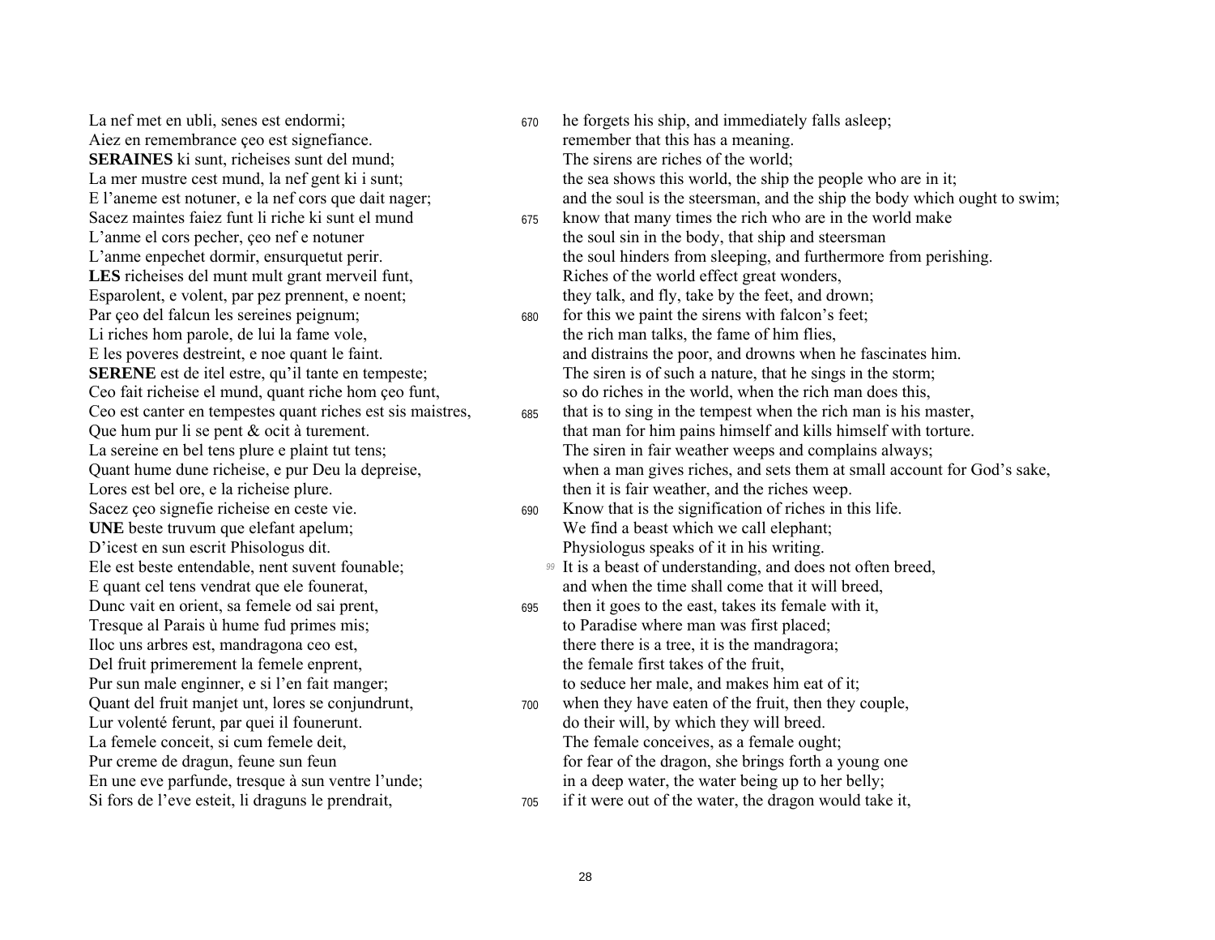| | | |
|---|---|---|
| La nef met en ubli, senes est endormi; | 670 | he forgets his ship, and immediately falls asleep; |
| Aiez en remembrance çeo est signefiance. | | remember that this has a meaning. |
| **SERAINES** ki sunt, richeises sunt del mund; | | The sirens are riches of the world; |
| La mer mustre cest mund, la nef gent ki i sunt; | | the sea shows this world, the ship the people who are in it; |
| E l'aneme est notuner, e la nef cors que dait nager; | | and the soul is the steersman, and the ship the body which ought to swim; |
| Sacez maintes faiez funt li riche ki sunt el mund | 675 | know that many times the rich who are in the world make |
| L'anme el cors pecher, çeo nef e notuner | | the soul sin in the body, that ship and steersman |
| L'anme enpechet dormir, ensurquetut perir. | | the soul hinders from sleeping, and furthermore from perishing. |
| **LES** richeises del munt mult grant merveil funt, | | Riches of the world effect great wonders, |
| Esparolent, e volent, par pez prennent, e noent; | | they talk, and fly, take by the feet, and drown; |
| Par çeo del falcun les sereines peignum; | 680 | for this we paint the sirens with falcon's feet; |
| Li riches hom parole, de lui la fame vole, | | the rich man talks, the fame of him flies, |
| E les poveres destreint, e noe quant le faint. | | and distrains the poor, and drowns when he fascinates him. |
| **SERENE** est de itel estre, qu'il tante en tempeste; | | The siren is of such a nature, that he sings in the storm; |
| Ceo fait richeise el mund, quant riche hom çeo funt, | | so do riches in the world, when the rich man does this, |
| Ceo est canter en tempestes quant riches est sis maistres, | 685 | that is to sing in the tempest when the rich man is his master, |
| Que hum pur li se pent & ocit à turement. | | that man for him pains himself and kills himself with torture. |
| La sereine en bel tens plure e plaint tut tens; | | The siren in fair weather weeps and complains always; |
| Quant hume dune richeise, e pur Deu la depreise, | | when a man gives riches, and sets them at small account for God's sake, |
| Lores est bel ore, e la richeise plure. | | then it is fair weather, and the riches weep. |
| Sacez çeo signefie richeise en ceste vie. | 690 | Know that is the signification of riches in this life. |
| **UNE** beste truvum que elefant apelum; | | We find a beast which we call elephant; |
| D'icest en sun escrit Phisologus dit. | | Physiologus speaks of it in his writing. |
| Ele est beste entendable, nent suvent founable; | 99 | It is a beast of understanding, and does not often breed, |
| E quant cel tens vendrat que ele founerat, | | and when the time shall come that it will breed, |
| Dunc vait en orient, sa femele od sai prent, | 695 | then it goes to the east, takes its female with it, |
| Tresque al Parais ù hume fud primes mis; | | to Paradise where man was first placed; |
| Iloc uns arbres est, mandragona ceo est, | | there there is a tree, it is the mandragora; |
| Del fruit primerement la femele enprent, | | the female first takes of the fruit, |
| Pur sun male enginner, e si l'en fait manger; | | to seduce her male, and makes him eat of it; |
| Quant del fruit manjet unt, lores se conjundrunt, | 700 | when they have eaten of the fruit, then they couple, |
| Lur volenté ferunt, par quei il founerunt. | | do their will, by which they will breed. |
| La femele conceit, si cum femele deit, | | The female conceives, as a female ought; |
| Pur creme de dragun, feune sun feun | | for fear of the dragon, she brings forth a young one |
| En une eve parfunde, tresque à sun ventre l'unde; | | in a deep water, the water being up to her belly; |
| Si fors de l'eve esteit, li draguns le prendrait, | 705 | if it were out of the water, the dragon would take it, |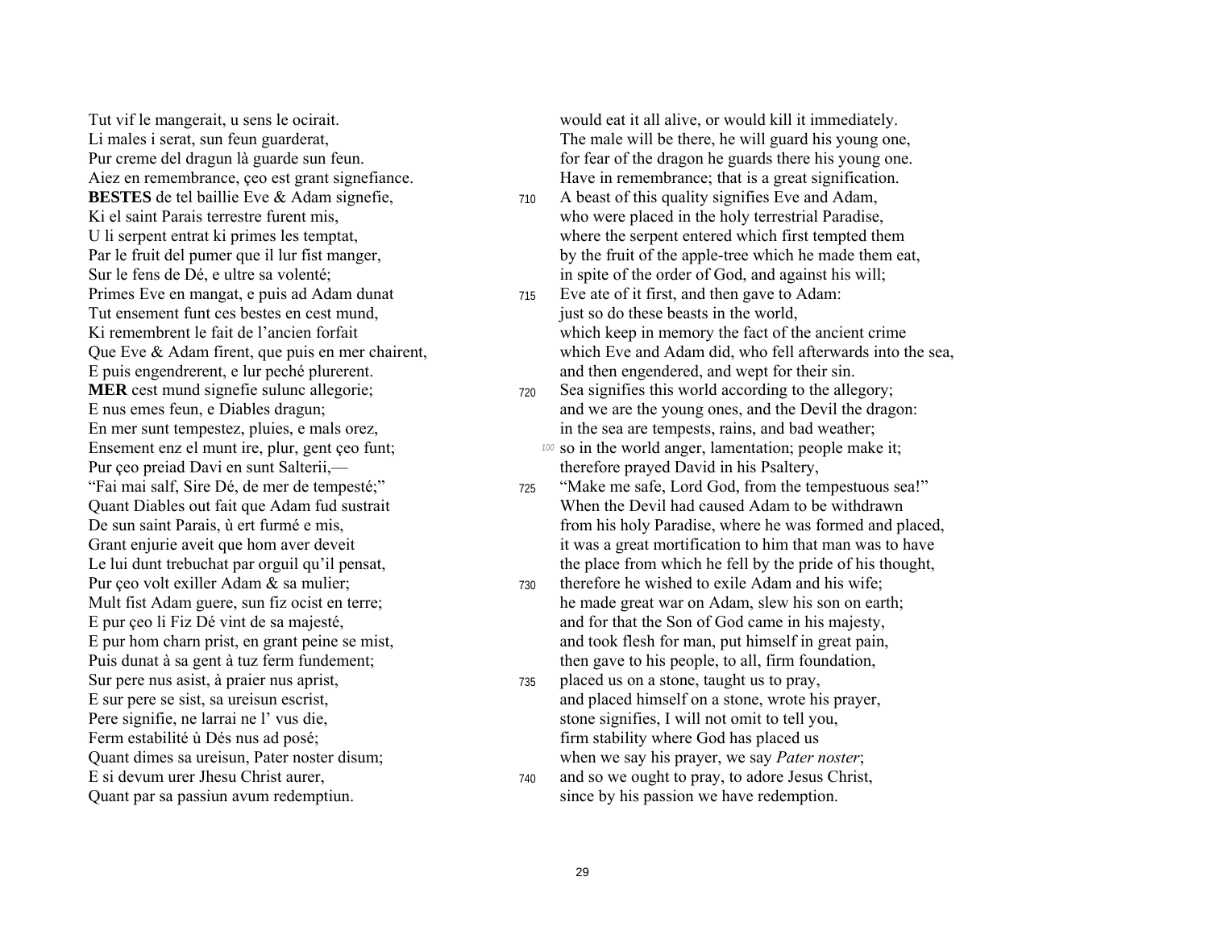Tut vif le mangerait, u sens le ocirait.
Li males i serat, sun feun guarderat,
Pur creme del dragun là guarde sun feun.
Aiez en remembrance, çeo est grant signefiance.
**BESTES** de tel baillie Eve & Adam signefie,
Ki el saint Parais terrestre furent mis,
U li serpent entrat ki primes les temptat,
Par le fruit del pumer que il lur fist manger,
Sur le fens de Dé, e ultre sa volenté;
Primes Eve en mangat, e puis ad Adam dunat
Tut ensement funt ces bestes en cest mund,
Ki remembrent le fait de l'ancien forfait
Que Eve & Adam firent, que puis en mer chairent,
E puis engendrerent, e lur peché plurerent.
**MER** cest mund signefie sulunc allegorie;
E nus emes feun, e Diables dragun;
En mer sunt tempestez, pluies, e mals orez,
Ensement enz el munt ire, plur, gent çeo funt;
Pur çeo preiad Davi en sunt Salterii,—
"Fai mai salf, Sire Dé, de mer de tempesté;"
Quant Diables out fait que Adam fud sustrait
De sun saint Parais, ù ert furmé e mis,
Grant enjurie aveit que hom aver deveit
Le lui dunt trebuchat par orguil qu'il pensat,
Pur çeo volt exiller Adam & sa mulier;
Mult fist Adam guere, sun fiz ocist en terre;
E pur çeo li Fiz Dé vint de sa majesté,
E pur hom charn prist, en grant peine se mist,
Puis dunat à sa gent à tuz ferm fundement;
Sur pere nus asist, à praier nus aprist,
E sur pere se sist, sa ureisun escrist,
Pere signifie, ne larrai ne l' vus die,
Ferm estabilité ù Dés nus ad posé;
Quant dimes sa ureisun, Pater noster disum;
E si devum urer Jhesu Christ aurer,
Quant par sa passiun avum redemptiun.

would eat it all alive, or would kill it immediately.
The male will be there, he will guard his young one,
for fear of the dragon he guards there his young one.
Have in remembrance; that is a great signification.
710 A beast of this quality signifies Eve and Adam,
who were placed in the holy terrestrial Paradise,
where the serpent entered which first tempted them
by the fruit of the apple-tree which he made them eat,
in spite of the order of God, and against his will;
715 Eve ate of it first, and then gave to Adam:
just so do these beasts in the world,
which keep in memory the fact of the ancient crime
which Eve and Adam did, who fell afterwards into the sea,
and then engendered, and wept for their sin.
720 Sea signifies this world according to the allegory;
and we are the young ones, and the Devil the dragon:
in the sea are tempests, rains, and bad weather;
*100* so in the world anger, lamentation; people make it;
therefore prayed David in his Psaltery,
725 "Make me safe, Lord God, from the tempestuous sea!"
When the Devil had caused Adam to be withdrawn
from his holy Paradise, where he was formed and placed,
it was a great mortification to him that man was to have
the place from which he fell by the pride of his thought,
730 therefore he wished to exile Adam and his wife;
he made great war on Adam, slew his son on earth;
and for that the Son of God came in his majesty,
and took flesh for man, put himself in great pain,
then gave to his people, to all, firm foundation,
735 placed us on a stone, taught us to pray,
and placed himself on a stone, wrote his prayer,
stone signifies, I will not omit to tell you,
firm stability where God has placed us
when we say his prayer, we say *Pater noster*;
740 and so we ought to pray, to adore Jesus Christ,
since by his passion we have redemption.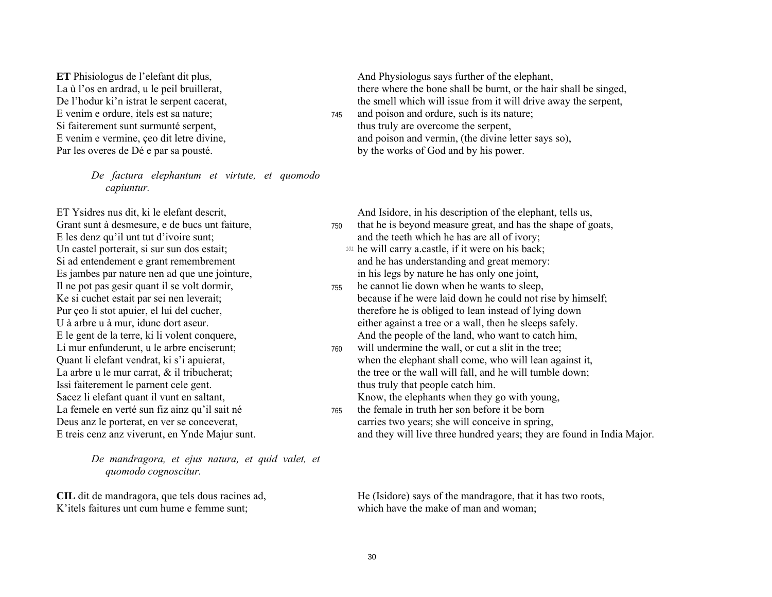**ET** Phisiologus de l'elefant dit plus,
La ù l'os en ardrad, u le peil bruillerat,
De l'hodur ki'n istrat le serpent cacerat,
E venim e ordure, itels est sa nature;
Si faiterement sunt surmunté serpent,
E venim e vermine, çeo dit letre divine,
Par les overes de Dé e par sa pousté.

And Physiologus says further of the elephant,
there where the bone shall be burnt, or the hair shall be singed,
the smell which will issue from it will drive away the serpent,
745 and poison and ordure, such is its nature;
thus truly are overcome the serpent,
and poison and vermin, (the divine letter says so),
by the works of God and by his power.

*De factura elephantum et virtute, et quomodo capiuntur.*

ET Ysidres nus dit, ki le elefant descrit,
Grant sunt à desmesure, e de bucs unt faiture,
E les denz qu'il unt tut d'ivoire sunt;
Un castel porterait, si sur sun dos estait;
Si ad entendement e grant remembrement
Es jambes par nature nen ad que une jointure,
Il ne pot pas gesir quant il se volt dormir,
Ke si cuchet estait par sei nen leverait;
Pur çeo li stot apuier, el lui del cucher,
U à arbre u à mur, idunc dort aseur.
E le gent de la terre, ki li volent conquere,
Li mur enfunderunt, u le arbre enciserunt;
Quant li elefant vendrat, ki s'i apuierat,
La arbre u le mur carrat, & il tribucherat;
Issi faiterement le parnent cele gent.
Sacez li elefant quant il vunt en saltant,
La femele en verté sun fiz ainz qu'il sait né
Deus anz le porterat, en ver se conceverat,
E treis cenz anz viverunt, en Ynde Majur sunt.

And Isidore, in his description of the elephant, tells us,
750 that he is beyond measure great, and has the shape of goats,
and the teeth which he has are all of ivory;
[101] he will carry a.castle, if it were on his back;
and he has understanding and great memory:
in his legs by nature he has only one joint,
755 he cannot lie down when he wants to sleep,
because if he were laid down he could not rise by himself;
therefore he is obliged to lean instead of lying down
either against a tree or a wall, then he sleeps safely.
And the people of the land, who want to catch him,
760 will undermine the wall, or cut a slit in the tree;
when the elephant shall come, who will lean against it,
the tree or the wall will fall, and he will tumble down;
thus truly that people catch him.
Know, the elephants when they go with young,
765 the female in truth her son before it be born
carries two years; she will conceive in spring,
and they will live three hundred years; they are found in India Major.

*De mandragora, et ejus natura, et quid valet, et quomodo cognoscitur.*

**CIL** dit de mandragora, que tels dous racines ad,
K'itels faitures unt cum hume e femme sunt;

He (Isidore) says of the mandragore, that it has two roots,
which have the make of man and woman;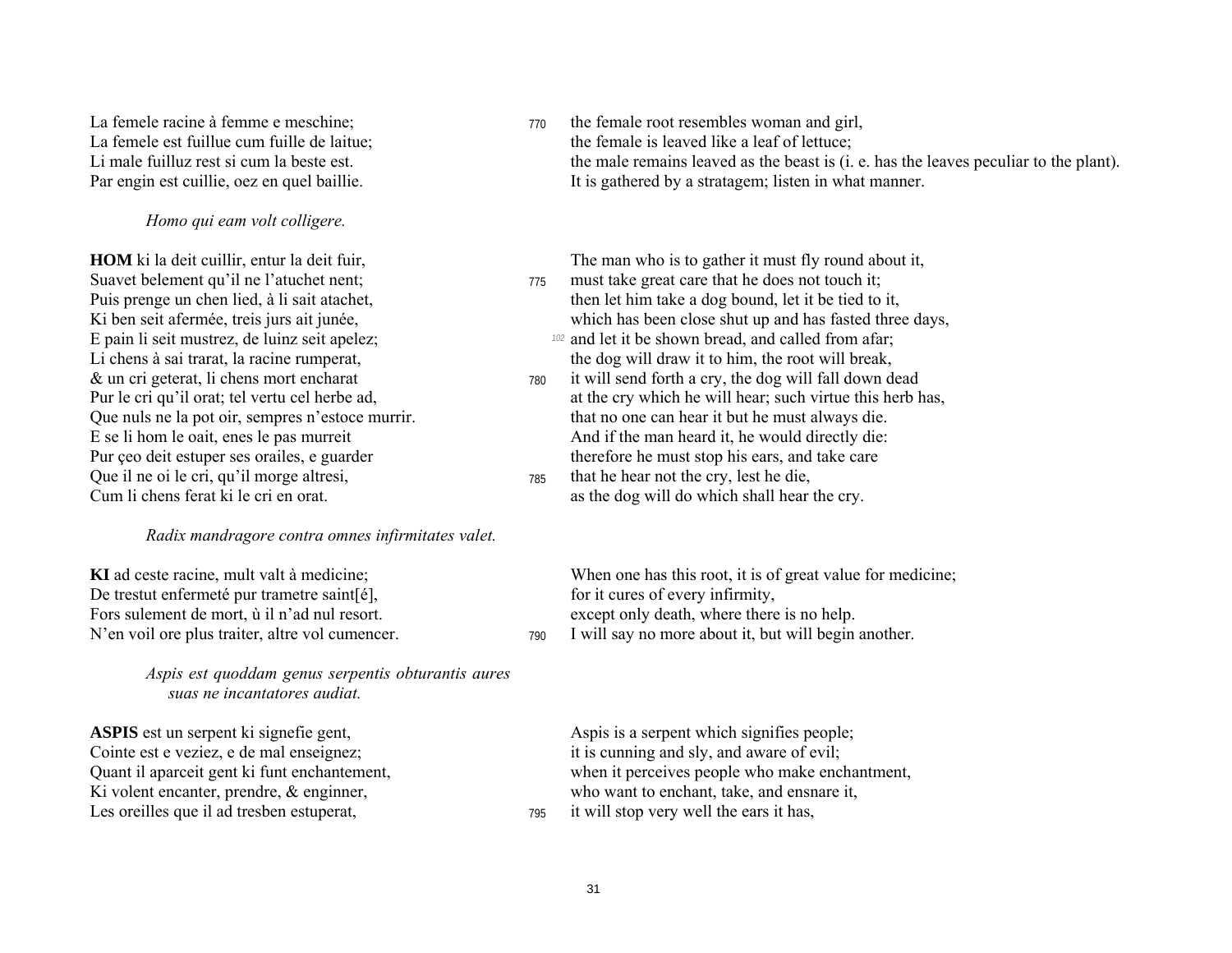La femele racine à femme e meschine; | 770 the female root resembles woman and girl,
La femele est fuillue cum fuille de laitue; | the female is leaved like a leaf of lettuce;
Li male fuilluz rest si cum la beste est. | the male remains leaved as the beast is (i. e. has the leaves peculiar to the plant).
Par engin est cuillie, oez en quel baillie. | It is gathered by a stratagem; listen in what manner.

*Homo qui eam volt colligere.*

**HOM** ki la deit cuillir, entur la deit fuir, | The man who is to gather it must fly round about it,
Suavet belement qu'il ne l'atuchet nent; | 775 must take great care that he does not touch it;
Puis prenge un chen lied, à li sait atachet, | then let him take a dog bound, let it be tied to it,
Ki ben seit afermée, treis jurs ait junée, | which has been close shut up and has fasted three days,
E pain li seit mustrez, de luinz seit apelez; | [102] and let it be shown bread, and called from afar;
Li chens à sai trarat, la racine rumperat, | the dog will draw it to him, the root will break,
& un cri geterat, li chens mort encharat | 780 it will send forth a cry, the dog will fall down dead
Pur le cri qu'il orat; tel vertu cel herbe ad, | at the cry which he will hear; such virtue this herb has,
Que nuls ne la pot oir, sempres n'estoce murrir. | that no one can hear it but he must always die.
E se li hom le oait, enes le pas murreit | And if the man heard it, he would directly die:
Pur çeo deit estuper ses orailes, e guarder | therefore he must stop his ears, and take care
Que il ne oi le cri, qu'il morge altresi, | 785 that he hear not the cry, lest he die,
Cum li chens ferat ki le cri en orat. | as the dog will do which shall hear the cry.

*Radix mandragore contra omnes infirmitates valet.*

**KI** ad ceste racine, mult valt à medicine; | When one has this root, it is of great value for medicine;
De trestut enfermeté pur trametre saint[é], | for it cures of every infirmity,
Fors sulement de mort, ù il n'ad nul resort. | except only death, where there is no help.
N'en voil ore plus traiter, altre vol cumencer. | 790 I will say no more about it, but will begin another.

*Aspis est quoddam genus serpentis obturantis aures suas ne incantatores audiat.*

**ASPIS** est un serpent ki signefie gent, | Aspis is a serpent which signifies people;
Cointe est e veziez, e de mal enseignez; | it is cunning and sly, and aware of evil;
Quant il aparceit gent ki funt enchantement, | when it perceives people who make enchantment,
Ki volent encanter, prendre, & enginner, | who want to enchant, take, and ensnare it,
Les oreilles que il ad tresben estuperat, | 795 it will stop very well the ears it has,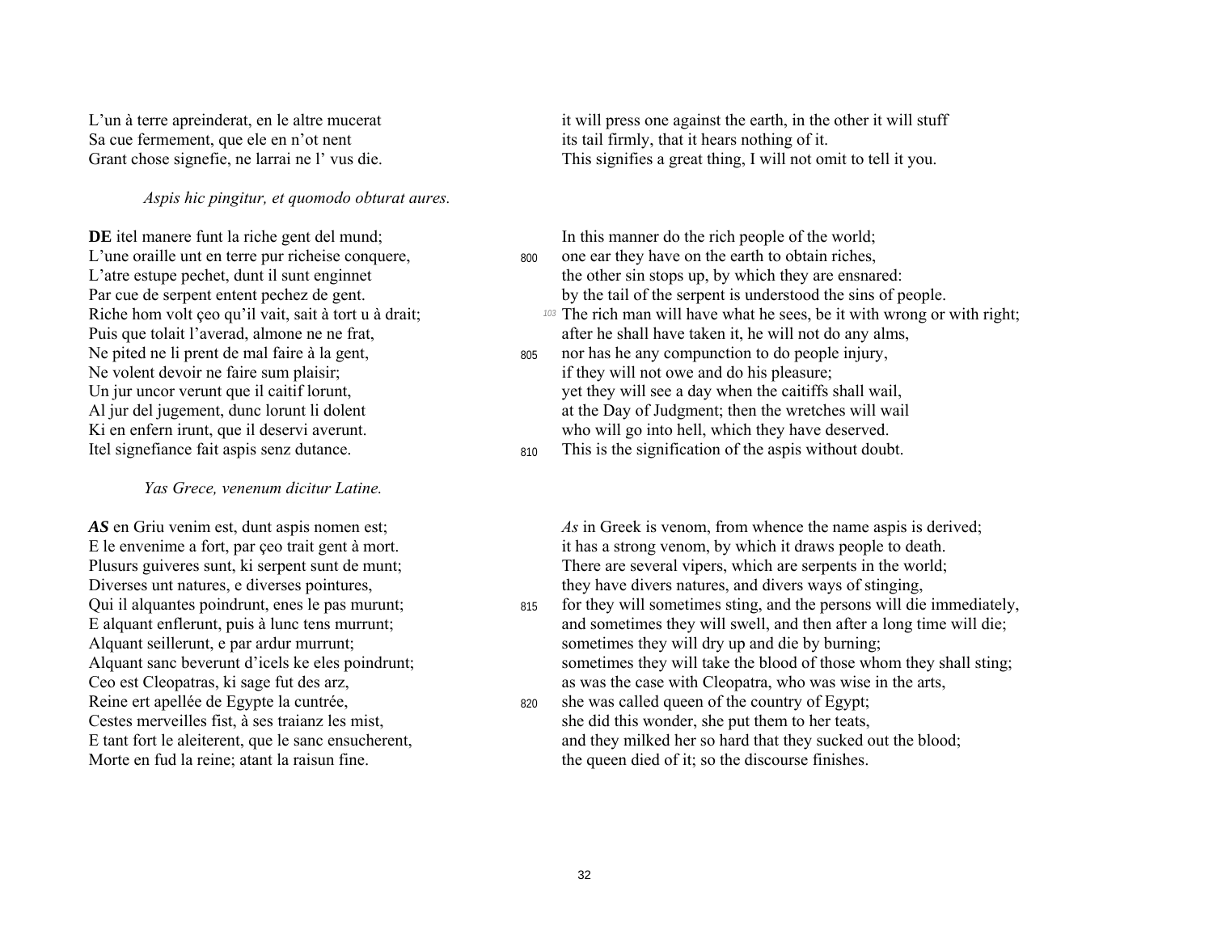L'un à terre apreinderat, en le altre mucerat
Sa cue fermement, que ele en n'ot nent
Grant chose signefie, ne larrai ne l' vus die.

it will press one against the earth, in the other it will stuff
its tail firmly, that it hears nothing of it.
This signifies a great thing, I will not omit to tell it you.

*Aspis hic pingitur, et quomodo obturat aures.*

**DE** itel manere funt la riche gent del mund;
L'une oraille unt en terre pur richeise conquere,
L'atre estupe pechet, dunt il sunt enginnet
Par cue de serpent entent pechez de gent.
Riche hom volt çeo qu'il vait, sait à tort u à drait;
Puis que tolait l'averad, almone ne ne frat,
Ne pited ne li prent de mal faire à la gent,
Ne volent devoir ne faire sum plaisir;
Un jur uncor verunt que il caitif lorunt,
Al jur del jugement, dunc lorunt li dolent
Ki en enfern irunt, que il deservi averunt.
Itel signefiance fait aspis senz dutance.

In this manner do the rich people of the world;
800 one ear they have on the earth to obtain riches,
the other sin stops up, by which they are ensnared:
by the tail of the serpent is understood the sins of people.
[103] The rich man will have what he sees, be it with wrong or with right;
after he shall have taken it, he will not do any alms,
805 nor has he any compunction to do people injury,
if they will not owe and do his pleasure;
yet they will see a day when the caitiffs shall wail,
at the Day of Judgment; then the wretches will wail
who will go into hell, which they have deserved.
810 This is the signification of the aspis without doubt.

*Yas Grece, venenum dicitur Latine.*

***AS*** en Griu venim est, dunt aspis nomen est;
E le envenime a fort, par çeo trait gent à mort.
Plusurs guiveres sunt, ki serpent sunt de munt;
Diverses unt natures, e diverses pointures,
Qui il alquantes poindrunt, enes le pas murunt;
E alquant enflerunt, puis à lunc tens murrunt;
Alquant seillerunt, e par ardur murrunt;
Alquant sanc beverunt d'icels ke eles poindrunt;
Ceo est Cleopatras, ki sage fut des arz,
Reine ert apellée de Egypte la cuntrée,
Cestes merveilles fist, à ses traianz les mist,
E tant fort le aleiterent, que le sanc ensucherent,
Morte en fud la reine; atant la raisun fine.

*As* in Greek is venom, from whence the name aspis is derived;
it has a strong venom, by which it draws people to death.
There are several vipers, which are serpents in the world;
they have divers natures, and divers ways of stinging,
815 for they will sometimes sting, and the persons will die immediately,
and sometimes they will swell, and then after a long time will die;
sometimes they will dry up and die by burning;
sometimes they will take the blood of those whom they shall sting;
as was the case with Cleopatra, who was wise in the arts,
820 she was called queen of the country of Egypt;
she did this wonder, she put them to her teats,
and they milked her so hard that they sucked out the blood;
the queen died of it; so the discourse finishes.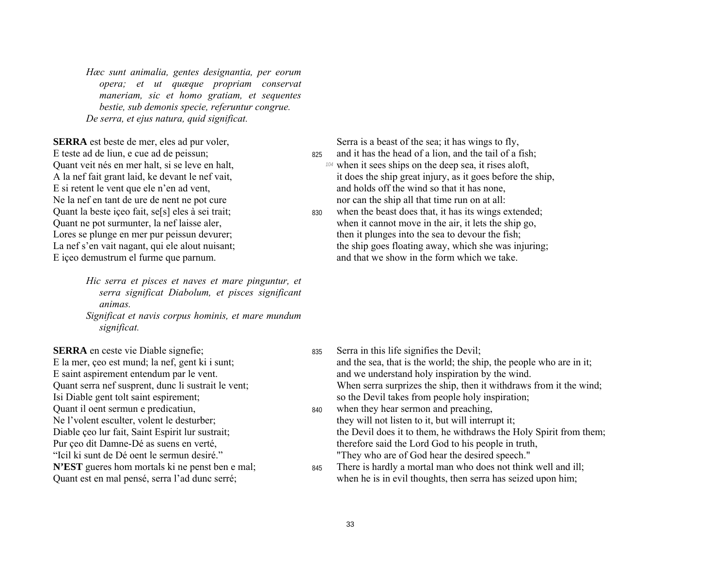*Hæc sunt animalia, gentes designantia, per eorum opera; et ut quæque propriam conservat maneriam, sic et homo gratiam, et sequentes bestie, sub demonis specie, referuntur congrue.*
*De serra, et ejus natura, quid significat.*

**SERRA** est beste de mer, eles ad pur voler,
E teste ad de liun, e cue ad de peissun;
Quant veit nés en mer halt, si se leve en halt,
A la nef fait grant laid, ke devant le nef vait,
E si retent le vent que ele n'en ad vent,
Ne la nef en tant de ure de nent ne pot cure
Quant la beste içeo fait, se[s] eles à sei trait;
Quant ne pot surmunter, la nef laisse aler,
Lores se plunge en mer pur peissun devurer;
La nef s'en vait nagant, qui ele alout nuisant;
E içeo demustrum el furme que parnum.

Serra is a beast of the sea; it has wings to fly,
825 and it has the head of a lion, and the tail of a fish;
104 when it sees ships on the deep sea, it rises aloft,
it does the ship great injury, as it goes before the ship,
and holds off the wind so that it has none,
nor can the ship all that time run on at all:
830 when the beast does that, it has its wings extended;
when it cannot move in the air, it lets the ship go,
then it plunges into the sea to devour the fish;
the ship goes floating away, which she was injuring;
and that we show in the form which we take.

*Hic serra et pisces et naves et mare pinguntur, et serra significat Diabolum, et pisces significant animas.*
*Significat et navis corpus hominis, et mare mundum significat.*

**SERRA** en ceste vie Diable signefie;
E la mer, çeo est mund; la nef, gent ki i sunt;
E saint aspirement entendum par le vent.
Quant serra nef susprent, dunc li sustrait le vent;
Isi Diable gent tolt saint espirement;
Quant il oent sermun e predicatiun,
Ne l'volent esculter, volent le desturber;
Diable çeo lur fait, Saint Espirit lur sustrait;
Pur çeo dit Damne-Dé as suens en verté,
"Icil ki sunt de Dé oent le sermun desiré."
**N'EST** gueres hom mortals ki ne penst ben e mal;
Quant est en mal pensé, serra l'ad dunc serré;

835 Serra in this life signifies the Devil;
and the sea, that is the world; the ship, the people who are in it;
and we understand holy inspiration by the wind.
When serra surprizes the ship, then it withdraws from it the wind;
so the Devil takes from people holy inspiration;
840 when they hear sermon and preaching,
they will not listen to it, but will interrupt it;
the Devil does it to them, he withdraws the Holy Spirit from them;
therefore said the Lord God to his people in truth,
"They who are of God hear the desired speech."
845 There is hardly a mortal man who does not think well and ill;
when he is in evil thoughts, then serra has seized upon him;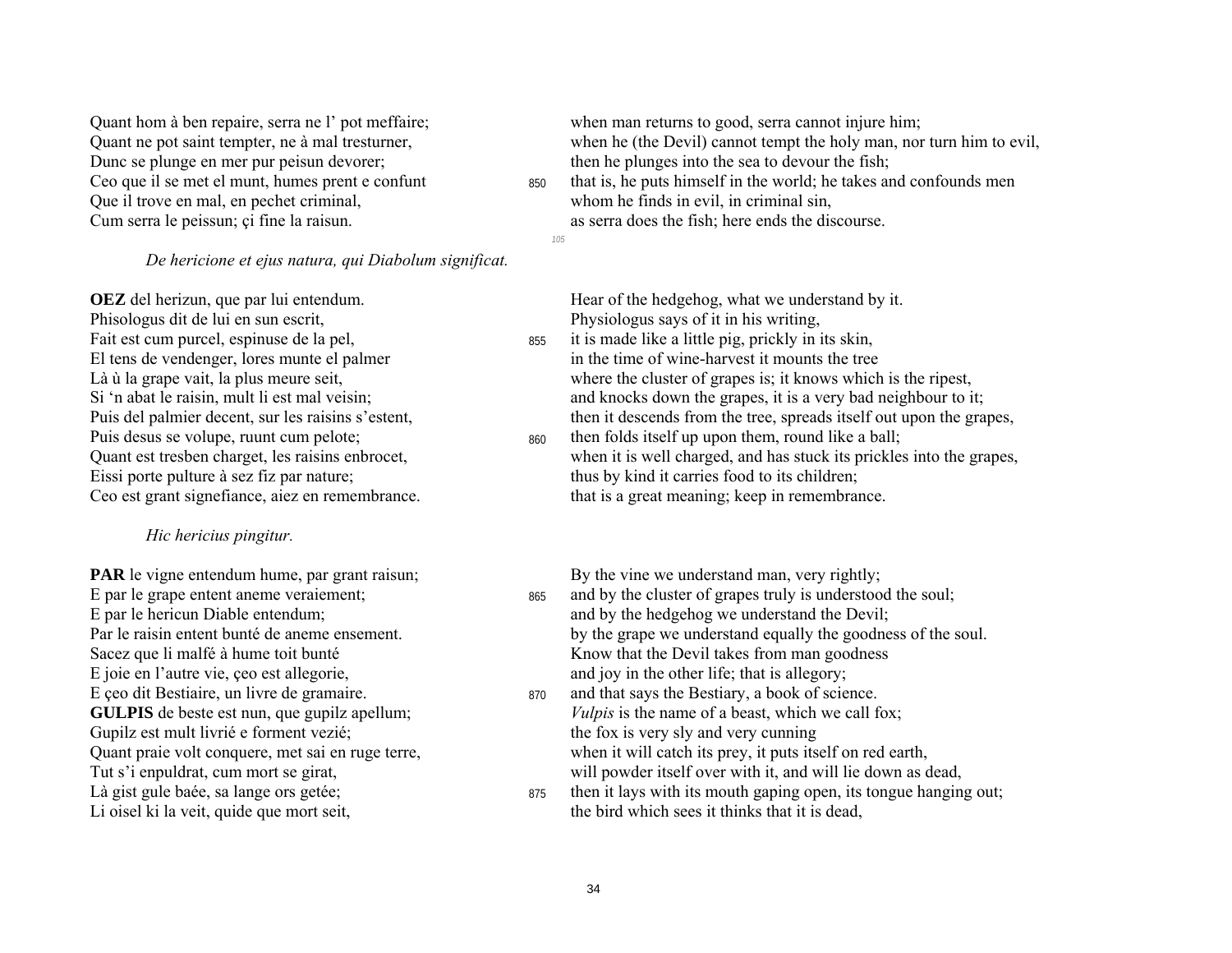Quant hom à ben repaire, serra ne l' pot meffaire;
Quant ne pot saint tempter, ne à mal tresturner,
Dunc se plunge en mer pur peisun devorer;
Ceo que il se met el munt, humes prent e confunt
Que il trove en mal, en pechet criminal,
Cum serra le peissun; çi fine la raisun.

when man returns to good, serra cannot injure him;
when he (the Devil) cannot tempt the holy man, nor turn him to evil,
then he plunges into the sea to devour the fish;
850 that is, he puts himself in the world; he takes and confounds men
whom he finds in evil, in criminal sin,
as serra does the fish; here ends the discourse.

*De hericione et ejus natura, qui Diabolum significat.*

**OEZ** del herizun, que par lui entendum.
Phisologus dit de lui en sun escrit,
Fait est cum purcel, espinuse de la pel,
El tens de vendenger, lores munte el palmer
Là ù la grape vait, la plus meure seit,
Si 'n abat le raisin, mult li est mal veisin;
Puis del palmier decent, sur les raisins s'estent,
Puis desus se volupe, ruunt cum pelote;
Quant est tresben charget, les raisins enbrocet,
Eissi porte pulture à sez fiz par nature;
Ceo est grant signefiance, aiez en remembrance.

Hear of the hedgehog, what we understand by it.
Physiologus says of it in his writing,
855 it is made like a little pig, prickly in its skin,
in the time of wine-harvest it mounts the tree
where the cluster of grapes is; it knows which is the ripest,
and knocks down the grapes, it is a very bad neighbour to it;
then it descends from the tree, spreads itself out upon the grapes,
860 then folds itself up upon them, round like a ball;
when it is well charged, and has stuck its prickles into the grapes,
thus by kind it carries food to its children;
that is a great meaning; keep in remembrance.

*Hic hericius pingitur.*

**PAR** le vigne entendum hume, par grant raisun;
E par le grape entent aneme veraiement;
E par le hericun Diable entendum;
Par le raisin entent bunté de aneme ensement.
Sacez que li malfé à hume toit bunté
E joie en l'autre vie, çeo est allegorie,
E çeo dit Bestiaire, un livre de gramaire.
**GULPIS** de beste est nun, que gupilz apellum;
Gupilz est mult livrié e forment vezié;
Quant praie volt conquere, met sai en ruge terre,
Tut s'i enpuldrat, cum mort se girat,
Là gist gule baée, sa lange ors getée;
Li oisel ki la veit, quide que mort seit,

By the vine we understand man, very rightly;
865 and by the cluster of grapes truly is understood the soul;
and by the hedgehog we understand the Devil;
by the grape we understand equally the goodness of the soul.
Know that the Devil takes from man goodness
and joy in the other life; that is allegory;
870 and that says the Bestiary, a book of science.
*Vulpis* is the name of a beast, which we call fox;
the fox is very sly and very cunning
when it will catch its prey, it puts itself on red earth,
will powder itself over with it, and will lie down as dead,
875 then it lays with its mouth gaping open, its tongue hanging out;
the bird which sees it thinks that it is dead,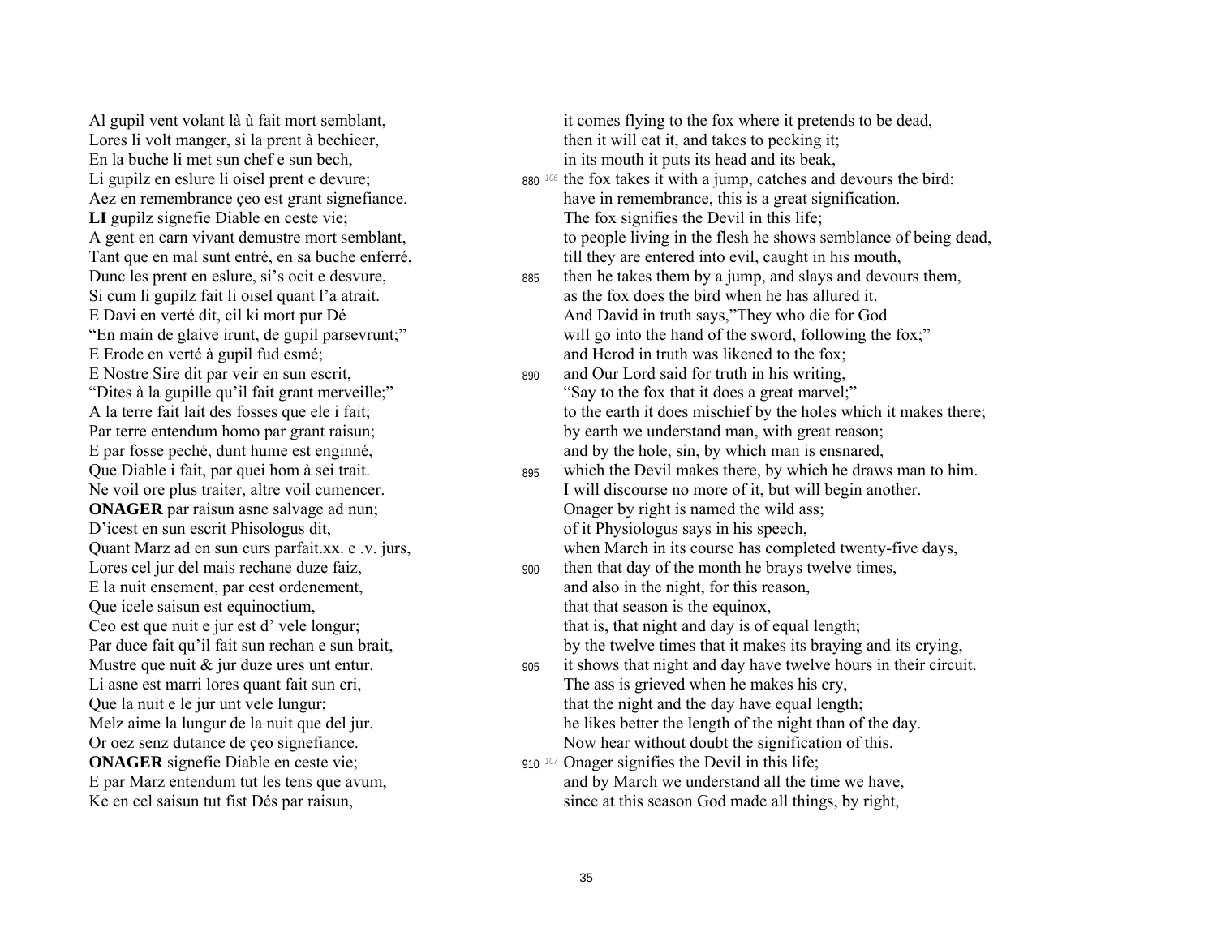| | | |
|---|---|---|
| Al gupil vent volant là ù fait mort semblant, | | it comes flying to the fox where it pretends to be dead, |
| Lores li volt manger, si la prent à bechieer, | | then it will eat it, and takes to pecking it; |
| En la buche li met sun chef e sun bech, | | in its mouth it puts its head and its beak, |
| Li gupilz en eslure li oisel prent e devure; | 880 *106* | the fox takes it with a jump, catches and devours the bird: |
| Aez en remembrance çeo est grant signefiance. | | have in remembrance, this is a great signification. |
| **LI** gupilz signefie Diable en ceste vie; | | The fox signifies the Devil in this life; |
| A gent en carn vivant demustre mort semblant, | | to people living in the flesh he shows semblance of being dead, |
| Tant que en mal sunt entré, en sa buche enferré, | | till they are entered into evil, caught in his mouth, |
| Dunc les prent en eslure, si's ocit e desvure, | 885 | then he takes them by a jump, and slays and devours them, |
| Si cum li gupilz fait li oisel quant l'a atrait. | | as the fox does the bird when he has allured it. |
| E Davi en verté dit, cil ki mort pur Dé | | And David in truth says,"They who die for God |
| "En main de glaive irunt, de gupil parsevrunt;" | | will go into the hand of the sword, following the fox;" |
| E Erode en verté à gupil fud esmé; | | and Herod in truth was likened to the fox; |
| E Nostre Sire dit par veir en sun escrit, | 890 | and Our Lord said for truth in his writing, |
| "Dites à la gupille qu'il fait grant merveille;" | | "Say to the fox that it does a great marvel;" |
| A la terre fait lait des fosses que ele i fait; | | to the earth it does mischief by the holes which it makes there; |
| Par terre entendum homo par grant raisun; | | by earth we understand man, with great reason; |
| E par fosse peché, dunt hume est enginné, | | and by the hole, sin, by which man is ensnared, |
| Que Diable i fait, par quei hom à sei trait. | 895 | which the Devil makes there, by which he draws man to him. |
| Ne voil ore plus traiter, altre voil cumencer. | | I will discourse no more of it, but will begin another. |
| **ONAGER** par raisun asne salvage ad nun; | | Onager by right is named the wild ass; |
| D'icest en sun escrit Phisologus dit, | | of it Physiologus says in his speech, |
| Quant Marz ad en sun curs parfait.xx. e .v. jurs, | | when March in its course has completed twenty-five days, |
| Lores cel jur del mais rechane duze faiz, | 900 | then that day of the month he brays twelve times, |
| E la nuit ensement, par cest ordenement, | | and also in the night, for this reason, |
| Que icele saisun est equinoctium, | | that that season is the equinox, |
| Ceo est que nuit e jur est d' vele longur; | | that is, that night and day is of equal length; |
| Par duce fait qu'il fait sun rechan e sun brait, | | by the twelve times that it makes its braying and its crying, |
| Mustre que nuit & jur duze ures unt entur. | 905 | it shows that night and day have twelve hours in their circuit. |
| Li asne est marri lores quant fait sun cri, | | The ass is grieved when he makes his cry, |
| Que la nuit e le jur unt vele lungur; | | that the night and the day have equal length; |
| Melz aime la lungur de la nuit que del jur. | | he likes better the length of the night than of the day. |
| Or oez senz dutance de çeo signefiance. | | Now hear without doubt the signification of this. |
| **ONAGER** signefie Diable en ceste vie; | 910 *107* | Onager signifies the Devil in this life; |
| E par Marz entendum tut les tens que avum, | | and by March we understand all the time we have, |
| Ke en cel saisun tut fist Dés par raisun, | | since at this season God made all things, by right, |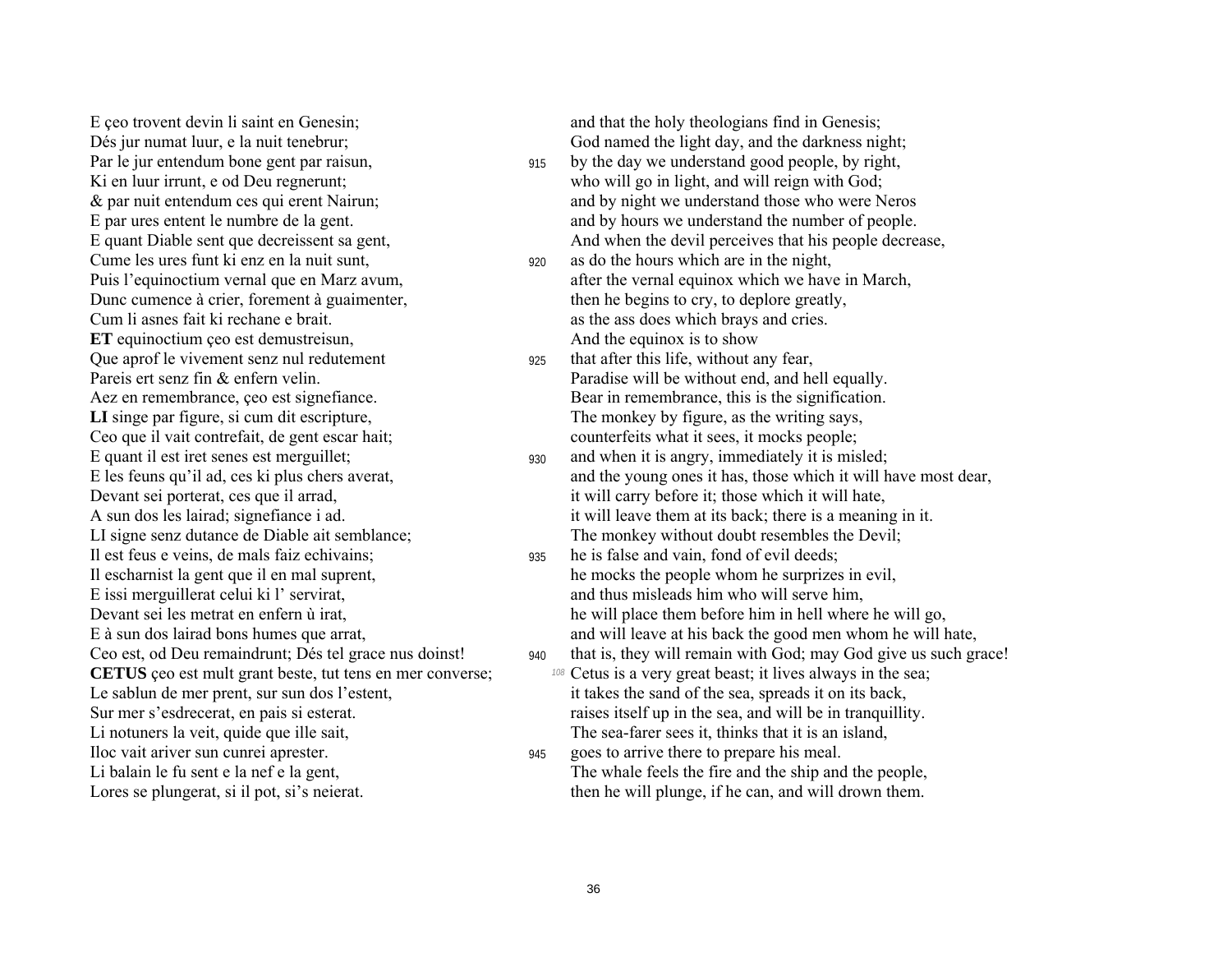E çeo trovent devin li saint en Genesin;
Dés jur numat luur, e la nuit tenebrur;
Par le jur entendum bone gent par raisun,
Ki en luur irrunt, e od Deu regnerunt;
& par nuit entendum ces qui erent Nairun;
E par ures entent le numbre de la gent.
E quant Diable sent que decreissent sa gent,
Cume les ures funt ki enz en la nuit sunt,
Puis l'equinoctium vernal que en Marz avum,
Dunc cumence à crier, forement à guaimenter,
Cum li asnes fait ki rechane e brait.
**ET** equinoctium çeo est demustreisun,
Que aprof le vivement senz nul redutement
Pareis ert senz fin & enfern velin.
Aez en remembrance, çeo est signefiance.
**LI** singe par figure, si cum dit escripture,
Ceo que il vait contrefait, de gent escar hait;
E quant il est iret senes est merguillet;
E les feuns qu'il ad, ces ki plus chers averat,
Devant sei porterat, ces que il arrad,
A sun dos les lairad; signefiance i ad.
LI signe senz dutance de Diable ait semblance;
Il est feus e veins, de mals faiz echivains;
Il escharnist la gent que il en mal suprent,
E issi merguillerat celui ki l' servirat,
Devant sei les metrat en enfern ù irat,
E à sun dos lairad bons humes que arrat,
Ceo est, od Deu remaindrunt; Dés tel grace nus doinst!
**CETUS** çeo est mult grant beste, tut tens en mer converse;
Le sablun de mer prent, sur sun dos l'estent,
Sur mer s'esdrecerat, en pais si esterat.
Li notuners la veit, quide que ille sait,
Iloc vait ariver sun cunrei aprester.
Li balain le fu sent e la nef e la gent,
Lores se plungerat, si il pot, si's neierat.

and that the holy theologians find in Genesis;
God named the light day, and the darkness night;
915 by the day we understand good people, by right,
who will go in light, and will reign with God;
and by night we understand those who were Neros
and by hours we understand the number of people.
And when the devil perceives that his people decrease,
920 as do the hours which are in the night,
after the vernal equinox which we have in March,
then he begins to cry, to deplore greatly,
as the ass does which brays and cries.
And the equinox is to show
925 that after this life, without any fear,
Paradise will be without end, and hell equally.
Bear in remembrance, this is the signification.
The monkey by figure, as the writing says,
counterfeits what it sees, it mocks people;
930 and when it is angry, immediately it is misled;
and the young ones it has, those which it will have most dear,
it will carry before it; those which it will hate,
it will leave them at its back; there is a meaning in it.
The monkey without doubt resembles the Devil;
935 he is false and vain, fond of evil deeds;
he mocks the people whom he surprizes in evil,
and thus misleads him who will serve him,
he will place them before him in hell where he will go,
and will leave at his back the good men whom he will hate,
940 that is, they will remain with God; may God give us such grace!
[108] Cetus is a very great beast; it lives always in the sea;
it takes the sand of the sea, spreads it on its back,
raises itself up in the sea, and will be in tranquillity.
The sea-farer sees it, thinks that it is an island,
945 goes to arrive there to prepare his meal.
The whale feels the fire and the ship and the people,
then he will plunge, if he can, and will drown them.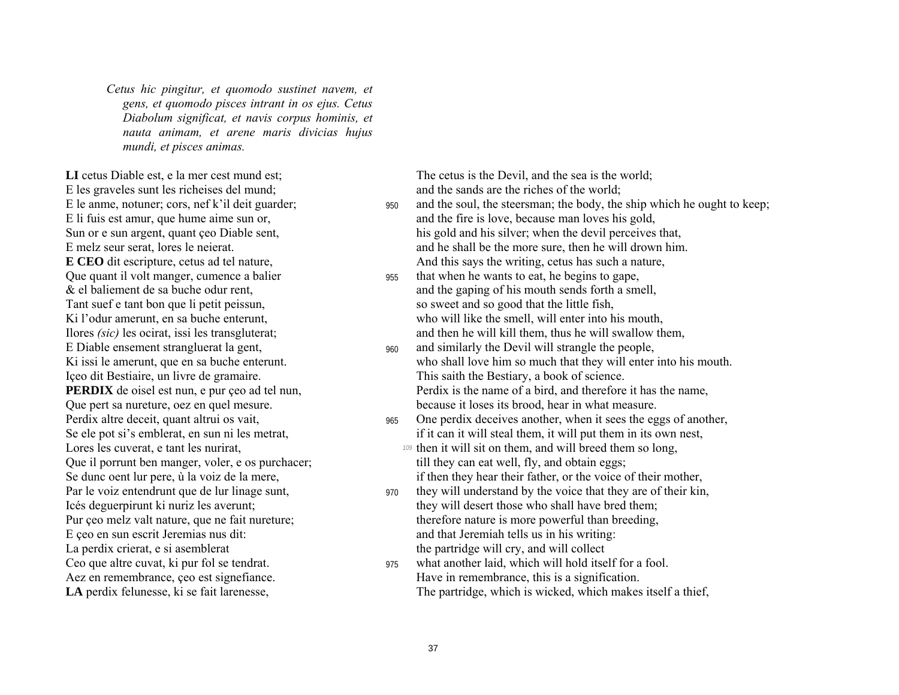*Cetus hic pingitur, et quomodo sustinet navem, et gens, et quomodo pisces intrant in os ejus. Cetus Diabolum significat, et navis corpus hominis, et nauta animam, et arene maris divicias hujus mundi, et pisces animas.*

| | | |
|---|---|---|
| **LI** cetus Diable est, e la mer cest mund est; | | The cetus is the Devil, and the sea is the world; |
| E les graveles sunt les richeises del mund; | | and the sands are the riches of the world; |
| E le anme, notuner; cors, nef k'il deit guarder; | 950 | and the soul, the steersman; the body, the ship which he ought to keep; |
| E li fuis est amur, que hume aime sun or, | | and the fire is love, because man loves his gold, |
| Sun or e sun argent, quant çeo Diable sent, | | his gold and his silver; when the devil perceives that, |
| E melz seur serat, lores le neierat. | | and he shall be the more sure, then he will drown him. |
| **E CEO** dit escripture, cetus ad tel nature, | | And this says the writing, cetus has such a nature, |
| Que quant il volt manger, cumence a balier | 955 | that when he wants to eat, he begins to gape, |
| & el baliement de sa buche odur rent, | | and the gaping of his mouth sends forth a smell, |
| Tant suef e tant bon que li petit peissun, | | so sweet and so good that the little fish, |
| Ki l'odur amerunt, en sa buche enterunt, | | who will like the smell, will enter into his mouth, |
| Ilores *(sic)* les ocirat, issi les transgluterat; | | and then he will kill them, thus he will swallow them, |
| E Diable ensement strangluerat la gent, | 960 | and similarly the Devil will strangle the people, |
| Ki issi le amerunt, que en sa buche enterunt. | | who shall love him so much that they will enter into his mouth. |
| Içeo dit Bestiaire, un livre de gramaire. | | This saith the Bestiary, a book of science. |
| **PERDIX** de oisel est nun, e pur çeo ad tel nun, | | Perdix is the name of a bird, and therefore it has the name, |
| Que pert sa nureture, oez en quel mesure. | | because it loses its brood, hear in what measure. |
| Perdix altre deceit, quant altrui os vait, | 965 | One perdix deceives another, when it sees the eggs of another, |
| Se ele pot si's emblerat, en sun ni les metrat, | | if it can it will steal them, it will put them in its own nest, |
| Lores les cuverat, e tant les nurirat, | *109* | then it will sit on them, and will breed them so long, |
| Que il porrunt ben manger, voler, e os purchacer; | | till they can eat well, fly, and obtain eggs; |
| Se dunc oent lur pere, ù la voiz de la mere, | | if then they hear their father, or the voice of their mother, |
| Par le voiz entendrunt que de lur linage sunt, | 970 | they will understand by the voice that they are of their kin, |
| Icés deguerpirunt ki nuriz les averunt; | | they will desert those who shall have bred them; |
| Pur çeo melz valt nature, que ne fait nureture; | | therefore nature is more powerful than breeding, |
| E çeo en sun escrit Jeremias nus dit: | | and that Jeremiah tells us in his writing: |
| La perdix crierat, e si asemblerat | | the partridge will cry, and will collect |
| Ceo que altre cuvat, ki pur fol se tendrat. | 975 | what another laid, which will hold itself for a fool. |
| Aez en remembrance, çeo est signefiance. | | Have in remembrance, this is a signification. |
| **LA** perdix felunesse, ki se fait larenesse, | | The partridge, which is wicked, which makes itself a thief, |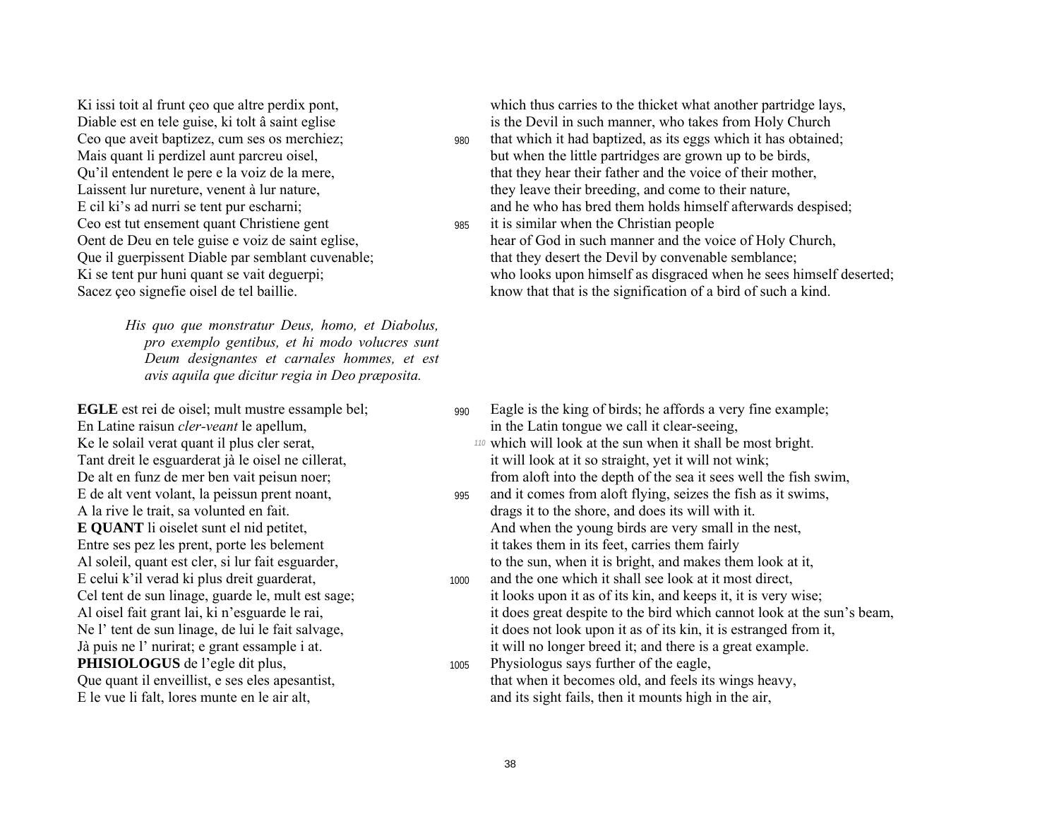Ki issi toit al frunt çeo que altre perdix pont,
Diable est en tele guise, ki tolt â saint eglise
Ceo que aveit baptizez, cum ses os merchiez;
Mais quant li perdizel aunt parcreu oisel,
Qu'il entendent le pere e la voiz de la mere,
Laissent lur nureture, venent à lur nature,
E cil ki's ad nurri se tent pur escharni;
Ceo est tut ensement quant Christiene gent
Oent de Deu en tele guise e voiz de saint eglise,
Que il guerpissent Diable par semblant cuvenable;
Ki se tent pur huni quant se vait deguerpi;
Sacez çeo signefie oisel de tel baillie.

which thus carries to the thicket what another partridge lays,
is the Devil in such manner, who takes from Holy Church
980 that which it had baptized, as its eggs which it has obtained;
but when the little partridges are grown up to be birds,
that they hear their father and the voice of their mother,
they leave their breeding, and come to their nature,
and he who has bred them holds himself afterwards despised;
985 it is similar when the Christian people
hear of God in such manner and the voice of Holy Church,
that they desert the Devil by convenable semblance;
who looks upon himself as disgraced when he sees himself deserted;
know that that is the signification of a bird of such a kind.

*His quo que monstratur Deus, homo, et Diabolus, pro exemplo gentibus, et hi modo volucres sunt Deum designantes et carnales hommes, et est avis aquila que dicitur regia in Deo præposita.*

**EGLE** est rei de oisel; mult mustre essample bel;
En Latine raisun *cler-veant* le apellum,
Ke le solail verat quant il plus cler serat,
Tant dreit le esguarderat jà le oisel ne cillerat,
De alt en funz de mer ben vait peisun noer;
E de alt vent volant, la peissun prent noant,
A la rive le trait, sa volunted en fait.
**E QUANT** li oiselet sunt el nid petitet,
Entre ses pez les prent, porte les belement
Al soleil, quant est cler, si lur fait esguarder,
E celui k'il verad ki plus dreit guarderat,
Cel tent de sun linage, guarde le, mult est sage;
Al oisel fait grant lai, ki n'esguarde le rai,
Ne l' tent de sun linage, de lui le fait salvage,
Jà puis ne l' nurirat; e grant essample i at.
**PHISIOLOGUS** de l'egle dit plus,
Que quant il enveillist, e ses eles apesantist,
E le vue li falt, lores munte en le air alt,

990 Eagle is the king of birds; he affords a very fine example;
in the Latin tongue we call it clear-seeing,
*110* which will look at the sun when it shall be most bright.
it will look at it so straight, yet it will not wink;
from aloft into the depth of the sea it sees well the fish swim,
995 and it comes from aloft flying, seizes the fish as it swims,
drags it to the shore, and does its will with it.
And when the young birds are very small in the nest,
it takes them in its feet, carries them fairly
to the sun, when it is bright, and makes them look at it,
1000 and the one which it shall see look at it most direct,
it looks upon it as of its kin, and keeps it, it is very wise;
it does great despite to the bird which cannot look at the sun's beam,
it does not look upon it as of its kin, it is estranged from it,
it will no longer breed it; and there is a great example.
1005 Physiologus says further of the eagle,
that when it becomes old, and feels its wings heavy,
and its sight fails, then it mounts high in the air,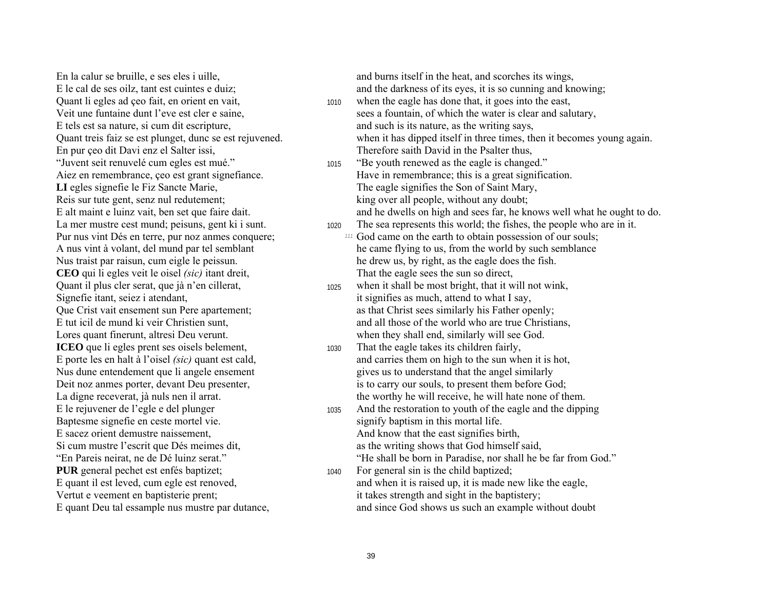| | | |
|---|---|---|
| En la calur se bruille, e ses eles i uille, | | and burns itself in the heat, and scorches its wings, |
| E le cal de ses oilz, tant est cuintes e duiz; | | and the darkness of its eyes, it is so cunning and knowing; |
| Quant li egles ad çeo fait, en orient en vait, | 1010 | when the eagle has done that, it goes into the east, |
| Veit une funtaine dunt l'eve est cler e saine, | | sees a fountain, of which the water is clear and salutary, |
| E tels est sa nature, si cum dit escripture, | | and such is its nature, as the writing says, |
| Quant treis faiz se est plunget, dunc se est rejuvened. | | when it has dipped itself in three times, then it becomes young again. |
| En pur çeo dit Davi enz el Salter issi, | | Therefore saith David in the Psalter thus, |
| "Juvent seit renuvelé cum egles est mué." | 1015 | "Be youth renewed as the eagle is changed." |
| Aiez en remembrance, çeo est grant signefiance. | | Have in remembrance; this is a great signification. |
| **LI** egles signefie le Fiz Sancte Marie, | | The eagle signifies the Son of Saint Mary, |
| Reis sur tute gent, senz nul redutement; | | king over all people, without any doubt; |
| E alt maint e luinz vait, ben set que faire dait. | | and he dwells on high and sees far, he knows well what he ought to do. |
| La mer mustre cest mund; peisuns, gent ki i sunt. | 1020 | The sea represents this world; the fishes, the people who are in it. |
| Pur nus vint Dés en terre, pur noz anmes conquere; | *111* | God came on the earth to obtain possession of our souls; |
| A nus vint à volant, del mund par tel semblant | | he came flying to us, from the world by such semblance |
| Nus traist par raisun, cum eigle le peissun. | | he drew us, by right, as the eagle does the fish. |
| **CEO** qui li egles veit le oisel *(sic)* itant dreit, | | That the eagle sees the sun so direct, |
| Quant il plus cler serat, que jà n'en cillerat, | 1025 | when it shall be most bright, that it will not wink, |
| Signefie itant, seiez i atendant, | | it signifies as much, attend to what I say, |
| Que Crist vait ensement sun Pere apartement; | | as that Christ sees similarly his Father openly; |
| E tut icil de mund ki veir Christien sunt, | | and all those of the world who are true Christians, |
| Lores quant finerunt, altresi Deu verunt. | | when they shall end, similarly will see God. |
| **ICEO** que li egles prent ses oisels belement, | 1030 | That the eagle takes its children fairly, |
| E porte les en halt à l'oisel *(sic)* quant est cald, | | and carries them on high to the sun when it is hot, |
| Nus dune entendement que li angele ensement | | gives us to understand that the angel similarly |
| Deit noz anmes porter, devant Deu presenter, | | is to carry our souls, to present them before God; |
| La digne receverat, jà nuls nen il arrat. | | the worthy he will receive, he will hate none of them. |
| E le rejuvener de l'egle e del plunger | 1035 | And the restoration to youth of the eagle and the dipping |
| Baptesme signefie en ceste mortel vie. | | signify baptism in this mortal life. |
| E sacez orient demustre naissement, | | And know that the east signifies birth, |
| Si cum mustre l'escrit que Dés meimes dit, | | as the writing shows that God himself said, |
| "En Pareis neirat, ne de Dé luinz serat." | | "He shall be born in Paradise, nor shall he be far from God." |
| **PUR** general pechet est enfés baptizet; | 1040 | For general sin is the child baptized; |
| E quant il est leved, cum egle est renoved, | | and when it is raised up, it is made new like the eagle, |
| Vertut e veement en baptisterie prent; | | it takes strength and sight in the baptistery; |
| E quant Deu tal essample nus mustre par dutance, | | and since God shows us such an example without doubt |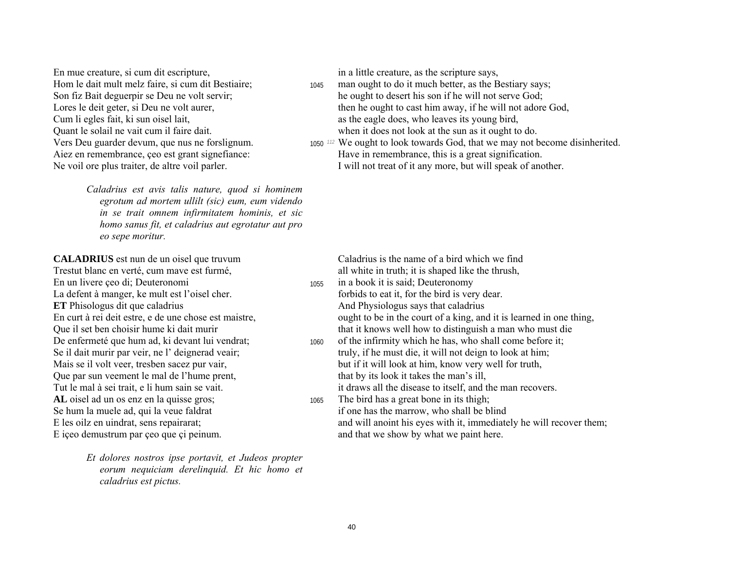En mue creature, si cum dit escripture,
Hom le dait mult melz faire, si cum dit Bestiaire;
Son fiz Bait deguerpir se Deu ne volt servir;
Lores le deit geter, si Deu ne volt aurer,
Cum li egles fait, ki sun oisel lait,
Quant le solail ne vait cum il faire dait.
Vers Deu guarder devum, que nus ne forslignum.
Aiez en remembrance, çeo est grant signefiance:
Ne voil ore plus traiter, de altre voil parler.

in a little creature, as the scripture says,
1045 man ought to do it much better, as the Bestiary says;
he ought to desert his son if he will not serve God;
then he ought to cast him away, if he will not adore God,
as the eagle does, who leaves its young bird,
when it does not look at the sun as it ought to do.
1050 [112] We ought to look towards God, that we may not become disinherited.
Have in remembrance, this is a great signification.
I will not treat of it any more, but will speak of another.

*Caladrius est avis talis nature, quod si hominem egrotum ad mortem ullilt (sic) eum, eum videndo in se trait omnem infirmitatem hominis, et sic homo sanus fit, et caladrius aut egrotatur aut pro eo sepe moritur.*

**CALADRIUS** est nun de un oisel que truvum
Trestut blanc en verté, cum mave est furmé,
En un livere çeo di; Deuteronomi
La defent à manger, ke mult est l'oisel cher.
**ET** Phisologus dit que caladrius
En curt à rei deit estre, e de une chose est maistre,
Que il set ben choisir hume ki dait murir
De enfermeté que hum ad, ki devant lui vendrat;
Se il dait murir par veir, ne l' deignerad veair;
Mais se il volt veer, tresben sacez pur vair,
Que par sun veement le mal de l'hume prent,
Tut le mal à sei trait, e li hum sain se vait.
**AL** oisel ad un os enz en la quisse gros;
Se hum la muele ad, qui la veue faldrat
E les oilz en uindrat, sens repairarat;
E içeo demustrum par çeo que çi peinum.

Caladrius is the name of a bird which we find
all white in truth; it is shaped like the thrush,
1055 in a book it is said; Deuteronomy
forbids to eat it, for the bird is very dear.
And Physiologus says that caladrius
ought to be in the court of a king, and it is learned in one thing,
that it knows well how to distinguish a man who must die
1060 of the infirmity which he has, who shall come before it;
truly, if he must die, it will not deign to look at him;
but if it will look at him, know very well for truth,
that by its look it takes the man's ill,
it draws all the disease to itself, and the man recovers.
1065 The bird has a great bone in its thigh;
if one has the marrow, who shall be blind
and will anoint his eyes with it, immediately he will recover them;
and that we show by what we paint here.

*Et dolores nostros ipse portavit, et Judeos propter eorum nequiciam derelinquid. Et hic homo et caladrius est pictus.*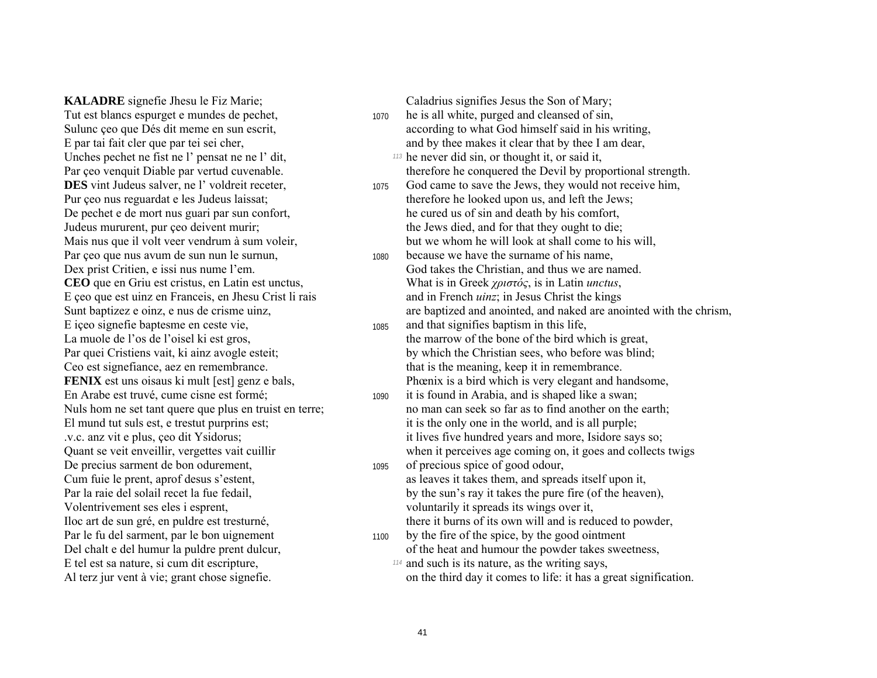| | | |
|---|---|---|
| **KALADRE** signefie Jhesu le Fiz Marie; | | Caladrius signifies Jesus the Son of Mary; |
| Tut est blancs espurget e mundes de pechet, | 1070 | he is all white, purged and cleansed of sin, |
| Sulunc çeo que Dés dit meme en sun escrit, | | according to what God himself said in his writing, |
| E par tai fait cler que par tei sei cher, | | and by thee makes it clear that by thee I am dear, |
| Unches pechet ne fist ne l' pensat ne ne l' dit, | *113* | he never did sin, or thought it, or said it, |
| Par çeo venquit Diable par vertud cuvenable. | | therefore he conquered the Devil by proportional strength. |
| **DES** vint Judeus salver, ne l' voldreit receter, | 1075 | God came to save the Jews, they would not receive him, |
| Pur çeo nus reguardat e les Judeus laissat; | | therefore he looked upon us, and left the Jews; |
| De pechet e de mort nus guari par sun confort, | | he cured us of sin and death by his comfort, |
| Judeus mururent, pur çeo deivent murir; | | the Jews died, and for that they ought to die; |
| Mais nus que il volt veer vendrum à sum voleir, | | but we whom he will look at shall come to his will, |
| Par çeo que nus avum de sun nun le surnun, | 1080 | because we have the surname of his name, |
| Dex prist Critien, e issi nus nume l'em. | | God takes the Christian, and thus we are named. |
| **CEO** que en Griu est cristus, en Latin est unctus, | | What is in Greek *χριστός*, is in Latin *unctus*, |
| E çeo que est uinz en Franceis, en Jhesu Crist li rais | | and in French *uinz*; in Jesus Christ the kings |
| Sunt baptizez e oinz, e nus de crisme uinz, | | are baptized and anointed, and naked are anointed with the chrism, |
| E içeo signefie baptesme en ceste vie, | 1085 | and that signifies baptism in this life, |
| La muole de l'os de l'oisel ki est gros, | | the marrow of the bone of the bird which is great, |
| Par quei Cristiens vait, ki ainz avogle esteit; | | by which the Christian sees, who before was blind; |
| Ceo est signefiance, aez en remembrance. | | that is the meaning, keep it in remembrance. |
| **FENIX** est uns oisaus ki mult [est] genz e bals, | | Phœnix is a bird which is very elegant and handsome, |
| En Arabe est truvé, cume cisne est formé; | 1090 | it is found in Arabia, and is shaped like a swan; |
| Nuls hom ne set tant quere que plus en truist en terre; | | no man can seek so far as to find another on the earth; |
| El mund tut suls est, e trestut purprins est; | | it is the only one in the world, and is all purple; |
| .v.c. anz vit e plus, çeo dit Ysidorus; | | it lives five hundred years and more, Isidore says so; |
| Quant se veit enveillir, vergettes vait cuillir | | when it perceives age coming on, it goes and collects twigs |
| De precius sarment de bon odurement, | 1095 | of precious spice of good odour, |
| Cum fuie le prent, aprof desus s'estent, | | as leaves it takes them, and spreads itself upon it, |
| Par la raie del solail recet la fue fedail, | | by the sun's ray it takes the pure fire (of the heaven), |
| Volentrivement ses eles i esprent, | | voluntarily it spreads its wings over it, |
| Iloc art de sun gré, en puldre est tresturné, | | there it burns of its own will and is reduced to powder, |
| Par le fu del sarment, par le bon uignement | 1100 | by the fire of the spice, by the good ointment |
| Del chalt e del humur la puldre prent dulcur, | | of the heat and humour the powder takes sweetness, |
| E tel est sa nature, si cum dit escripture, | *114* | and such is its nature, as the writing says, |
| Al terz jur vent à vie; grant chose signefie. | | on the third day it comes to life: it has a great signification. |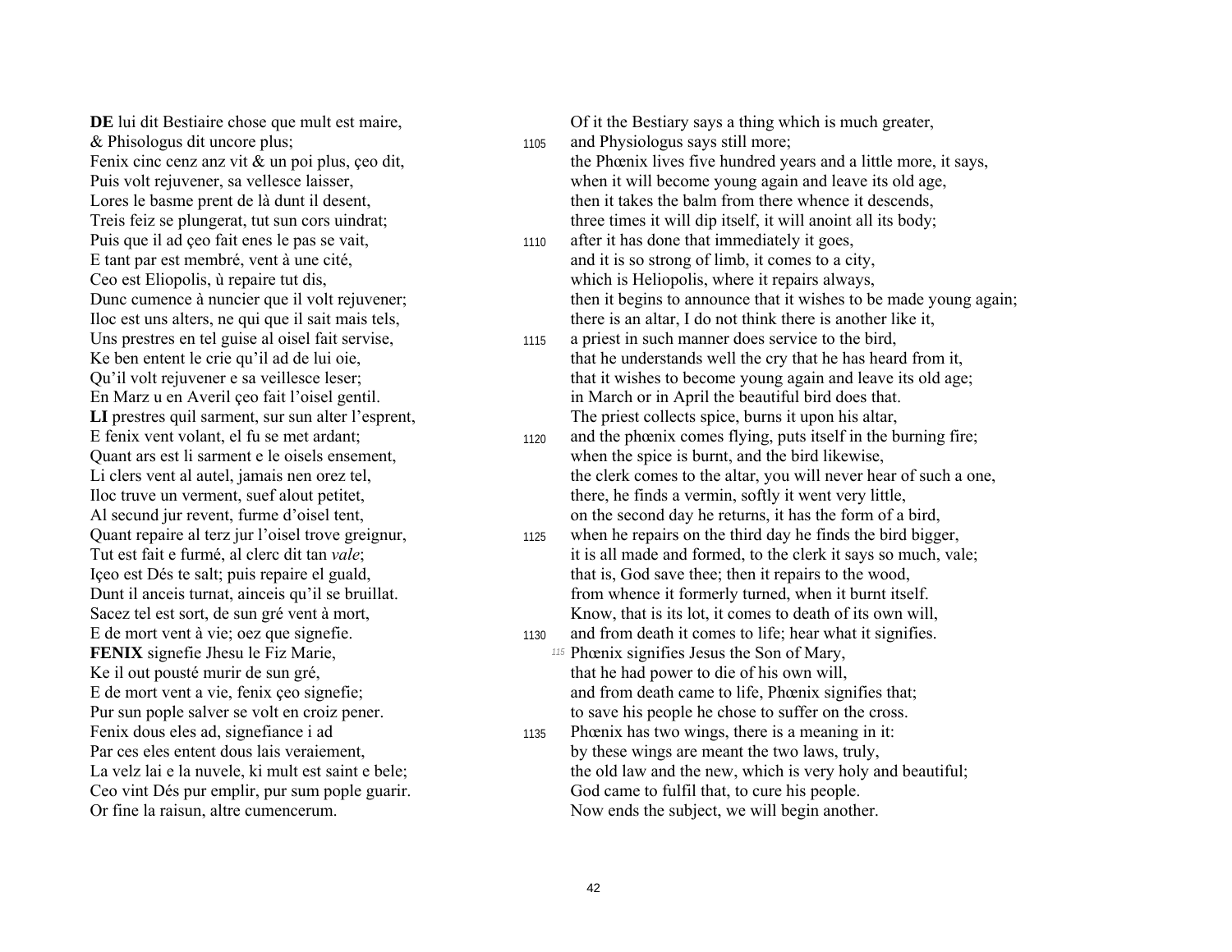**DE** lui dit Bestiaire chose que mult est maire,
& Phisologus dit uncore plus;
Fenix cinc cenz anz vit & un poi plus, çeo dit,
Puis volt rejuvener, sa vellesce laisser,
Lores le basme prent de là dunt il desent,
Treis feiz se plungerat, tut sun cors uindrat;
Puis que il ad çeo fait enes le pas se vait,
E tant par est membré, vent à une cité,
Ceo est Eliopolis, ù repaire tut dis,
Dunc cumence à nuncier que il volt rejuvener;
Iloc est uns alters, ne qui que il sait mais tels,
Uns prestres en tel guise al oisel fait servise,
Ke ben entent le crie qu'il ad de lui oie,
Qu'il volt rejuvener e sa veillesce leser;
En Marz u en Averil çeo fait l'oisel gentil.
**LI** prestres quil sarment, sur sun alter l'esprent,
E fenix vent volant, el fu se met ardant;
Quant ars est li sarment e le oisels ensement,
Li clers vent al autel, jamais nen orez tel,
Iloc truve un verment, suef alout petitet,
Al secund jur revent, furme d'oisel tent,
Quant repaire al terz jur l'oisel trove greignur,
Tut est fait e furmé, al clerc dit tan *vale*;
Içeo est Dés te salt; puis repaire el guald,
Dunt il anceis turnat, ainceis qu'il se bruillat.
Sacez tel est sort, de sun gré vent à mort,
E de mort vent à vie; oez que signefie.
**FENIX** signefie Jhesu le Fiz Marie,
Ke il out pousté murir de sun gré,
E de mort vent a vie, fenix çeo signefie;
Pur sun pople salver se volt en croiz pener.
Fenix dous eles ad, signefiance i ad
Par ces eles entent dous lais veraiement,
La velz lai e la nuvele, ki mult est saint e bele;
Ceo vint Dés pur emplir, pur sum pople guarir.
Or fine la raisun, altre cumencerum.

Of it the Bestiary says a thing which is much greater,
1105 and Physiologus says still more;
the Phœnix lives five hundred years and a little more, it says,
when it will become young again and leave its old age,
then it takes the balm from there whence it descends,
three times it will dip itself, it will anoint all its body;
1110 after it has done that immediately it goes,
and it is so strong of limb, it comes to a city,
which is Heliopolis, where it repairs always,
then it begins to announce that it wishes to be made young again;
there is an altar, I do not think there is another like it,
1115 a priest in such manner does service to the bird,
that he understands well the cry that he has heard from it,
that it wishes to become young again and leave its old age;
in March or in April the beautiful bird does that.
The priest collects spice, burns it upon his altar,
1120 and the phœnix comes flying, puts itself in the burning fire;
when the spice is burnt, and the bird likewise,
the clerk comes to the altar, you will never hear of such a one,
there, he finds a vermin, softly it went very little,
on the second day he returns, it has the form of a bird,
1125 when he repairs on the third day he finds the bird bigger,
it is all made and formed, to the clerk it says so much, vale;
that is, God save thee; then it repairs to the wood,
from whence it formerly turned, when it burnt itself.
Know, that is its lot, it comes to death of its own will,
1130 and from death it comes to life; hear what it signifies.
*115* Phœnix signifies Jesus the Son of Mary,
that he had power to die of his own will,
and from death came to life, Phœnix signifies that;
to save his people he chose to suffer on the cross.
1135 Phœnix has two wings, there is a meaning in it:
by these wings are meant the two laws, truly,
the old law and the new, which is very holy and beautiful;
God came to fulfil that, to cure his people.
Now ends the subject, we will begin another.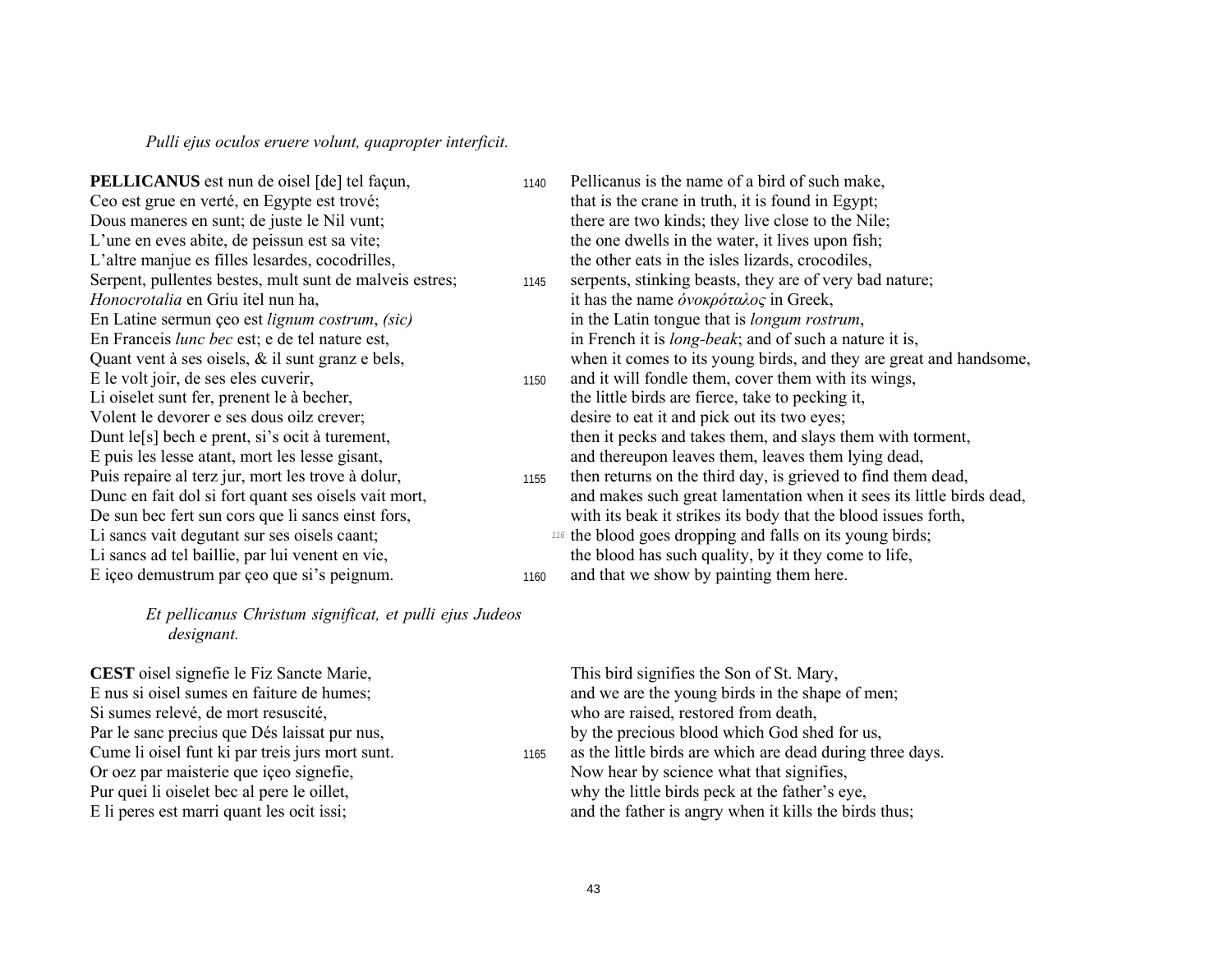*Pulli ejus oculos eruere volunt, quapropter interficit.*

**PELLICANUS** est nun de oisel [de] tel façun,
Ceo est grue en verté, en Egypte est trové;
Dous maneres en sunt; de juste le Nil vunt;
L'une en eves abite, de peissun est sa vite;
L'altre manjue es filles lesardes, cocodrilles,
Serpent, pullentes bestes, mult sunt de malveis estres; 1145
*Honocrotalia* en Griu itel nun ha,
En Latine sermun çeo est *lignum costrum*, *(sic)*
En Franceis *lunc bec* est; e de tel nature est,
Quant vent à ses oisels, & il sunt granz e bels,
E le volt joir, de ses eles cuverir, 1150
Li oiselet sunt fer, prenent le à becher,
Volent le devorer e ses dous oilz crever;
Dunt le[s] bech e prent, si's ocit à turement,
E puis les lesse atant, mort les lesse gisant,
Puis repaire al terz jur, mort les trove à dolur, 1155
Dunc en fait dol si fort quant ses oisels vait mort,
De sun bec fert sun cors que li sancs einst fors,
Li sancs vait degutant sur ses oisels caant;
Li sancs ad tel baillie, par lui venent en vie,
E içeo demustrum par çeo que si's peignum. 1160

1140 Pellicanus is the name of a bird of such make,
that is the crane in truth, it is found in Egypt;
there are two kinds; they live close to the Nile;
the one dwells in the water, it lives upon fish;
the other eats in the isles lizards, crocodiles,
serpents, stinking beasts, they are of very bad nature;
it has the name *όνοκρόταλος* in Greek,
in the Latin tongue that is *longum rostrum*,
in French it is *long-beak*; and of such a nature it is,
when it comes to its young birds, and they are great and handsome,
and it will fondle them, cover them with its wings,
the little birds are fierce, take to pecking it,
desire to eat it and pick out its two eyes;
then it pecks and takes them, and slays them with torment,
and thereupon leaves them, leaves them lying dead,
then returns on the third day, is grieved to find them dead,
and makes such great lamentation when it sees its little birds dead,
with its beak it strikes its body that the blood issues forth,
[116] the blood goes dropping and falls on its young birds;
the blood has such quality, by it they come to life,
and that we show by painting them here.

*Et pellicanus Christum significat, et pulli ejus Judeos designant.*

**CEST** oisel signefie le Fiz Sancte Marie,
E nus si oisel sumes en faiture de humes;
Si sumes relevé, de mort resuscité,
Par le sanc precius que Dés laissat pur nus,
Cume li oisel funt ki par treis jurs mort sunt. 1165
Or oez par maisterie que içeo signefie,
Pur quei li oiselet bec al pere le oillet,
E li peres est marri quant les ocit issi;

This bird signifies the Son of St. Mary,
and we are the young birds in the shape of men;
who are raised, restored from death,
by the precious blood which God shed for us,
as the little birds are which are dead during three days.
Now hear by science what that signifies,
why the little birds peck at the father's eye,
and the father is angry when it kills the birds thus;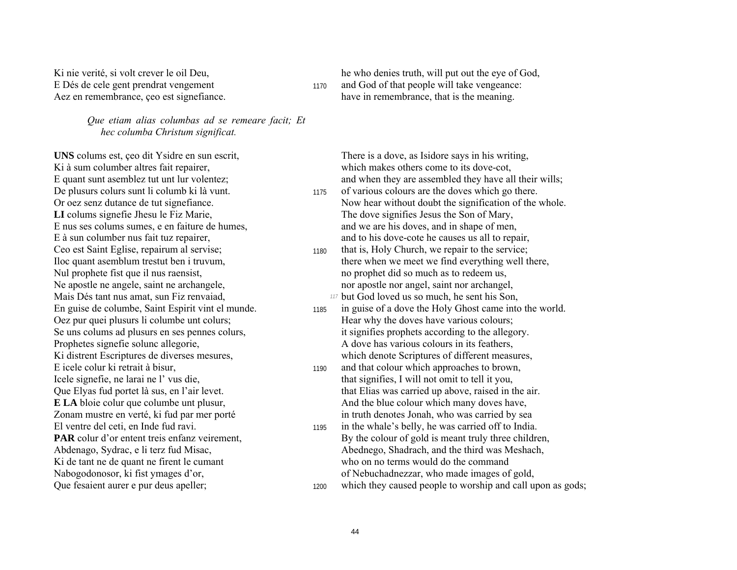Ki nie verité, si volt crever le oil Deu,
E Dés de cele gent prendrat vengement 1170
Aez en remembrance, çeo est signefiance.

he who denies truth, will put out the eye of God,
and God of that people will take vengeance:
have in remembrance, that is the meaning.

*Que etiam alias columbas ad se remeare facit; Et hec columba Christum significat.*

**UNS** colums est, çeo dit Ysidre en sun escrit,
Ki à sum columber altres fait repairer,
E quant sunt asemblez tut unt lur volentez;
De plusurs colurs sunt li columb ki là vunt. 1175
Or oez senz dutance de tut signefiance.
**LI** colums signefie Jhesu le Fiz Marie,
E nus ses colums sumes, e en faiture de humes,
E à sun columber nus fait tuz repairer,
Ceo est Saint Eglise, repairum al servise; 1180
Iloc quant asemblum trestut ben i truvum,
Nul prophete fist que il nus raensist,
Ne apostle ne angele, saint ne archangele,
Mais Dés tant nus amat, sun Fiz renvaiad, [117]
En guise de columbe, Saint Espirit vint el munde. 1185
Oez pur quei plusurs li columbe unt colurs;
Se uns colums ad plusurs en ses pennes colurs,
Prophetes signefie solunc allegorie,
Ki distrent Escriptures de diverses mesures,
E icele colur ki retrait à bisur, 1190
Icele signefie, ne larai ne l' vus die,
Que Elyas fud portet là sus, en l'air levet.
**E LA** bloie colur que columbe unt plusur,
Zonam mustre en verté, ki fud par mer porté
El ventre del ceti, en Inde fud ravi. 1195
**PAR** colur d'or entent treis enfanz veirement,
Abdenago, Sydrac, e li terz fud Misac,
Ki de tant ne de quant ne firent le cumant
Nabogodonosor, ki fist ymages d'or,
Que fesaient aurer e pur deus apeller; 1200

There is a dove, as Isidore says in his writing,
which makes others come to its dove-cot,
and when they are assembled they have all their wills;
of various colours are the doves which go there.
Now hear without doubt the signification of the whole.
The dove signifies Jesus the Son of Mary,
and we are his doves, and in shape of men,
and to his dove-cote he causes us all to repair,
that is, Holy Church, we repair to the service;
there when we meet we find everything well there,
no prophet did so much as to redeem us,
nor apostle nor angel, saint nor archangel,
but God loved us so much, he sent his Son,
in guise of a dove the Holy Ghost came into the world.
Hear why the doves have various colours;
it signifies prophets according to the allegory.
A dove has various colours in its feathers,
which denote Scriptures of different measures,
and that colour which approaches to brown,
that signifies, I will not omit to tell it you,
that Elias was carried up above, raised in the air.
And the blue colour which many doves have,
in truth denotes Jonah, who was carried by sea
in the whale's belly, he was carried off to India.
By the colour of gold is meant truly three children,
Abednego, Shadrach, and the third was Meshach,
who on no terms would do the command
of Nebuchadnezzar, who made images of gold,
which they caused people to worship and call upon as gods;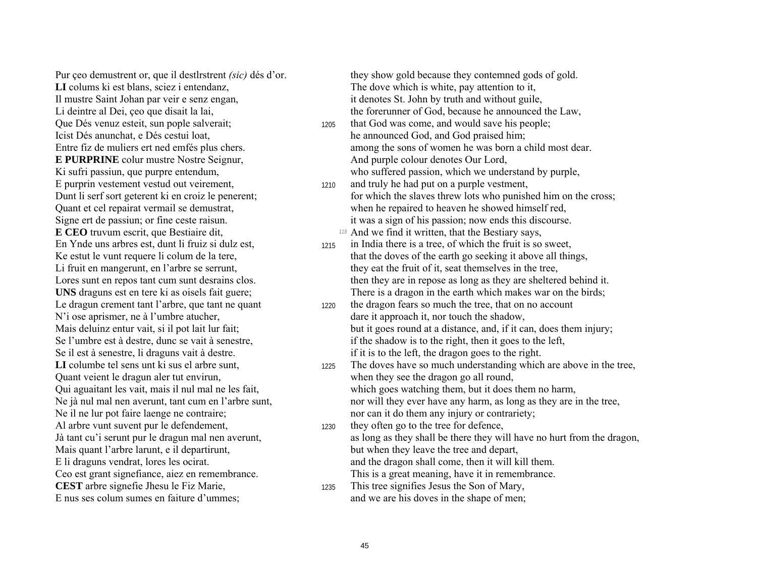| | | |
|---|---|---|
| Pur çeo demustrent or, que il destlrstrent *(sic)* dés d'or. | | they show gold because they contemned gods of gold. |
| **LI** colums ki est blans, sciez i entendanz, | | The dove which is white, pay attention to it, |
| Il mustre Saint Johan par veir e senz engan, | | it denotes St. John by truth and without guile, |
| Li deintre al Dei, çeo que disait la lai, | | the forerunner of God, because he announced the Law, |
| Que Dés venuz esteit, sun pople salverait; | 1205 | that God was come, and would save his people; |
| Icist Dés anunchat, e Dés cestui loat, | | he announced God, and God praised him; |
| Entre fiz de muliers ert ned emfés plus chers. | | among the sons of women he was born a child most dear. |
| **E PURPRINE** colur mustre Nostre Seignur, | | And purple colour denotes Our Lord, |
| Ki sufri passiun, que purpre entendum, | | who suffered passion, which we understand by purple, |
| E purprin vestement vestud out veirement, | 1210 | and truly he had put on a purple vestment, |
| Dunt li serf sort geterent ki en croiz le penerent; | | for which the slaves threw lots who punished him on the cross; |
| Quant et cel repairat vermail se demustrat, | | when he repaired to heaven he showed himself red, |
| Signe ert de passiun; or fine ceste raisun. | | it was a sign of his passion; now ends this discourse. |
| **E CEO** truvum escrit, que Bestiaire dit, | *118* | And we find it written, that the Bestiary says, |
| En Ynde uns arbres est, dunt li fruiz si dulz est, | 1215 | in India there is a tree, of which the fruit is so sweet, |
| Ke estut le vunt requere li colum de la tere, | | that the doves of the earth go seeking it above all things, |
| Li fruit en mangerunt, en l'arbre se serrunt, | | they eat the fruit of it, seat themselves in the tree, |
| Lores sunt en repos tant cum sunt desrains clos. | | then they are in repose as long as they are sheltered behind it. |
| **UNS** draguns est en tere ki as oisels fait guere; | | There is a dragon in the earth which makes war on the birds; |
| Le dragun crement tant l'arbre, que tant ne quant | 1220 | the dragon fears so much the tree, that on no account |
| N'i ose aprismer, ne à l'umbre atucher, | | dare it approach it, nor touch the shadow, |
| Mais deluinz entur vait, si il pot lait lur fait; | | but it goes round at a distance, and, if it can, does them injury; |
| Se l'umbre est à destre, dunc se vait à senestre, | | if the shadow is to the right, then it goes to the left, |
| Se il est à senestre, li draguns vait à destre. | | if it is to the left, the dragon goes to the right. |
| **LI** columbe tel sens unt ki sus el arbre sunt, | 1225 | The doves have so much understanding which are above in the tree, |
| Quant veient le dragun aler tut envirun, | | when they see the dragon go all round, |
| Qui aguaitant les vait, mais il nul mal ne les fait, | | which goes watching them, but it does them no harm, |
| Ne jà nul mal nen averunt, tant cum en l'arbre sunt, | | nor will they ever have any harm, as long as they are in the tree, |
| Ne il ne lur pot faire laenge ne contraire; | | nor can it do them any injury or contrariety; |
| Al arbre vunt suvent pur le defendement, | 1230 | they often go to the tree for defence, |
| Jà tant cu'i serunt pur le dragun mal nen averunt, | | as long as they shall be there they will have no hurt from the dragon, |
| Mais quant l'arbre larunt, e il departirunt, | | but when they leave the tree and depart, |
| E li draguns vendrat, lores les ocirat. | | and the dragon shall come, then it will kill them. |
| Ceo est grant signefiance, aiez en remembrance. | | This is a great meaning, have it in remembrance. |
| **CEST** arbre signefie Jhesu le Fiz Marie, | 1235 | This tree signifies Jesus the Son of Mary, |
| E nus ses colum sumes en faiture d'ummes; | | and we are his doves in the shape of men; |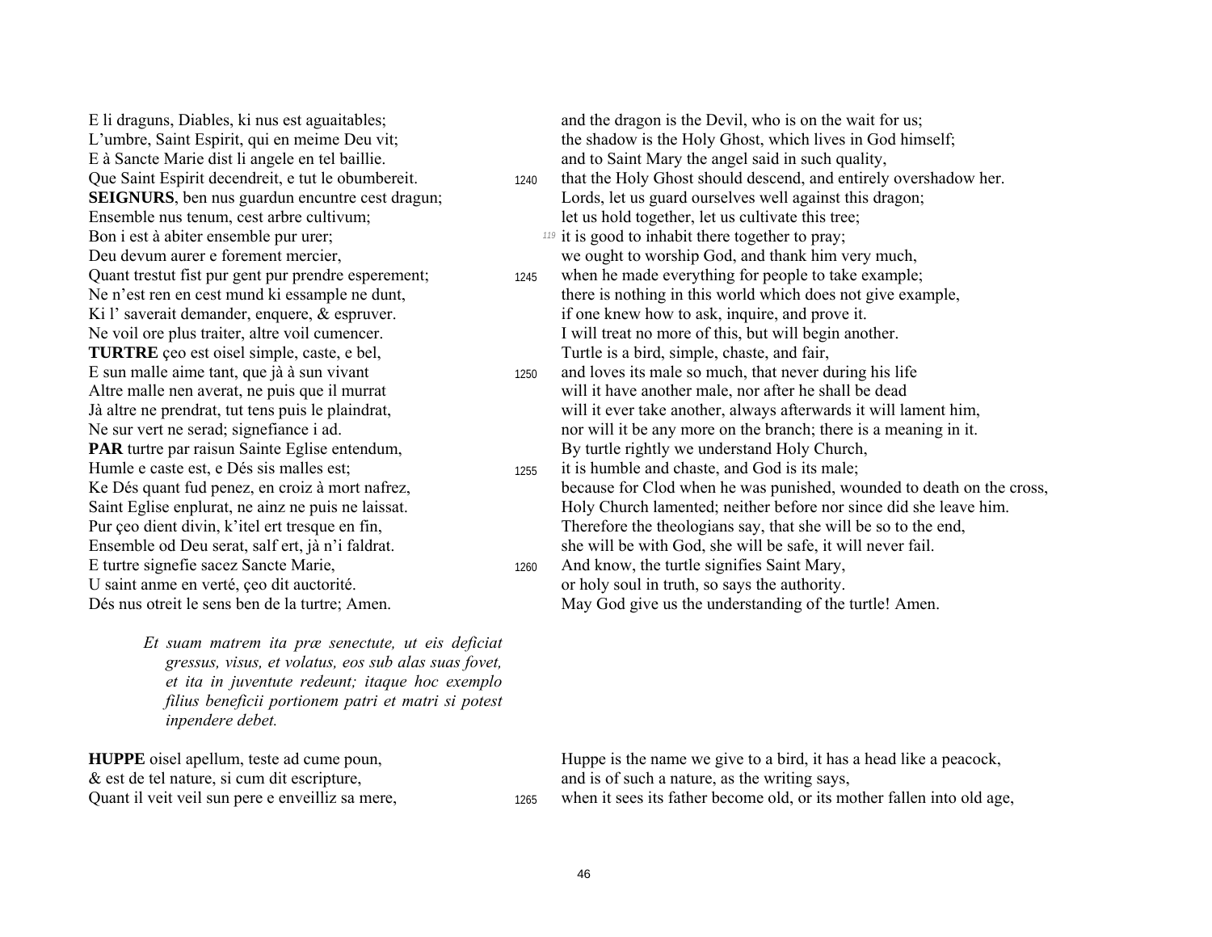E li draguns, Diables, ki nus est aguaitables;
L'umbre, Saint Espirit, qui en meime Deu vit;
E à Sancte Marie dist li angele en tel baillie.
Que Saint Espirit decendreit, e tut le obumbereit. 1240
**SEIGNURS**, ben nus guardun encuntre cest dragun;
Ensemble nus tenum, cest arbre cultivum;
Bon i est à abiter ensemble pur urer; *119*
Deu devum aurer e forement mercier,
Quant trestut fist pur gent pur prendre esperement; 1245
Ne n'est ren en cest mund ki essample ne dunt,
Ki l' saverait demander, enquere, & espruver.
Ne voil ore plus traiter, altre voil cumencer.
**TURTRE** çeo est oisel simple, caste, e bel,
E sun malle aime tant, que jà à sun vivant 1250
Altre malle nen averat, ne puis que il murrat
Jà altre ne prendrat, tut tens puis le plaindrat,
Ne sur vert ne serad; signefiance i ad.
**PAR** turtre par raisun Sainte Eglise entendum,
Humle e caste est, e Dés sis malles est; 1255
Ke Dés quant fud penez, en croiz à mort nafrez,
Saint Eglise enplurat, ne ainz ne puis ne laissat.
Pur çeo dient divin, k'itel ert tresque en fin,
Ensemble od Deu serat, salf ert, jà n'i faldrat.
E turtre signefie sacez Sancte Marie, 1260
U saint anme en verté, çeo dit auctorité.
Dés nus otreit le sens ben de la turtre; Amen.

and the dragon is the Devil, who is on the wait for us;
the shadow is the Holy Ghost, which lives in God himself;
and to Saint Mary the angel said in such quality,
that the Holy Ghost should descend, and entirely overshadow her.
Lords, let us guard ourselves well against this dragon;
let us hold together, let us cultivate this tree;
it is good to inhabit there together to pray;
we ought to worship God, and thank him very much,
when he made everything for people to take example;
there is nothing in this world which does not give example,
if one knew how to ask, inquire, and prove it.
I will treat no more of this, but will begin another.
Turtle is a bird, simple, chaste, and fair,
and loves its male so much, that never during his life
will it have another male, nor after he shall be dead
will it ever take another, always afterwards it will lament him,
nor will it be any more on the branch; there is a meaning in it.
By turtle rightly we understand Holy Church,
it is humble and chaste, and God is its male;
because for Clod when he was punished, wounded to death on the cross,
Holy Church lamented; neither before nor since did she leave him.
Therefore the theologians say, that she will be so to the end,
she will be with God, she will be safe, it will never fail.
And know, the turtle signifies Saint Mary,
or holy soul in truth, so says the authority.
May God give us the understanding of the turtle! Amen.

*Et suam matrem ita præ senectute, ut eis deficiat gressus, visus, et volatus, eos sub alas suas fovet, et ita in juventute redeunt; itaque hoc exemplo filius beneficii portionem patri et matri si potest inpendere debet.*

**HUPPE** oisel apellum, teste ad cume poun,
& est de tel nature, si cum dit escripture,
Quant il veit veil sun pere e enveilliz sa mere, 1265

Huppe is the name we give to a bird, it has a head like a peacock,
and is of such a nature, as the writing says,
when it sees its father become old, or its mother fallen into old age,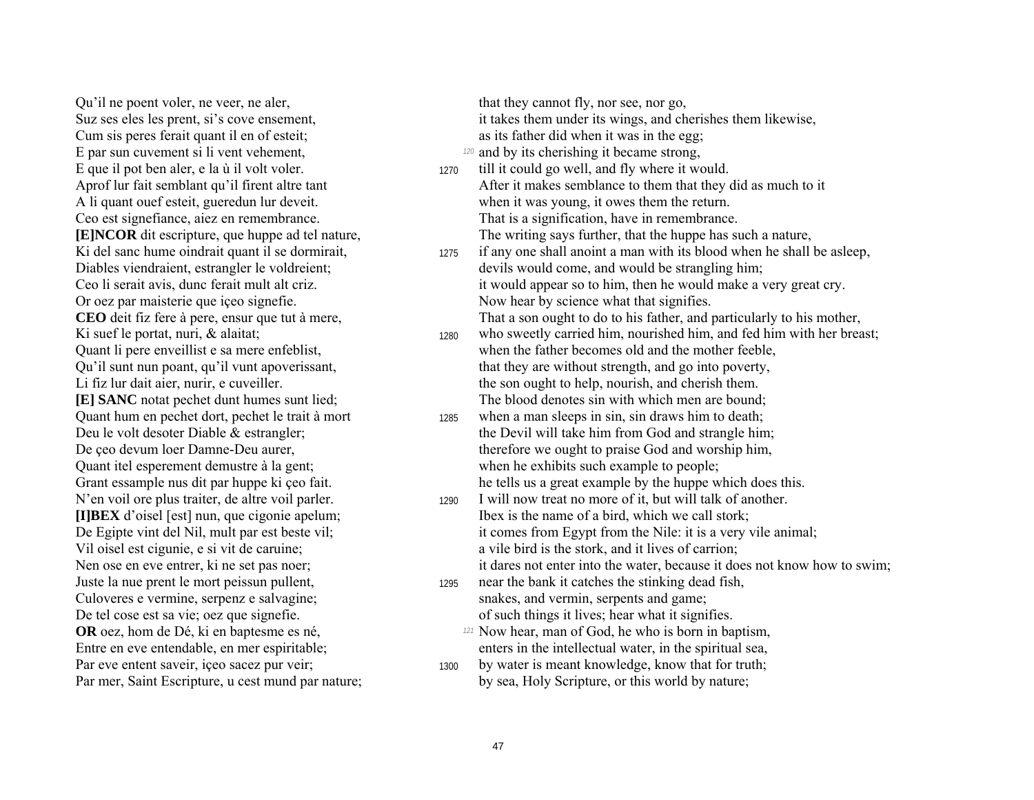| | | |
|---|---|---|
| Qu'il ne poent voler, ne veer, ne aler, | | that they cannot fly, nor see, nor go, |
| Suz ses eles les prent, si's cove ensement, | | it takes them under its wings, and cherishes them likewise, |
| Cum sis peres ferait quant il en of esteit; | | as its father did when it was in the egg; |
| E par sun cuvement si li vent vehement, | *120* | and by its cherishing it became strong, |
| E que il pot ben aler, e la ù il volt voler. | 1270 | till it could go well, and fly where it would. |
| Aprof lur fait semblant qu'il firent altre tant | | After it makes semblance to them that they did as much to it |
| A li quant ouef esteit, gueredun lur deveit. | | when it was young, it owes them the return. |
| Ceo est signefiance, aiez en remembrance. | | That is a signification, have in remembrance. |
| **[E]NCOR** dit escripture, que huppe ad tel nature, | | The writing says further, that the huppe has such a nature, |
| Ki del sanc hume oindrait quant il se dormirait, | 1275 | if any one shall anoint a man with its blood when he shall be asleep, |
| Diables viendraient, estrangler le voldreient; | | devils would come, and would be strangling him; |
| Ceo li serait avis, dunc ferait mult alt criz. | | it would appear so to him, then he would make a very great cry. |
| Or oez par maisterie que içeo signefie. | | Now hear by science what that signifies. |
| **CEO** deit fiz fere à pere, ensur que tut à mere, | | That a son ought to do to his father, and particularly to his mother, |
| Ki suef le portat, nuri, & alaitat; | 1280 | who sweetly carried him, nourished him, and fed him with her breast; |
| Quant li pere enveillist e sa mere enfeblist, | | when the father becomes old and the mother feeble, |
| Qu'il sunt nun poant, qu'il vunt apoverissant, | | that they are without strength, and go into poverty, |
| Li fiz lur dait aier, nurir, e cuveiller. | | the son ought to help, nourish, and cherish them. |
| **[E] SANC** notat pechet dunt humes sunt lied; | | The blood denotes sin with which men are bound; |
| Quant hum en pechet dort, pechet le trait à mort | 1285 | when a man sleeps in sin, sin draws him to death; |
| Deu le volt desoter Diable & estrangler; | | the Devil will take him from God and strangle him; |
| De çeo devum loer Damne-Deu aurer, | | therefore we ought to praise God and worship him, |
| Quant itel esperement demustre à la gent; | | when he exhibits such example to people; |
| Grant essample nus dit par huppe ki çeo fait. | | he tells us a great example by the huppe which does this. |
| N'en voil ore plus traiter, de altre voil parler. | 1290 | I will now treat no more of it, but will talk of another. |
| **[I]BEX** d'oisel [est] nun, que cigonie apelum; | | Ibex is the name of a bird, which we call stork; |
| De Egipte vint del Nil, mult par est beste vil; | | it comes from Egypt from the Nile: it is a very vile animal; |
| Vil oisel est cigunie, e si vit de caruine; | | a vile bird is the stork, and it lives of carrion; |
| Nen ose en eve entrer, ki ne set pas noer; | | it dares not enter into the water, because it does not know how to swim; |
| Juste la nue prent le mort peissun pullent, | 1295 | near the bank it catches the stinking dead fish, |
| Culoveres e vermine, serpenz e salvagine; | | snakes, and vermin, serpents and game; |
| De tel cose est sa vie; oez que signefie. | | of such things it lives; hear what it signifies. |
| **OR** oez, hom de Dé, ki en baptesme es né, | *121* | Now hear, man of God, he who is born in baptism, |
| Entre en eve entendable, en mer espiritable; | | enters in the intellectual water, in the spiritual sea, |
| Par eve entent saveir, içeo sacez pur veir; | 1300 | by water is meant knowledge, know that for truth; |
| Par mer, Saint Escripture, u cest mund par nature; | | by sea, Holy Scripture, or this world by nature; |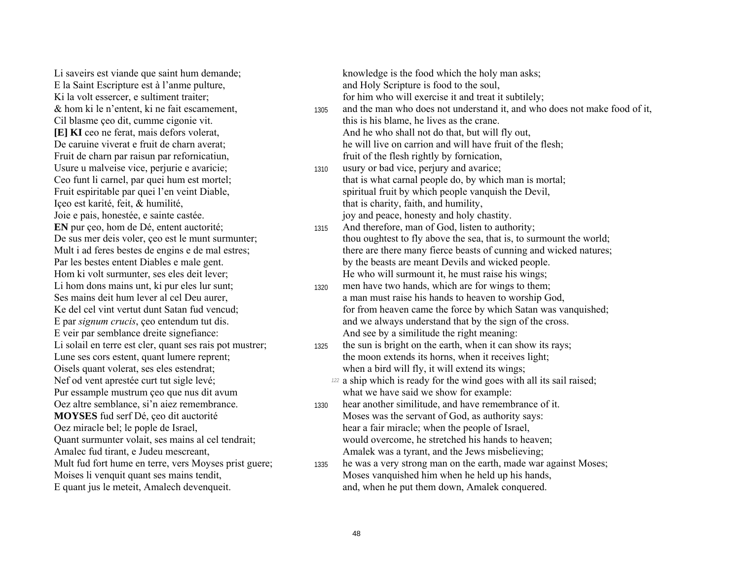| | | |
|---|---|---|
| Li saveirs est viande que saint hum demande; | | knowledge is the food which the holy man asks; |
| E la Saint Escripture est à l'anme pulture, | | and Holy Scripture is food to the soul, |
| Ki la volt essercer, e sultiment traiter; | | for him who will exercise it and treat it subtilely; |
| & hom ki le n'entent, ki ne fait escamement, | 1305 | and the man who does not understand it, and who does not make food of it, |
| Cil blasme çeo dit, cumme cigonie vit. | | this is his blame, he lives as the crane. |
| **[E] KI** ceo ne ferat, mais defors volerat, | | And he who shall not do that, but will fly out, |
| De caruine viverat e fruit de charn averat; | | he will live on carrion and will have fruit of the flesh; |
| Fruit de charn par raisun par refornicatiun, | | fruit of the flesh rightly by fornication, |
| Usure u malveise vice, perjurie e avaricie; | 1310 | usury or bad vice, perjury and avarice; |
| Ceo funt li carnel, par quei hum est mortel; | | that is what carnal people do, by which man is mortal; |
| Fruit espiritable par quei l'en veint Diable, | | spiritual fruit by which people vanquish the Devil, |
| Içeo est karité, feit, & humilité, | | that is charity, faith, and humility, |
| Joie e pais, honestée, e sainte castée. | | joy and peace, honesty and holy chastity. |
| **EN** pur çeo, hom de Dé, entent auctorité; | 1315 | And therefore, man of God, listen to authority; |
| De sus mer deis voler, çeo est le munt surmunter; | | thou oughtest to fly above the sea, that is, to surmount the world; |
| Mult i ad feres bestes de engins e de mal estres; | | there are there many fierce beasts of cunning and wicked natures; |
| Par les bestes entent Diables e male gent. | | by the beasts are meant Devils and wicked people. |
| Hom ki volt surmunter, ses eles deit lever; | | He who will surmount it, he must raise his wings; |
| Li hom dons mains unt, ki pur eles lur sunt; | 1320 | men have two hands, which are for wings to them; |
| Ses mains deit hum lever al cel Deu aurer, | | a man must raise his hands to heaven to worship God, |
| Ke del cel vint vertut dunt Satan fud vencud; | | for from heaven came the force by which Satan was vanquished; |
| E par *signum crucis*, çeo entendum tut dis. | | and we always understand that by the sign of the cross. |
| E veir par semblance dreite signefiance: | | And see by a similitude the right meaning: |
| Li solail en terre est cler, quant ses rais pot mustrer; | 1325 | the sun is bright on the earth, when it can show its rays; |
| Lune ses cors estent, quant lumere reprent; | | the moon extends its horns, when it receives light; |
| Oisels quant volerat, ses eles estendrat; | | when a bird will fly, it will extend its wings; |
| Nef od vent aprestée curt tut sigle levé; | 122 | a ship which is ready for the wind goes with all its sail raised; |
| Pur essample mustrum çeo que nus dit avum | | what we have said we show for example: |
| Oez altre semblance, si'n aiez remembrance. | 1330 | hear another similitude, and have remembrance of it. |
| **MOYSES** fud serf Dé, çeo dit auctorité | | Moses was the servant of God, as authority says: |
| Oez miracle bel; le pople de Israel, | | hear a fair miracle; when the people of Israel, |
| Quant surmunter volait, ses mains al cel tendrait; | | would overcome, he stretched his hands to heaven; |
| Amalec fud tirant, e Judeu mescreant, | | Amalek was a tyrant, and the Jews misbelieving; |
| Mult fud fort hume en terre, vers Moyses prist guere; | 1335 | he was a very strong man on the earth, made war against Moses; |
| Moises li venquit quant ses mains tendit, | | Moses vanquished him when he held up his hands, |
| E quant jus le meteit, Amalech devenqueit. | | and, when he put them down, Amalek conquered. |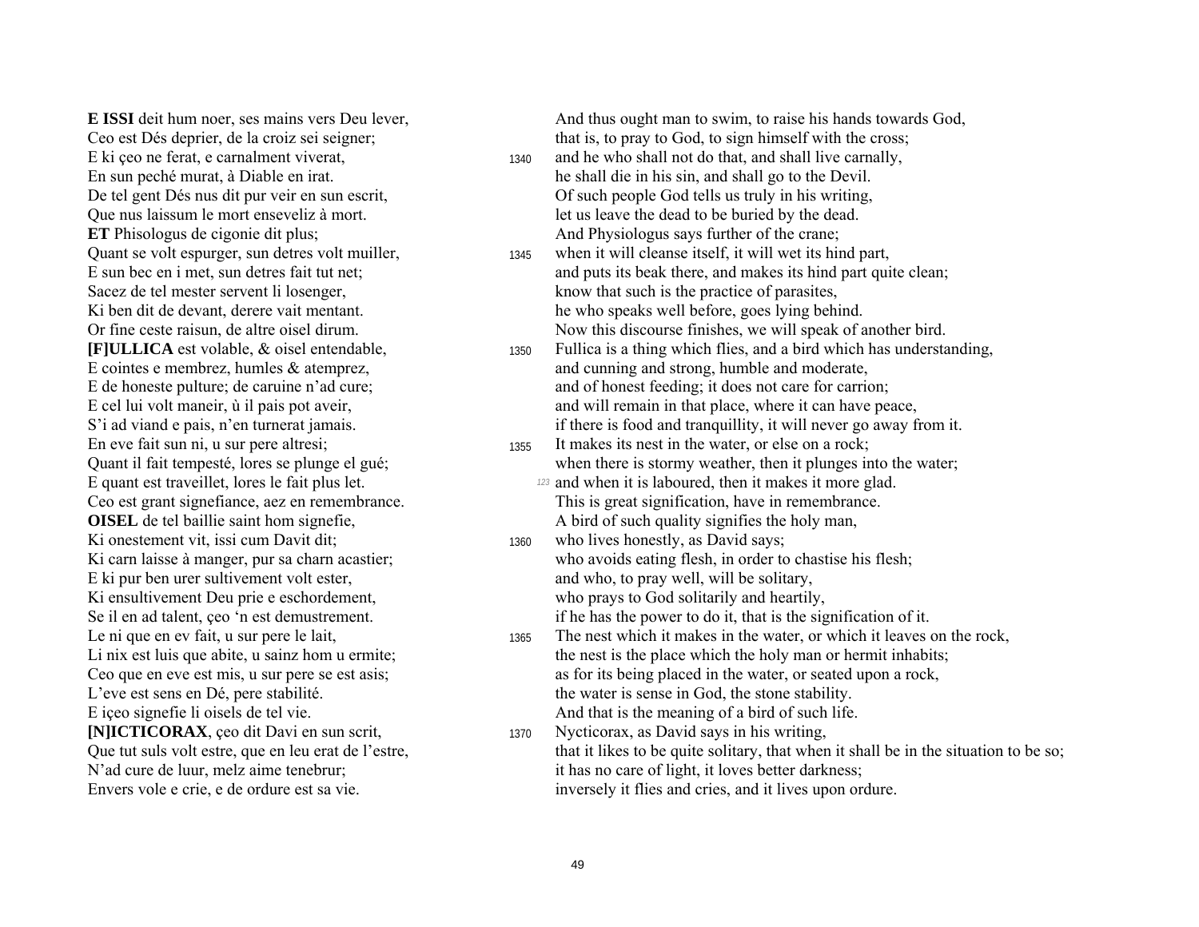**E ISSI** deit hum noer, ses mains vers Deu lever,
Ceo est Dés deprier, de la croiz sei seigner;
E ki çeo ne ferat, e carnalment viverat,
En sun peché murat, à Diable en irat.
De tel gent Dés nus dit pur veir en sun escrit,
Que nus laissum le mort enseveliz à mort.
**ET** Phisologus de cigonie dit plus;
Quant se volt espurger, sun detres volt muiller,
E sun bec en i met, sun detres fait tut net;
Sacez de tel mester servent li losenger,
Ki ben dit de devant, derere vait mentant.
Or fine ceste raisun, de altre oisel dirum.
**[F]ULLICA** est volable, & oisel entendable,
E cointes e membrez, humles & atemprez,
E de honeste pulture; de caruine n'ad cure;
E cel lui volt maneir, ù il pais pot aveir,
S'i ad viand e pais, n'en turnerat jamais.
En eve fait sun ni, u sur pere altresi;
Quant il fait tempesté, lores se plunge el gué;
E quant est traveillet, lores le fait plus let.
Ceo est grant signefiance, aez en remembrance.
**OISEL** de tel baillie saint hom signefie,
Ki onestement vit, issi cum Davit dit;
Ki carn laisse à manger, pur sa charn acastier;
E ki pur ben urer sultivement volt ester,
Ki ensultivement Deu prie e eschordement,
Se il en ad talent, çeo 'n est demustrement.
Le ni que en ev fait, u sur pere le lait,
Li nix est luis que abite, u sainz hom u ermite;
Ceo que en eve est mis, u sur pere se est asis;
L'eve est sens en Dé, pere stabilité.
E içeo signefie li oisels de tel vie.
**[N]ICTICORAX**, çeo dit Davi en sun scrit,
Que tut suls volt estre, que en leu erat de l'estre,
N'ad cure de luur, melz aime tenebrur;
Envers vole e crie, e de ordure est sa vie.

And thus ought man to swim, to raise his hands towards God,
that is, to pray to God, to sign himself with the cross;
1340 and he who shall not do that, and shall live carnally,
he shall die in his sin, and shall go to the Devil.
Of such people God tells us truly in his writing,
let us leave the dead to be buried by the dead.
And Physiologus says further of the crane;
1345 when it will cleanse itself, it will wet its hind part,
and puts its beak there, and makes its hind part quite clean;
know that such is the practice of parasites,
he who speaks well before, goes lying behind.
Now this discourse finishes, we will speak of another bird.
1350 Fullica is a thing which flies, and a bird which has understanding,
and cunning and strong, humble and moderate,
and of honest feeding; it does not care for carrion;
and will remain in that place, where it can have peace,
if there is food and tranquillity, it will never go away from it.
1355 It makes its nest in the water, or else on a rock;
when there is stormy weather, then it plunges into the water;
*123* and when it is laboured, then it makes it more glad.
This is great signification, have in remembrance.
A bird of such quality signifies the holy man,
1360 who lives honestly, as David says;
who avoids eating flesh, in order to chastise his flesh;
and who, to pray well, will be solitary,
who prays to God solitarily and heartily,
if he has the power to do it, that is the signification of it.
1365 The nest which it makes in the water, or which it leaves on the rock,
the nest is the place which the holy man or hermit inhabits;
as for its being placed in the water, or seated upon a rock,
the water is sense in God, the stone stability.
And that is the meaning of a bird of such life.
1370 Nycticorax, as David says in his writing,
that it likes to be quite solitary, that when it shall be in the situation to be so;
it has no care of light, it loves better darkness;
inversely it flies and cries, and it lives upon ordure.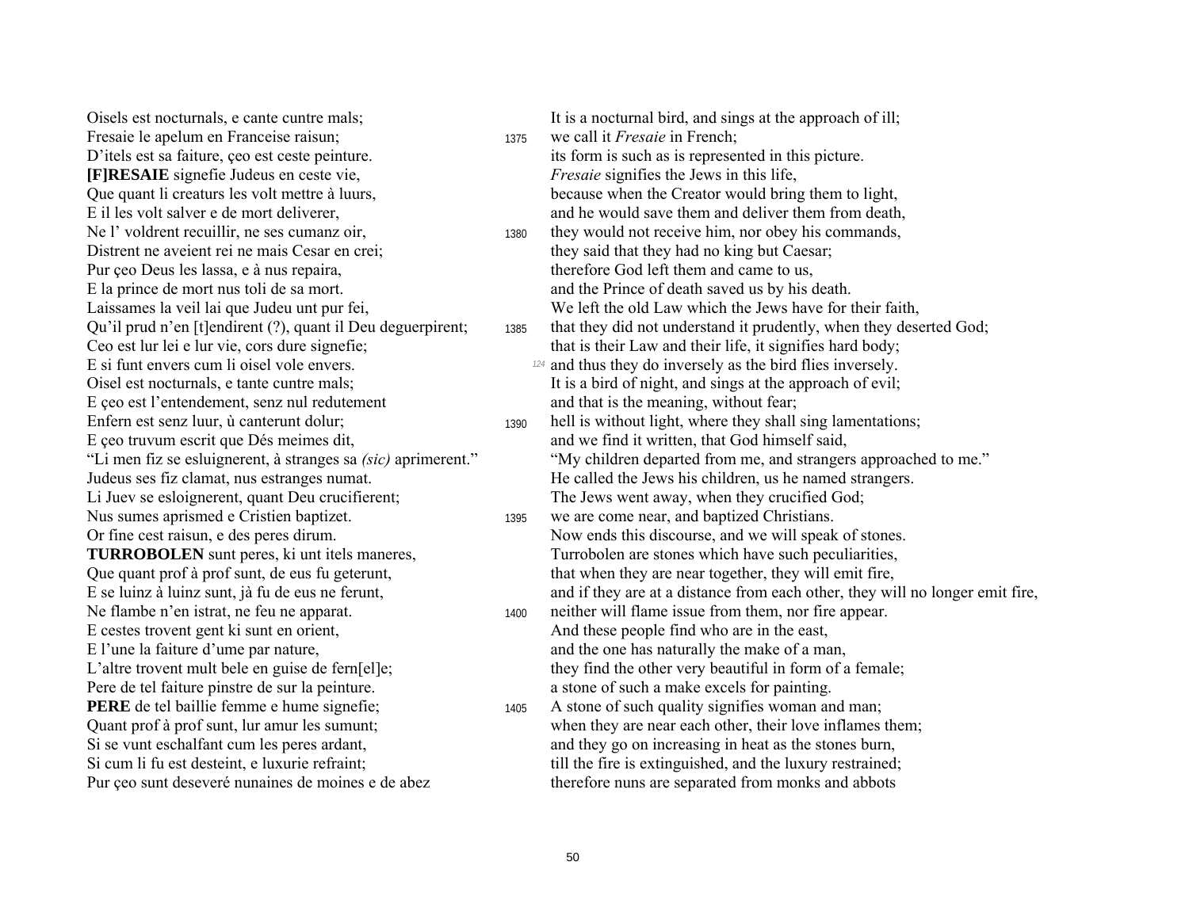| | | |
|---|---|---|
| Oisels est nocturnals, e cante cuntre mals; | | It is a nocturnal bird, and sings at the approach of ill; |
| Fresaie le apelum en Franceise raisun; | 1375 | we call it *Fresaie* in French; |
| D'itels est sa faiture, çeo est ceste peinture. | | its form is such as is represented in this picture. |
| **[F]RESAIE** signefie Judeus en ceste vie, | | *Fresaie* signifies the Jews in this life, |
| Que quant li creaturs les volt mettre à luurs, | | because when the Creator would bring them to light, |
| E il les volt salver e de mort deliverer, | | and he would save them and deliver them from death, |
| Ne l' voldrent recuillir, ne ses cumanz oir, | 1380 | they would not receive him, nor obey his commands, |
| Distrent ne aveient rei ne mais Cesar en crei; | | they said that they had no king but Caesar; |
| Pur çeo Deus les lassa, e à nus repaira, | | therefore God left them and came to us, |
| E la prince de mort nus toli de sa mort. | | and the Prince of death saved us by his death. |
| Laissames la veil lai que Judeu unt pur fei, | | We left the old Law which the Jews have for their faith, |
| Qu'il prud n'en [t]endirent (?), quant il Deu deguerpirent; | 1385 | that they did not understand it prudently, when they deserted God; |
| Ceo est lur lei e lur vie, cors dure signefie; | | that is their Law and their life, it signifies hard body; |
| E si funt envers cum li oisel vole envers. | 124 | and thus they do inversely as the bird flies inversely. |
| Oisel est nocturnals, e tante cuntre mals; | | It is a bird of night, and sings at the approach of evil; |
| E çeo est l'entendement, senz nul redutement | | and that is the meaning, without fear; |
| Enfern est senz luur, ù canterunt dolur; | 1390 | hell is without light, where they shall sing lamentations; |
| E çeo truvum escrit que Dés meimes dit, | | and we find it written, that God himself said, |
| "Li men fiz se esluignerent, à stranges sa *(sic)* aprimerent." | | "My children departed from me, and strangers approached to me." |
| Judeus ses fiz clamat, nus estranges numat. | | He called the Jews his children, us he named strangers. |
| Li Juev se esloignerent, quant Deu crucifierent; | | The Jews went away, when they crucified God; |
| Nus sumes aprismed e Cristien baptizet. | 1395 | we are come near, and baptized Christians. |
| Or fine cest raisun, e des peres dirum. | | Now ends this discourse, and we will speak of stones. |
| **TURROBOLEN** sunt peres, ki unt itels maneres, | | Turrobolen are stones which have such peculiarities, |
| Que quant prof à prof sunt, de eus fu geterunt, | | that when they are near together, they will emit fire, |
| E se luinz à luinz sunt, jà fu de eus ne ferunt, | | and if they are at a distance from each other, they will no longer emit fire, |
| Ne flambe n'en istrat, ne feu ne apparat. | 1400 | neither will flame issue from them, nor fire appear. |
| E cestes trovent gent ki sunt en orient, | | And these people find who are in the east, |
| E l'une la faiture d'ume par nature, | | and the one has naturally the make of a man, |
| L'altre trovent mult bele en guise de fern[el]e; | | they find the other very beautiful in form of a female; |
| Pere de tel faiture pinstre de sur la peinture. | | a stone of such a make excels for painting. |
| **PERE** de tel baillie femme e hume signefie; | 1405 | A stone of such quality signifies woman and man; |
| Quant prof à prof sunt, lur amur les sumunt; | | when they are near each other, their love inflames them; |
| Si se vunt eschalfant cum les peres ardant, | | and they go on increasing in heat as the stones burn, |
| Si cum li fu est desteint, e luxurie refraint; | | till the fire is extinguished, and the luxury restrained; |
| Pur çeo sunt deseveré nunaines de moines e de abez | | therefore nuns are separated from monks and abbots |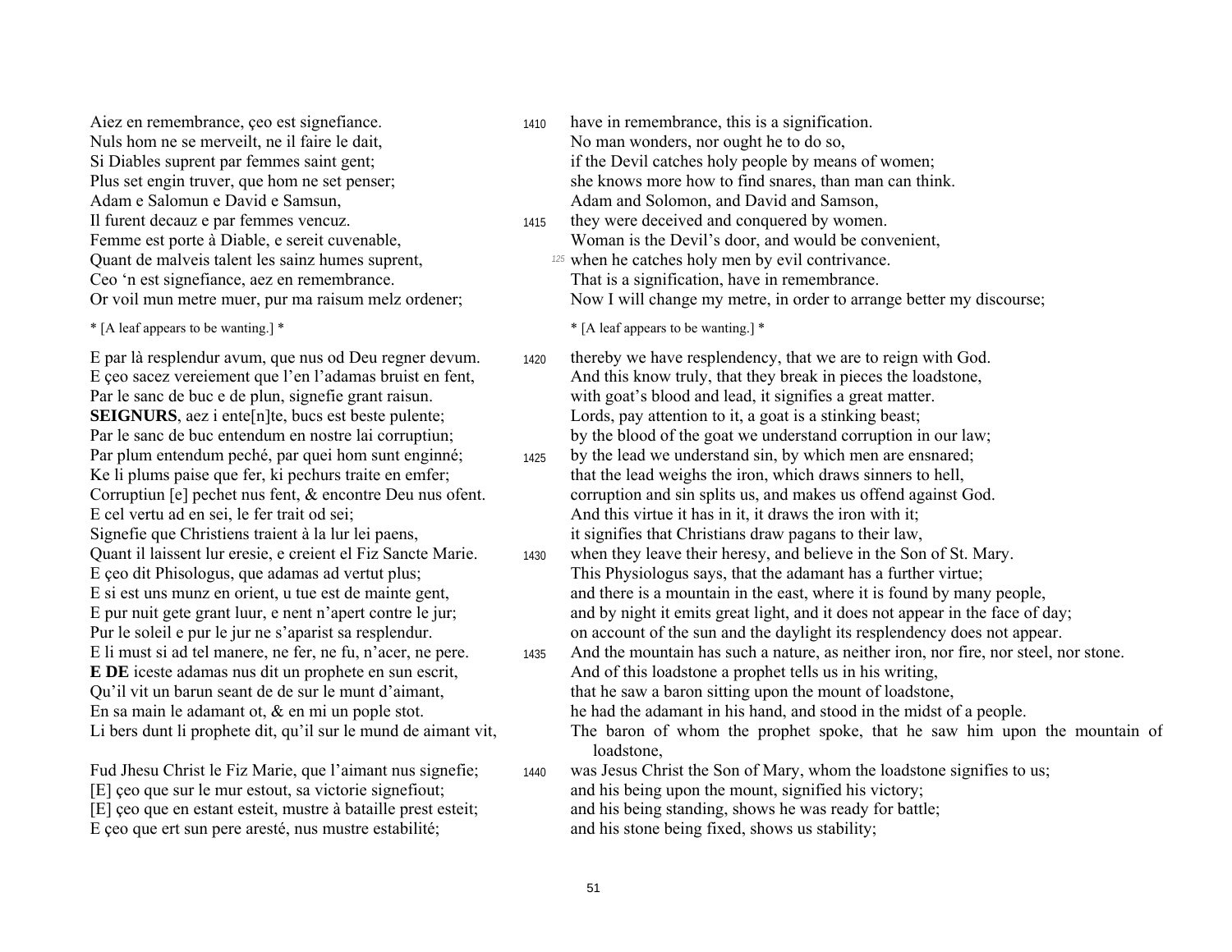| | | |
|---|---|---|
| Aiez en remembrance, çeo est signefiance. | 1410 | have in remembrance, this is a signification. |
| Nuls hom ne se merveilt, ne il faire le dait, | | No man wonders, nor ought he to do so, |
| Si Diables suprent par femmes saint gent; | | if the Devil catches holy people by means of women; |
| Plus set engin truver, que hom ne set penser; | | she knows more how to find snares, than man can think. |
| Adam e Salomun e David e Samsun, | | Adam and Solomon, and David and Samson, |
| Il furent decauz e par femmes vencuz. | 1415 | they were deceived and conquered by women. |
| Femme est porte à Diable, e sereit cuvenable, | | Woman is the Devil's door, and would be convenient, |
| Quant de malveis talent les sainz humes suprent, | *125* | when he catches holy men by evil contrivance. |
| Ceo 'n est signefiance, aez en remembrance. | | That is a signification, have in remembrance. |
| Or voil mun metre muer, pur ma raisum melz ordener; | | Now I will change my metre, in order to arrange better my discourse; |
| * [A leaf appears to be wanting.] * | | * [A leaf appears to be wanting.] * |
| E par là resplendur avum, que nus od Deu regner devum. | 1420 | thereby we have resplendency, that we are to reign with God. |
| E çeo sacez vereiement que l'en l'adamas bruist en fent, | | And this know truly, that they break in pieces the loadstone, |
| Par le sanc de buc e de plun, signefie grant raisun. | | with goat's blood and lead, it signifies a great matter. |
| **SEIGNURS**, aez i ente[n]te, bucs est beste pulente; | | Lords, pay attention to it, a goat is a stinking beast; |
| Par le sanc de buc entendum en nostre lai corruptiun; | | by the blood of the goat we understand corruption in our law; |
| Par plum entendum peché, par quei hom sunt enginné; | 1425 | by the lead we understand sin, by which men are ensnared; |
| Ke li plums paise que fer, ki pechurs traite en emfer; | | that the lead weighs the iron, which draws sinners to hell, |
| Corruptiun [e] pechet nus fent, & encontre Deu nus ofent. | | corruption and sin splits us, and makes us offend against God. |
| E cel vertu ad en sei, le fer trait od sei; | | And this virtue it has in it, it draws the iron with it; |
| Signefie que Christiens traient à la lur lei paens, | | it signifies that Christians draw pagans to their law, |
| Quant il laissent lur eresie, e creient el Fiz Sancte Marie. | 1430 | when they leave their heresy, and believe in the Son of St. Mary. |
| E çeo dit Phisologus, que adamas ad vertut plus; | | This Physiologus says, that the adamant has a further virtue; |
| E si est uns munz en orient, u tue est de mainte gent, | | and there is a mountain in the east, where it is found by many people, |
| E pur nuit gete grant luur, e nent n'apert contre le jur; | | and by night it emits great light, and it does not appear in the face of day; |
| Pur le soleil e pur le jur ne s'aparist sa resplendur. | | on account of the sun and the daylight its resplendency does not appear. |
| E li must si ad tel manere, ne fer, ne fu, n'acer, ne pere. | 1435 | And the mountain has such a nature, as neither iron, nor fire, nor steel, nor stone. |
| **E DE** iceste adamas nus dit un prophete en sun escrit, | | And of this loadstone a prophet tells us in his writing, |
| Qu'il vit un barun seant de de sur le munt d'aimant, | | that he saw a baron sitting upon the mount of loadstone, |
| En sa main le adamant ot, & en mi un pople stot. | | he had the adamant in his hand, and stood in the midst of a people. |
| Li bers dunt li prophete dit, qu'il sur le mund de aimant vit, | | The baron of whom the prophet spoke, that he saw him upon the mountain of loadstone, |
| Fud Jhesu Christ le Fiz Marie, que l'aimant nus signefie; | 1440 | was Jesus Christ the Son of Mary, whom the loadstone signifies to us; |
| [E] çeo que sur le mur estout, sa victorie signefiout; | | and his being upon the mount, signified his victory; |
| [E] çeo que en estant esteit, mustre à bataille prest esteit; | | and his being standing, shows he was ready for battle; |
| E çeo que ert sun pere aresté, nus mustre estabilité; | | and his stone being fixed, shows us stability; |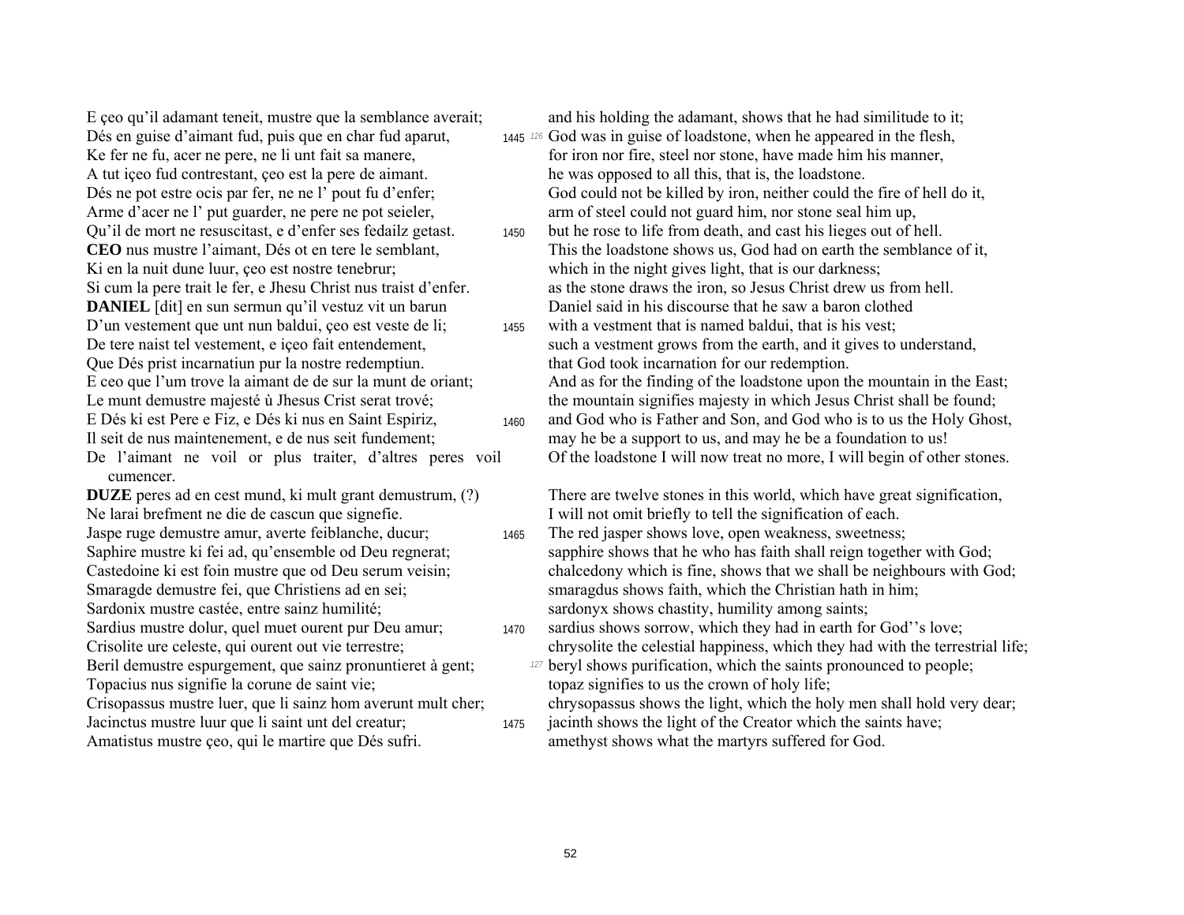E çeo qu'il adamant teneit, mustre que la semblance averait;
Dés en guise d'aimant fud, puis que en char fud aparut,
Ke fer ne fu, acer ne pere, ne li unt fait sa manere,
A tut içeo fud contrestant, çeo est la pere de aimant.
Dés ne pot estre ocis par fer, ne ne l' pout fu d'enfer;
Arme d'acer ne l' put guarder, ne pere ne pot seieler,
Qu'il de mort ne resuscitast, e d'enfer ses fedailz getast.
**CEO** nus mustre l'aimant, Dés ot en tere le semblant,
Ki en la nuit dune luur, çeo est nostre tenebrur;
Si cum la pere trait le fer, e Jhesu Christ nus traist d'enfer.
**DANIEL** [dit] en sun sermun qu'il vestuz vit un barun
D'un vestement que unt nun baldui, çeo est veste de li;
De tere naist tel vestement, e içeo fait entendement,
Que Dés prist incarnatiun pur la nostre redemptiun.
E ceo que l'um trove la aimant de sur la munt de oriant;
Le munt demustre majesté ù Jhesus Crist serat trové;
E Dés ki est Pere e Fiz, e Dés ki nus en Saint Espiriz,
Il seit de nus maintenement, e de nus seit fundement;
De l'aimant ne voil or plus traiter, d'altres peres voil cumencer.

and his holding the adamant, shows that he had similitude to it;
1445 [126] God was in guise of loadstone, when he appeared in the flesh,
for iron nor fire, steel nor stone, have made him his manner,
he was opposed to all this, that is, the loadstone.
God could not be killed by iron, neither could the fire of hell do it,
arm of steel could not guard him, nor stone seal him up,
1450 but he rose to life from death, and cast his lieges out of hell.
This the loadstone shows us, God had on earth the semblance of it,
which in the night gives light, that is our darkness;
as the stone draws the iron, so Jesus Christ drew us from hell.
Daniel said in his discourse that he saw a baron clothed
1455 with a vestment that is named baldui, that is his vest;
such a vestment grows from the earth, and it gives to understand,
that God took incarnation for our redemption.
And as for the finding of the loadstone upon the mountain in the East;
the mountain signifies majesty in which Jesus Christ shall be found;
1460 and God who is Father and Son, and God who is to us the Holy Ghost,
may he be a support to us, and may he be a foundation to us!
Of the loadstone I will now treat no more, I will begin of other stones.

**DUZE** peres ad en cest mund, ki mult grant demustrum, (?)
Ne larai brefment ne die de cascun que signefie.
Jaspe ruge demustre amur, averte feiblanche, ducur;
Saphire mustre ki fei ad, qu'ensemble od Deu regnerat;
Castedoine ki est foin mustre que od Deu serum veisin;
Smaragde demustre fei, que Christiens ad en sei;
Sardonix mustre castée, entre sainz humilité;
Sardius mustre dolur, quel muet ourent pur Deu amur;
Crisolite ure celeste, qui ourent out vie terrestre;
Beril demustre espurgement, que sainz pronuntieret à gent;
Topacius nus signifie la corune de saint vie;
Crisopassus mustre luer, que li sainz hom averunt mult cher;
Jacinctus mustre luur que li saint unt del creatur;
Amatistus mustre çeo, qui le martire que Dés sufri.

There are twelve stones in this world, which have great signification,
I will not omit briefly to tell the signification of each.
1465 The red jasper shows love, open weakness, sweetness;
sapphire shows that he who has faith shall reign together with God;
chalcedony which is fine, shows that we shall be neighbours with God;
smaragdus shows faith, which the Christian hath in him;
sardonyx shows chastity, humility among saints;
1470 sardius shows sorrow, which they had in earth for God''s love;
chrysolite the celestial happiness, which they had with the terrestrial life;
[127] beryl shows purification, which the saints pronounced to people;
topaz signifies to us the crown of holy life;
chrysopassus shows the light, which the holy men shall hold very dear;
1475 jacinth shows the light of the Creator which the saints have;
amethyst shows what the martyrs suffered for God.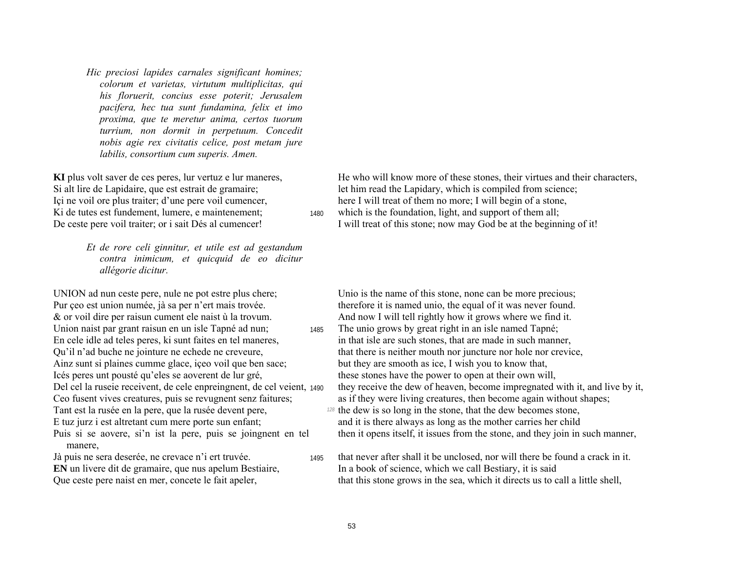*Hic preciosi lapides carnales significant homines; colorum et varietas, virtutum multiplicitas, qui his floruerit, concius esse poterit; Jerusalem pacifera, hec tua sunt fundamina, felix et imo proxima, que te meretur anima, certos tuorum turrium, non dormit in perpetuum. Concedit nobis agie rex civitatis celice, post metam jure labilis, consortium cum superis. Amen.*

**KI** plus volt saver de ces peres, lur vertuz e lur maneres,
Si alt lire de Lapidaire, que est estrait de gramaire;
Içi ne voil ore plus traiter; d'une pere voil cumencer,
Ki de tutes est fundement, lumere, e maintenement; 1480
De ceste pere voil traiter; or i sait Dés al cumencer!

He who will know more of these stones, their virtues and their characters,
let him read the Lapidary, which is compiled from science;
here I will treat of them no more; I will begin of a stone,
which is the foundation, light, and support of them all;
I will treat of this stone; now may God be at the beginning of it!

*Et de rore celi ginnitur, et utile est ad gestandum contra inimicum, et quicquid de eo dicitur allégorie dicitur.*

UNION ad nun ceste pere, nule ne pot estre plus chere;
Pur çeo est union numée, jà sa per n'ert mais trovée.
& or voil dire per raisun cument ele naist ù la trovum.
Union naist par grant raisun en un isle Tapné ad nun; 1485
En cele idle ad teles peres, ki sunt faites en tel maneres,
Qu'il n'ad buche ne jointure ne echede ne creveure,
Ainz sunt si plaines cumme glace, içeo voil que ben sace;
Icés peres unt pousté qu'eles se aoverent de lur gré,
Del cel la ruseie receivent, de cele enpreingnent, de cel veient, 1490
Ceo fusent vives creatures, puis se revugnent senz faitures;
Tant est la rusée en la pere, que la rusée devent pere,
E tuz jurz i est altretant cum mere porte sun enfant;
Puis si se aovere, si'n ist la pere, puis se joingnent en tel manere,
Jà puis ne sera deserée, ne crevace n'i ert truvée. 1495
**EN** un livere dit de gramaire, que nus apelum Bestiaire,
Que ceste pere naist en mer, concete le fait apeler,

Unio is the name of this stone, none can be more precious;
therefore it is named unio, the equal of it was never found.
And now I will tell rightly how it grows where we find it.
The unio grows by great right in an isle named Tapné;
in that isle are such stones, that are made in such manner,
that there is neither mouth nor juncture nor hole nor crevice,
but they are smooth as ice, I wish you to know that,
these stones have the power to open at their own will,
they receive the dew of heaven, become impregnated with it, and live by it,
as if they were living creatures, then become again without shapes;
128 the dew is so long in the stone, that the dew becomes stone,
and it is there always as long as the mother carries her child
then it opens itself, it issues from the stone, and they join in such manner,
that never after shall it be unclosed, nor will there be found a crack in it.
In a book of science, which we call Bestiary, it is said
that this stone grows in the sea, which it directs us to call a little shell,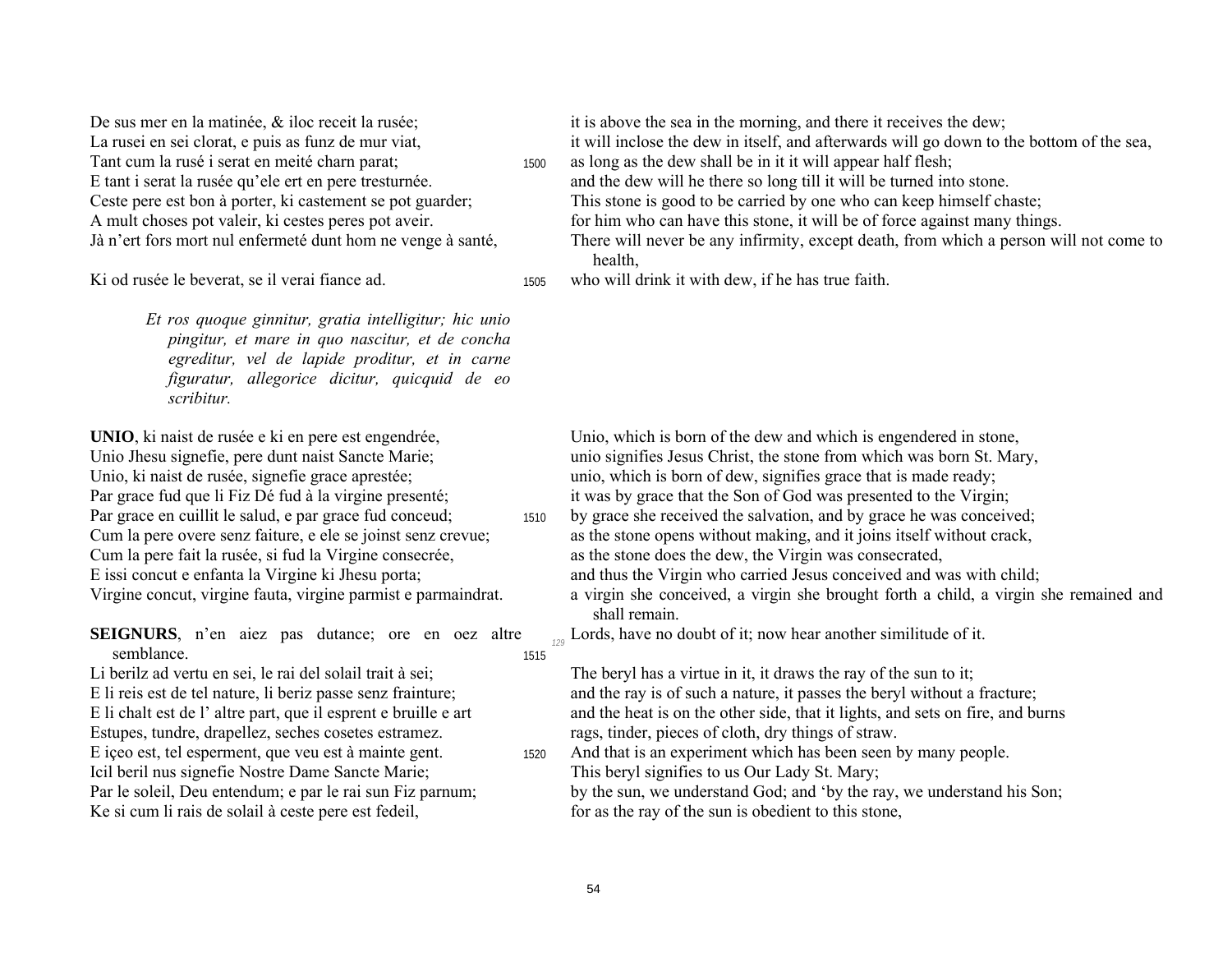De sus mer en la matinée, & iloc receit la rusée;
La rusei en sei clorat, e puis as funz de mur viat,
Tant cum la rusé i serat en meité charn parat; 1500
E tant i serat la rusée qu'ele ert en pere tresturnée.
Ceste pere est bon à porter, ki castement se pot guarder;
A mult choses pot valeir, ki cestes peres pot aveir.
Jà n'ert fors mort nul enfermeté dunt hom ne venge à santé,
Ki od rusée le beverat, se il verai fiance ad. 1505

it is above the sea in the morning, and there it receives the dew;
it will inclose the dew in itself, and afterwards will go down to the bottom of the sea,
as long as the dew shall be in it it will appear half flesh;
and the dew will he there so long till it will be turned into stone.
This stone is good to be carried by one who can keep himself chaste;
for him who can have this stone, it will be of force against many things.
There will never be any infirmity, except death, from which a person will not come to health,
who will drink it with dew, if he has true faith.

*Et ros quoque ginnitur, gratia intelligitur; hic unio pingitur, et mare in quo nascitur, et de concha egreditur, vel de lapide proditur, et in carne figuratur, allegorice dicitur, quicquid de eo scribitur.*

**UNIO**, ki naist de rusée e ki en pere est engendrée,
Unio Jhesu signefie, pere dunt naist Sancte Marie;
Unio, ki naist de rusée, signefie grace aprestée;
Par grace fud que li Fiz Dé fud à la virgine presenté;
Par grace en cuillit le salud, e par grace fud conceud; 1510
Cum la pere overe senz faiture, e ele se joinst senz crevue;
Cum la pere fait la rusée, si fud la Virgine consecrée,
E issi concut e enfanta la Virgine ki Jhesu porta;
Virgine concut, virgine fauta, virgine parmist e parmaindrat.

Unio, which is born of the dew and which is engendered in stone,
unio signifies Jesus Christ, the stone from which was born St. Mary,
unio, which is born of dew, signifies grace that is made ready;
it was by grace that the Son of God was presented to the Virgin;
by grace she received the salvation, and by grace he was conceived;
as the stone opens without making, and it joins itself without crack,
as the stone does the dew, the Virgin was consecrated,
and thus the Virgin who carried Jesus conceived and was with child;
a virgin she conceived, a virgin she brought forth a child, a virgin she remained and shall remain.

**SEIGNURS**, n'en aiez pas dutance; ore en oez altre semblance. 1515
Li berilz ad vertu en sei, le rai del solail trait à sei;
E li reis est de tel nature, li beriz passe senz frainture;
E li chalt est de l' altre part, que il esprent e bruille e art
Estupes, tundre, drapellez, seches cosetes estramez.
E içeo est, tel esperment, que veu est à mainte gent. 1520
Icil beril nus signefie Nostre Dame Sancte Marie;
Par le soleil, Deu entendum; e par le rai sun Fiz parnum;
Ke si cum li rais de solail à ceste pere est fedeil,

Lords, have no doubt of it; now hear another similitude of it.

The beryl has a virtue in it, it draws the ray of the sun to it;
and the ray is of such a nature, it passes the beryl without a fracture;
and the heat is on the other side, that it lights, and sets on fire, and burns
rags, tinder, pieces of cloth, dry things of straw.
And that is an experiment which has been seen by many people.
This beryl signifies to us Our Lady St. Mary;
by the sun, we understand God; and 'by the ray, we understand his Son;
for as the ray of the sun is obedient to this stone,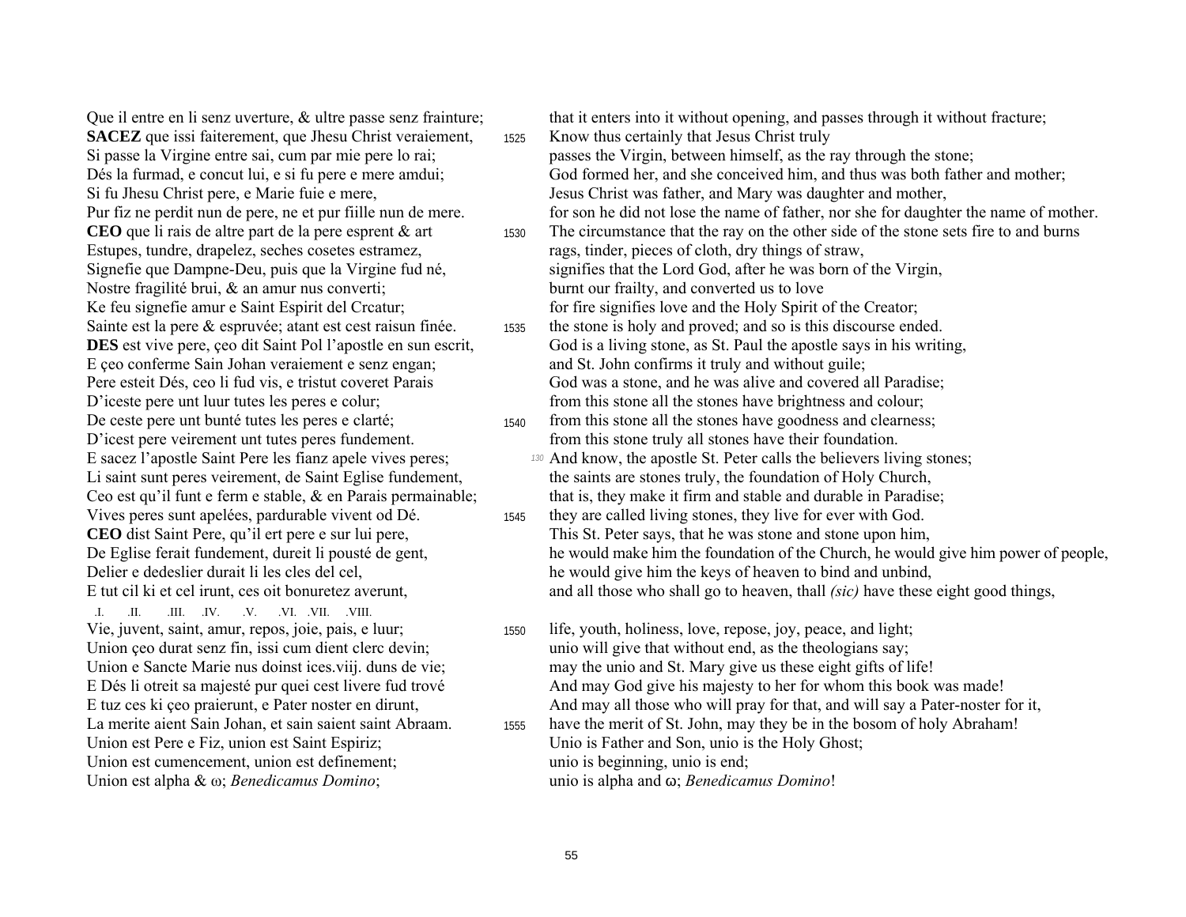Que il entre en li senz uverture, & ultre passe senz frainture;
**SACEZ** que issi faiterement, que Jhesu Christ veraiement,
Si passe la Virgine entre sai, cum par mie pere lo rai;
Dés la furmad, e concut lui, e si fu pere e mere amdui;
Si fu Jhesu Christ pere, e Marie fuie e mere,
Pur fiz ne perdit nun de pere, ne et pur fiille nun de mere.
**CEO** que li rais de altre part de la pere esprent & art
Estupes, tundre, drapelez, seches cosetes estramez,
Signefie que Dampne-Deu, puis que la Virgine fud né,
Nostre fragilité brui, & an amur nus converti;
Ke feu signefie amur e Saint Espirit del Crcatur;
Sainte est la pere & espruvée; atant est cest raisun finée.
**DES** est vive pere, çeo dit Saint Pol l'apostle en sun escrit,
E çeo conferme Sain Johan veraiement e senz engan;
Pere esteit Dés, ceo li fud vis, e tristut coveret Parais
D'iceste pere unt luur tutes les peres e colur;
De ceste pere unt bunté tutes les peres e clarté;
D'icest pere veirement unt tutes peres fundement.
E sacez l'apostle Saint Pere les fianz apele vives peres;
Li saint sunt peres veirement, de Saint Eglise fundement,
Ceo est qu'il funt e ferm e stable, & en Parais permainable;
Vives peres sunt apelées, pardurable vivent od Dé.
**CEO** dist Saint Pere, qu'il ert pere e sur lui pere,
De Eglise ferait fundement, dureit li pousté de gent,
Delier e dedeslier durait li les cles del cel,
E tut cil ki et cel irunt, ces oit bonuretez averunt,

.I. .II. .III. .IV. .V. .VI. .VII. .VIII.
Vie, juvent, saint, amur, repos, joie, pais, e luur;
Union çeo durat senz fin, issi cum dient clerc devin;
Union e Sancte Marie nus doinst ices.viij. duns de vie;
E Dés li otreit sa majesté pur quei cest livere fud trové
E tuz ces ki çeo praierunt, e Pater noster en dirunt,
La merite aient Sain Johan, et sain saient saint Abraam.
Union est Pere e Fiz, union est Saint Espiriz;
Union est cumencement, union est definement;
Union est alpha & ω; *Benedicamus Domino*;

that it enters into it without opening, and passes through it without fracture;
1525 Know thus certainly that Jesus Christ truly
passes the Virgin, between himself, as the ray through the stone;
God formed her, and she conceived him, and thus was both father and mother;
Jesus Christ was father, and Mary was daughter and mother,
for son he did not lose the name of father, nor she for daughter the name of mother.
1530 The circumstance that the ray on the other side of the stone sets fire to and burns
rags, tinder, pieces of cloth, dry things of straw,
signifies that the Lord God, after he was born of the Virgin,
burnt our frailty, and converted us to love
for fire signifies love and the Holy Spirit of the Creator;
1535 the stone is holy and proved; and so is this discourse ended.
God is a living stone, as St. Paul the apostle says in his writing,
and St. John confirms it truly and without guile;
God was a stone, and he was alive and covered all Paradise;
from this stone all the stones have brightness and colour;
1540 from this stone all the stones have goodness and clearness;
from this stone truly all stones have their foundation.
130 And know, the apostle St. Peter calls the believers living stones;
the saints are stones truly, the foundation of Holy Church,
that is, they make it firm and stable and durable in Paradise;
1545 they are called living stones, they live for ever with God.
This St. Peter says, that he was stone and stone upon him,
he would make him the foundation of the Church, he would give him power of people,
he would give him the keys of heaven to bind and unbind,
and all those who shall go to heaven, thall *(sic)* have these eight good things,

1550 life, youth, holiness, love, repose, joy, peace, and light;
unio will give that without end, as the theologians say;
may the unio and St. Mary give us these eight gifts of life!
And may God give his majesty to her for whom this book was made!
And may all those who will pray for that, and will say a Pater-noster for it,
1555 have the merit of St. John, may they be in the bosom of holy Abraham!
Unio is Father and Son, unio is the Holy Ghost;
unio is beginning, unio is end;
unio is alpha and ω; *Benedicamus Domino*!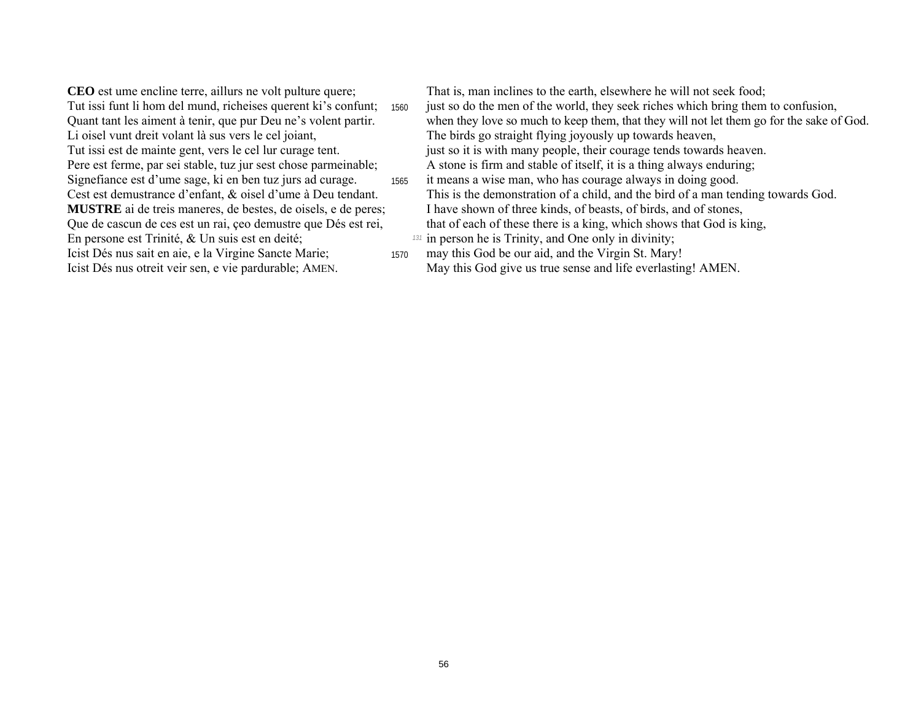**CEO** est ume encline terre, aillurs ne volt pulture quere;
Tut issi funt li hom del mund, richeises querent ki's confunt; 1560
Quant tant les aiment à tenir, que pur Deu ne's volent partir.
Li oisel vunt dreit volant là sus vers le cel joiant,
Tut issi est de mainte gent, vers le cel lur curage tent.
Pere est ferme, par sei stable, tuz jur sest chose parmeinable;
Signefiance est d'ume sage, ki en ben tuz jurs ad curage. 1565
Cest est demustrance d'enfant, & oisel d'ume à Deu tendant.
**MUSTRE** ai de treis maneres, de bestes, de oisels, e de peres;
Que de cascun de ces est un rai, çeo demustre que Dés est rei,
En persone est Trinité, & Un suis est en deité; 131
Icist Dés nus sait en aie, e la Virgine Sancte Marie; 1570
Icist Dés nus otreit veir sen, e vie pardurable; AMEN.

That is, man inclines to the earth, elsewhere he will not seek food;
just so do the men of the world, they seek riches which bring them to confusion,
when they love so much to keep them, that they will not let them go for the sake of God.
The birds go straight flying joyously up towards heaven,
just so it is with many people, their courage tends towards heaven.
A stone is firm and stable of itself, it is a thing always enduring;
it means a wise man, who has courage always in doing good.
This is the demonstration of a child, and the bird of a man tending towards God.
I have shown of three kinds, of beasts, of birds, and of stones,
that of each of these there is a king, which shows that God is king,
in person he is Trinity, and One only in divinity;
may this God be our aid, and the Virgin St. Mary!
May this God give us true sense and life everlasting! AMEN.